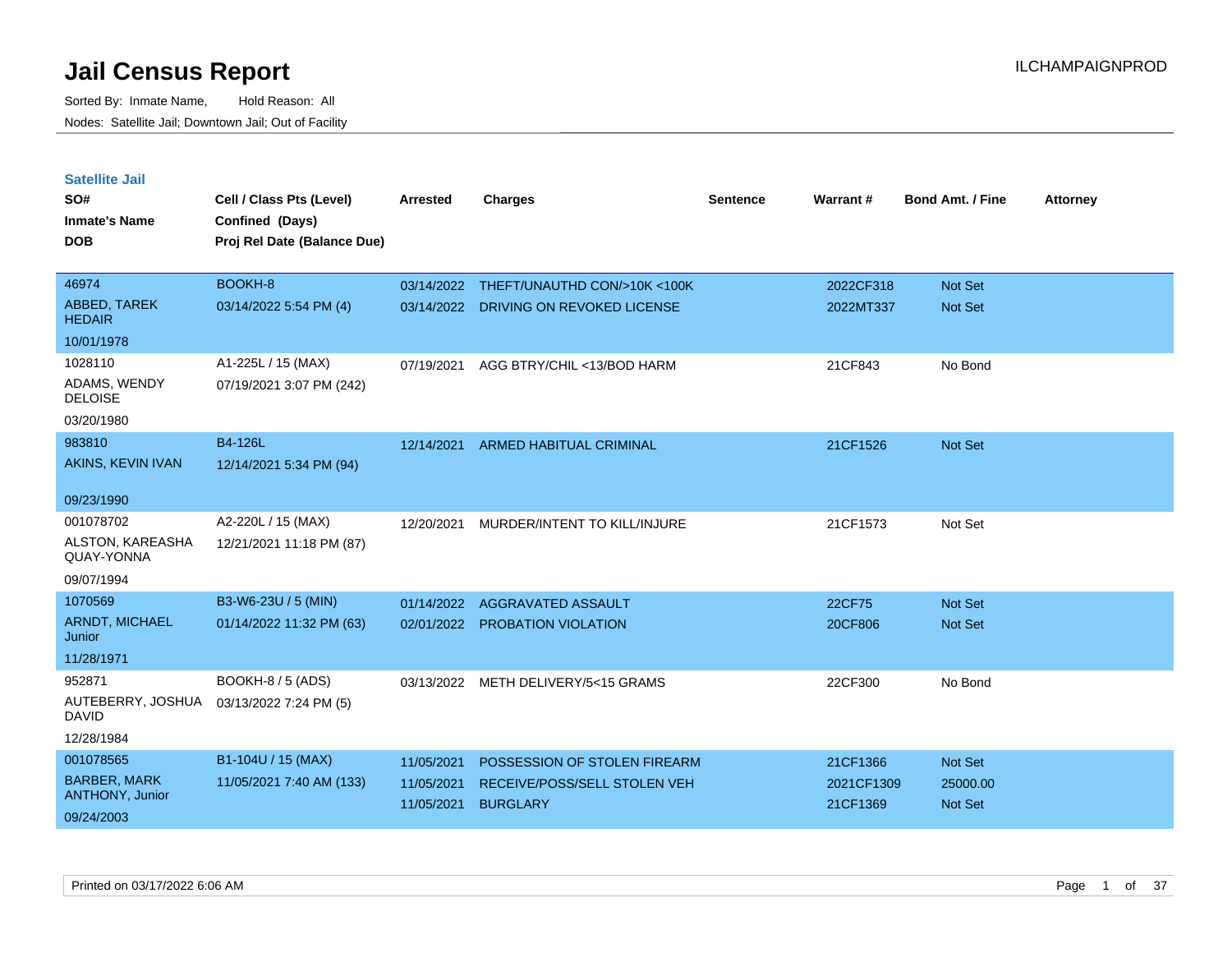# Jail Census Report

Sorted By: Inmate Name, Hold Reason: All

Nodes: Satellite Jail; Downtown Jail; Out of Facility

## Satellite Jail

| SO# / Inmate's Name / DOB | Cell / Class Pts (Level) / Confined (Days) / Proj Rel Date (Balance Due) | Arrested | Charges | Sentence | Warrant # | Bond Amt. / Fine | Attorney |
|---|---|---|---|---|---|---|---|
| 46974 ABBED, TAREK HEDAIR 10/01/1978 | BOOKH-8 03/14/2022 5:54 PM (4) | 03/14/2022 | THEFT/UNAUTHD CON/>10K <100K | | 2022CF318 | Not Set | |
| | | 03/14/2022 | DRIVING ON REVOKED LICENSE | | 2022MT337 | Not Set | |
| 1028110 ADAMS, WENDY DELOISE 03/20/1980 | A1-225L / 15 (MAX) 07/19/2021 3:07 PM (242) | 07/19/2021 | AGG BTRY/CHIL <13/BOD HARM | | 21CF843 | No Bond | |
| 983810 AKINS, KEVIN IVAN 09/23/1990 | B4-126L 12/14/2021 5:34 PM (94) | 12/14/2021 | ARMED HABITUAL CRIMINAL | | 21CF1526 | Not Set | |
| 001078702 ALSTON, KAREASHA QUAY-YONNA 09/07/1994 | A2-220L / 15 (MAX) 12/21/2021 11:18 PM (87) | 12/20/2021 | MURDER/INTENT TO KILL/INJURE | | 21CF1573 | Not Set | |
| 1070569 ARNDT, MICHAEL Junior 11/28/1971 | B3-W6-23U / 5 (MIN) 01/14/2022 11:32 PM (63) | 01/14/2022 | AGGRAVATED ASSAULT | | 22CF75 | Not Set | |
| | | 02/01/2022 | PROBATION VIOLATION | | 20CF806 | Not Set | |
| 952871 AUTEBERRY, JOSHUA DAVID 12/28/1984 | BOOKH-8 / 5 (ADS) 03/13/2022 7:24 PM (5) | 03/13/2022 | METH DELIVERY/5<15 GRAMS | | 22CF300 | No Bond | |
| 001078565 BARBER, MARK ANTHONY, Junior 09/24/2003 | B1-104U / 15 (MAX) 11/05/2021 7:40 AM (133) | 11/05/2021 | POSSESSION OF STOLEN FIREARM | | 21CF1366 | Not Set | |
| | | 11/05/2021 | RECEIVE/POSS/SELL STOLEN VEH | | 2021CF1309 | 25000.00 | |
| | | 11/05/2021 | BURGLARY | | 21CF1369 | Not Set | |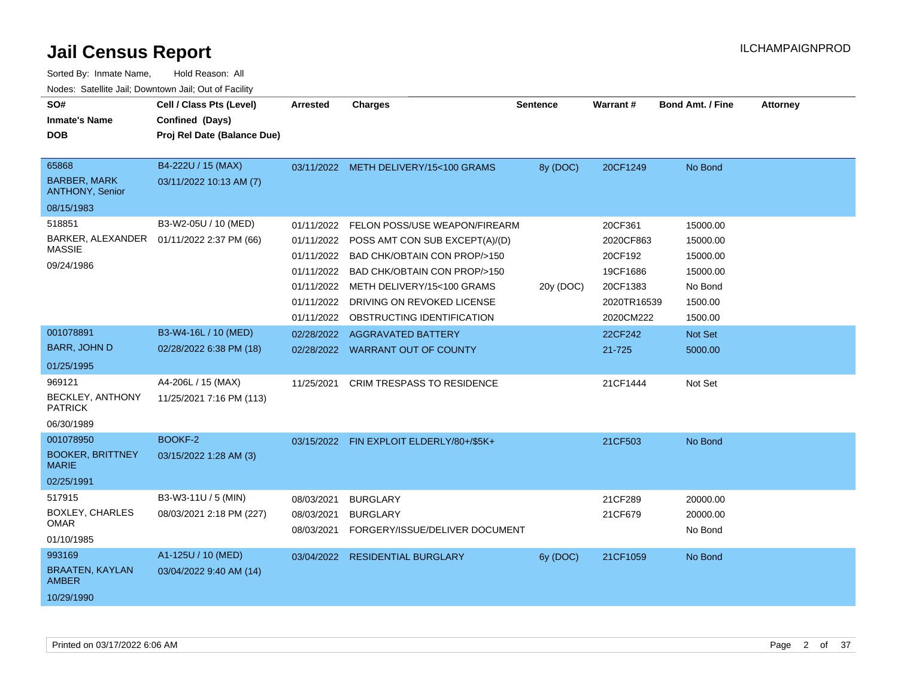# Jail Census Report

ILCHAMPAIGNPROD

Sorted By: Inmate Name, Hold Reason: All

Nodes: Satellite Jail; Downtown Jail; Out of Facility

| SO# / Inmate's Name / DOB | Cell / Class Pts (Level) / Confined (Days) / Proj Rel Date (Balance Due) | Arrested | Charges | Sentence | Warrant # | Bond Amt. / Fine | Attorney |
|---|---|---|---|---|---|---|---|
| 65868<br>BARBER, MARK ANTHONY, Senior<br>08/15/1983 | B4-222U / 15 (MAX)<br>03/11/2022 10:13 AM (7) | 03/11/2022 | METH DELIVERY/15<100 GRAMS | 8y (DOC) | 20CF1249 | No Bond | |
| 518851<br>BARKER, ALEXANDER MASSIE<br>09/24/1986 | B3-W2-05U / 10 (MED)<br>01/11/2022 2:37 PM (66) | 01/11/2022 | FELON POSS/USE WEAPON/FIREARM | | 20CF361 | 15000.00 | |
| | | 01/11/2022 | POSS AMT CON SUB EXCEPT(A)/(D) | | 2020CF863 | 15000.00 | |
| | | 01/11/2022 | BAD CHK/OBTAIN CON PROP/>150 | | 20CF192 | 15000.00 | |
| | | 01/11/2022 | BAD CHK/OBTAIN CON PROP/>150 | | 19CF1686 | 15000.00 | |
| | | 01/11/2022 | METH DELIVERY/15<100 GRAMS | 20y (DOC) | 20CF1383 | No Bond | |
| | | 01/11/2022 | DRIVING ON REVOKED LICENSE | | 2020TR16539 | 1500.00 | |
| | | 01/11/2022 | OBSTRUCTING IDENTIFICATION | | 2020CM222 | 1500.00 | |
| 001078891<br>BARR, JOHN D<br>01/25/1995 | B3-W4-16L / 10 (MED)<br>02/28/2022 6:38 PM (18) | 02/28/2022 | AGGRAVATED BATTERY | | 22CF242 | Not Set | |
| | | 02/28/2022 | WARRANT OUT OF COUNTY | | 21-725 | 5000.00 | |
| 969121<br>BECKLEY, ANTHONY PATRICK<br>06/30/1989 | A4-206L / 15 (MAX)<br>11/25/2021 7:16 PM (113) | 11/25/2021 | CRIM TRESPASS TO RESIDENCE | | 21CF1444 | Not Set | |
| 001078950<br>BOOKER, BRITTNEY MARIE<br>02/25/1991 | BOOKF-2<br>03/15/2022 1:28 AM (3) | 03/15/2022 | FIN EXPLOIT ELDERLY/80+/$5K+ | | 21CF503 | No Bond | |
| 517915<br>BOXLEY, CHARLES OMAR<br>01/10/1985 | B3-W3-11U / 5 (MIN)<br>08/03/2021 2:18 PM (227) | 08/03/2021 | BURGLARY | | 21CF289 | 20000.00 | |
| | | 08/03/2021 | BURGLARY | | 21CF679 | 20000.00 | |
| | | 08/03/2021 | FORGERY/ISSUE/DELIVER DOCUMENT | | | No Bond | |
| 993169<br>BRAATEN, KAYLAN AMBER<br>10/29/1990 | A1-125U / 10 (MED)<br>03/04/2022 9:40 AM (14) | 03/04/2022 | RESIDENTIAL BURGLARY | 6y (DOC) | 21CF1059 | No Bond | |

Printed on 03/17/2022 6:06 AM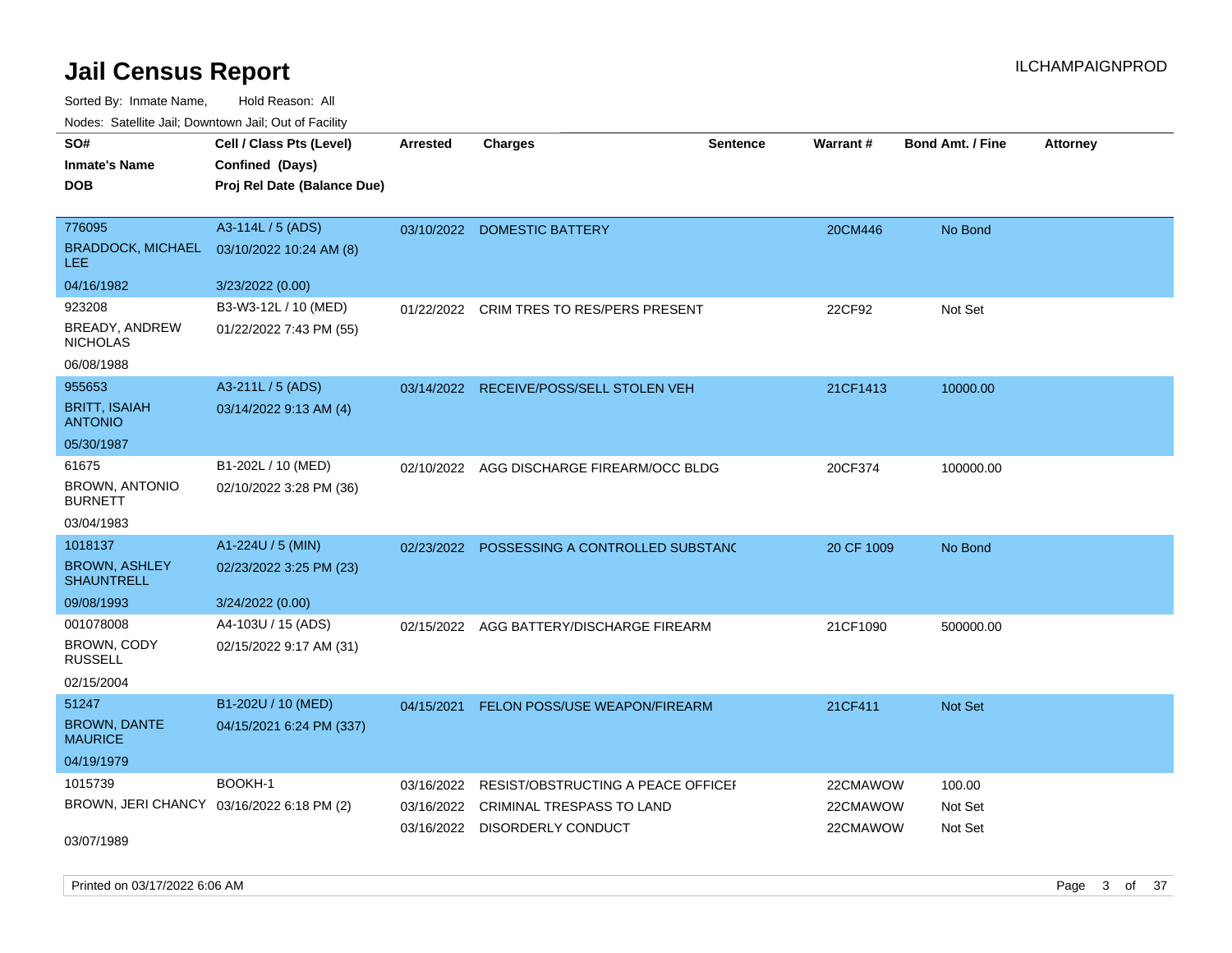# Jail Census Report

ILCHAMPAIGNPROD

Sorted By: Inmate Name, Hold Reason: All

Nodes: Satellite Jail; Downtown Jail; Out of Facility

| SO# / Inmate's Name / DOB | Cell / Class Pts (Level) / Confined (Days) / Proj Rel Date (Balance Due) | Arrested | Charges | Sentence | Warrant # | Bond Amt. / Fine | Attorney |
|---|---|---|---|---|---|---|---|
| 776095<br>BRADDOCK, MICHAEL LEE<br>04/16/1982 | A3-114L / 5 (ADS)<br>03/10/2022 10:24 AM (8)<br>3/23/2022 (0.00) | 03/10/2022 | DOMESTIC BATTERY | | 20CM446 | No Bond | |
| 923208<br>BREADY, ANDREW NICHOLAS<br>06/08/1988 | B3-W3-12L / 10 (MED)<br>01/22/2022 7:43 PM (55) | 01/22/2022 | CRIM TRES TO RES/PERS PRESENT | | 22CF92 | Not Set | |
| 955653<br>BRITT, ISAIAH ANTONIO<br>05/30/1987 | A3-211L / 5 (ADS)<br>03/14/2022 9:13 AM (4) | 03/14/2022 | RECEIVE/POSS/SELL STOLEN VEH | | 21CF1413 | 10000.00 | |
| 61675<br>BROWN, ANTONIO BURNETT<br>03/04/1983 | B1-202L / 10 (MED)<br>02/10/2022 3:28 PM (36) | 02/10/2022 | AGG DISCHARGE FIREARM/OCC BLDG | | 20CF374 | 100000.00 | |
| 1018137<br>BROWN, ASHLEY SHAUNTRELL<br>09/08/1993 | A1-224U / 5 (MIN)<br>02/23/2022 3:25 PM (23)<br>3/24/2022 (0.00) | 02/23/2022 | POSSESSING A CONTROLLED SUBSTANC | | 20 CF 1009 | No Bond | |
| 001078008<br>BROWN, CODY RUSSELL<br>02/15/2004 | A4-103U / 15 (ADS)<br>02/15/2022 9:17 AM (31) | 02/15/2022 | AGG BATTERY/DISCHARGE FIREARM | | 21CF1090 | 500000.00 | |
| 51247<br>BROWN, DANTE MAURICE<br>04/19/1979 | B1-202U / 10 (MED)<br>04/15/2021 6:24 PM (337) | 04/15/2021 | FELON POSS/USE WEAPON/FIREARM | | 21CF411 | Not Set | |
| 1015739<br>BROWN, JERI CHANCY<br>03/07/1989 | BOOKH-1<br>03/16/2022 6:18 PM (2) | 03/16/2022 | RESIST/OBSTRUCTING A PEACE OFFICEI | | 22CMAWOW | 100.00 | |
| | | 03/16/2022 | CRIMINAL TRESPASS TO LAND | | 22CMAWOW | Not Set | |
| | | 03/16/2022 | DISORDERLY CONDUCT | | 22CMAWOW | Not Set | |

Printed on 03/17/2022 6:06 AM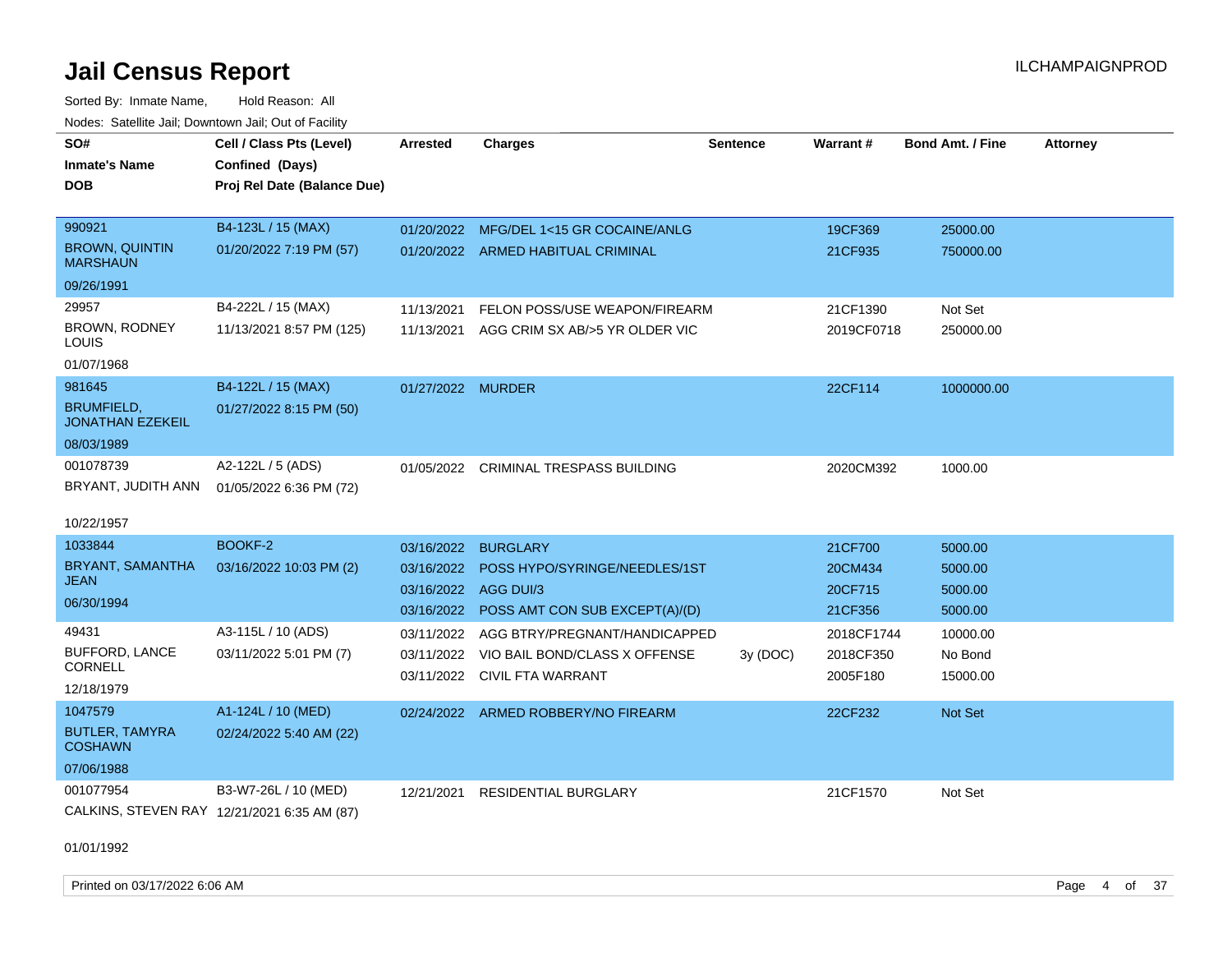# Jail Census Report

Sorted By: Inmate Name, Hold Reason: All

Nodes: Satellite Jail; Downtown Jail; Out of Facility

| SO# / Inmate's Name / DOB | Cell / Class Pts (Level) / Confined (Days) / Proj Rel Date (Balance Due) | Arrested | Charges | Sentence | Warrant # | Bond Amt. / Fine | Attorney |
|---|---|---|---|---|---|---|---|
| 990921<br>BROWN, QUINTIN MARSHAUN<br>09/26/1991 | B4-123L / 15 (MAX)<br>01/20/2022 7:19 PM (57) | 01/20/2022 | MFG/DEL 1<15 GR COCAINE/ANLG | | 19CF369 | 25000.00 | |
| | | 01/20/2022 | ARMED HABITUAL CRIMINAL | | 21CF935 | 750000.00 | |
| 29957<br>BROWN, RODNEY LOUIS<br>01/07/1968 | B4-222L / 15 (MAX)<br>11/13/2021 8:57 PM (125) | 11/13/2021 | FELON POSS/USE WEAPON/FIREARM | | 21CF1390 | Not Set | |
| | | 11/13/2021 | AGG CRIM SX AB/>5 YR OLDER VIC | | 2019CF0718 | 250000.00 | |
| 981645<br>BRUMFIELD, JONATHAN EZEKEIL<br>08/03/1989 | B4-122L / 15 (MAX)<br>01/27/2022 8:15 PM (50) | 01/27/2022 | MURDER | | 22CF114 | 1000000.00 | |
| 001078739<br>BRYANT, JUDITH ANN<br>10/22/1957 | A2-122L / 5 (ADS)<br>01/05/2022 6:36 PM (72) | 01/05/2022 | CRIMINAL TRESPASS BUILDING | | 2020CM392 | 1000.00 | |
| 1033844<br>BRYANT, SAMANTHA JEAN<br>06/30/1994 | BOOKF-2<br>03/16/2022 10:03 PM (2) | 03/16/2022 | BURGLARY | | 21CF700 | 5000.00 | |
| | | 03/16/2022 | POSS HYPO/SYRINGE/NEEDLES/1ST | | 20CM434 | 5000.00 | |
| | | 03/16/2022 | AGG DUI/3 | | 20CF715 | 5000.00 | |
| | | 03/16/2022 | POSS AMT CON SUB EXCEPT(A)/(D) | | 21CF356 | 5000.00 | |
| 49431<br>BUFFORD, LANCE CORNELL<br>12/18/1979 | A3-115L / 10 (ADS)<br>03/11/2022 5:01 PM (7) | 03/11/2022 | AGG BTRY/PREGNANT/HANDICAPPED | | 2018CF1744 | 10000.00 | |
| | | 03/11/2022 | VIO BAIL BOND/CLASS X OFFENSE | 3y (DOC) | 2018CF350 | No Bond | |
| | | 03/11/2022 | CIVIL FTA WARRANT | | 2005F180 | 15000.00 | |
| 1047579<br>BUTLER, TAMYRA COSHAWN<br>07/06/1988 | A1-124L / 10 (MED)<br>02/24/2022 5:40 AM (22) | 02/24/2022 | ARMED ROBBERY/NO FIREARM | | 22CF232 | Not Set | |
| 001077954<br>CALKINS, STEVEN RAY<br>01/01/1992 | B3-W7-26L / 10 (MED)<br>12/21/2021 6:35 AM (87) | 12/21/2021 | RESIDENTIAL BURGLARY | | 21CF1570 | Not Set | |

Printed on 03/17/2022 6:06 AM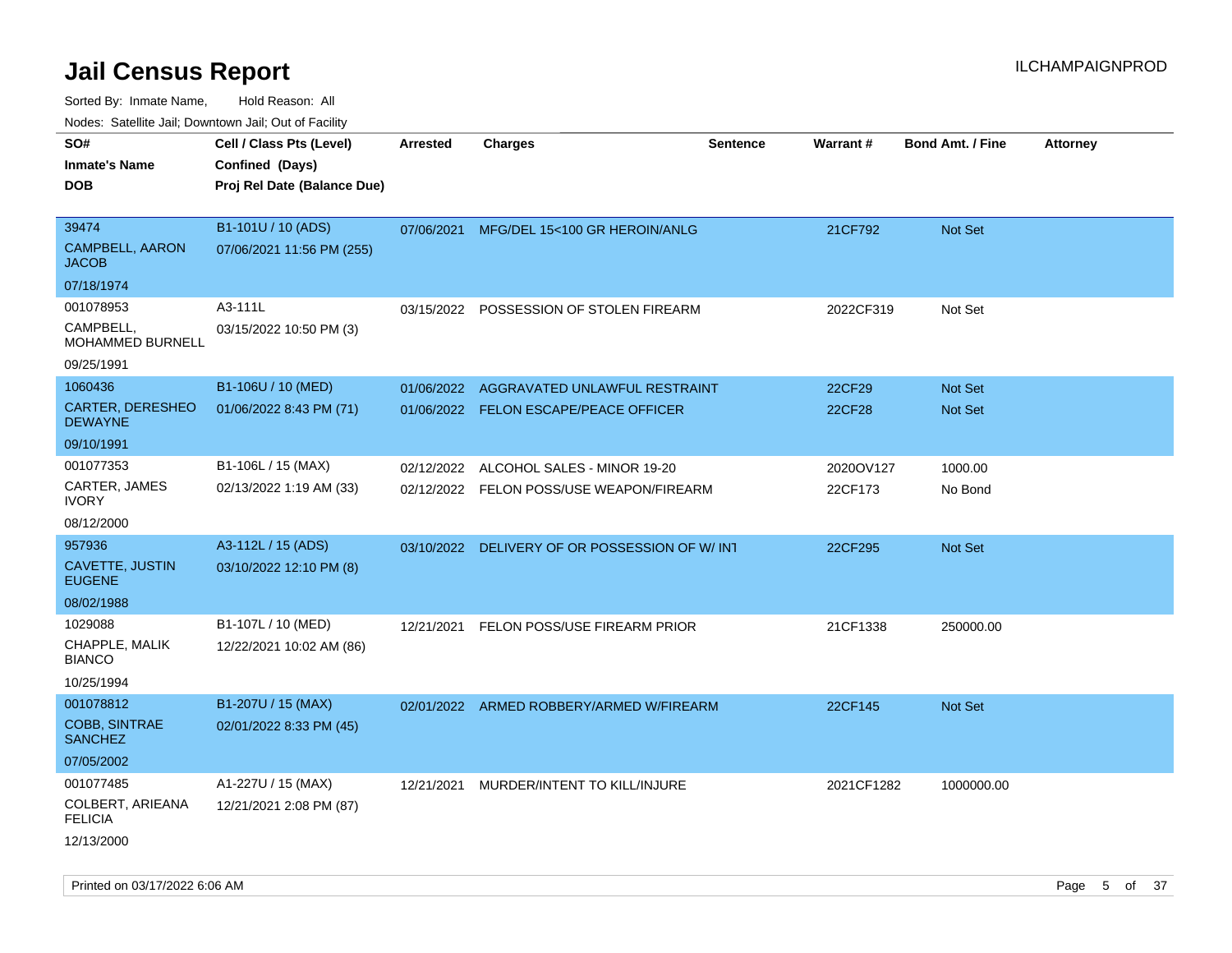# Jail Census Report

Sorted By: Inmate Name, Hold Reason: All

Nodes: Satellite Jail; Downtown Jail; Out of Facility

| SO# / Inmate's Name / DOB | Cell / Class Pts (Level) / Confined (Days) / Proj Rel Date (Balance Due) | Arrested | Charges | Sentence | Warrant # | Bond Amt. / Fine | Attorney |
|---|---|---|---|---|---|---|---|
| 39474<br>CAMPBELL, AARON JACOB<br>07/18/1974 | B1-101U / 10 (ADS)<br>07/06/2021 11:56 PM (255) | 07/06/2021 | MFG/DEL 15<100 GR HEROIN/ANLG | | 21CF792 | Not Set | |
| 001078953<br>CAMPBELL, MOHAMMED BURNELL<br>09/25/1991 | A3-111L<br>03/15/2022 10:50 PM (3) | 03/15/2022 | POSSESSION OF STOLEN FIREARM | | 2022CF319 | Not Set | |
| 1060436<br>CARTER, DERESHEO DEWAYNE<br>09/10/1991 | B1-106U / 10 (MED)<br>01/06/2022 8:43 PM (71) | 01/06/2022 | AGGRAVATED UNLAWFUL RESTRAINT | | 22CF29 | Not Set | |
| | | 01/06/2022 | FELON ESCAPE/PEACE OFFICER | | 22CF28 | Not Set | |
| 001077353<br>CARTER, JAMES IVORY<br>08/12/2000 | B1-106L / 15 (MAX)<br>02/13/2022 1:19 AM (33) | 02/12/2022 | ALCOHOL SALES - MINOR 19-20 | | 2020OV127 | 1000.00 | |
| | | 02/12/2022 | FELON POSS/USE WEAPON/FIREARM | | 22CF173 | No Bond | |
| 957936<br>CAVETTE, JUSTIN EUGENE<br>08/02/1988 | A3-112L / 15 (ADS)<br>03/10/2022 12:10 PM (8) | 03/10/2022 | DELIVERY OF OR POSSESSION OF W/ INT | | 22CF295 | Not Set | |
| 1029088<br>CHAPPLE, MALIK BIANCO<br>10/25/1994 | B1-107L / 10 (MED)<br>12/22/2021 10:02 AM (86) | 12/21/2021 | FELON POSS/USE FIREARM PRIOR | | 21CF1338 | 250000.00 | |
| 001078812<br>COBB, SINTRAE SANCHEZ<br>07/05/2002 | B1-207U / 15 (MAX)<br>02/01/2022 8:33 PM (45) | 02/01/2022 | ARMED ROBBERY/ARMED W/FIREARM | | 22CF145 | Not Set | |
| 001077485<br>COLBERT, ARIEANA FELICIA<br>12/13/2000 | A1-227U / 15 (MAX)<br>12/21/2021 2:08 PM (87) | 12/21/2021 | MURDER/INTENT TO KILL/INJURE | | 2021CF1282 | 1000000.00 | |

Printed on 03/17/2022 6:06 AM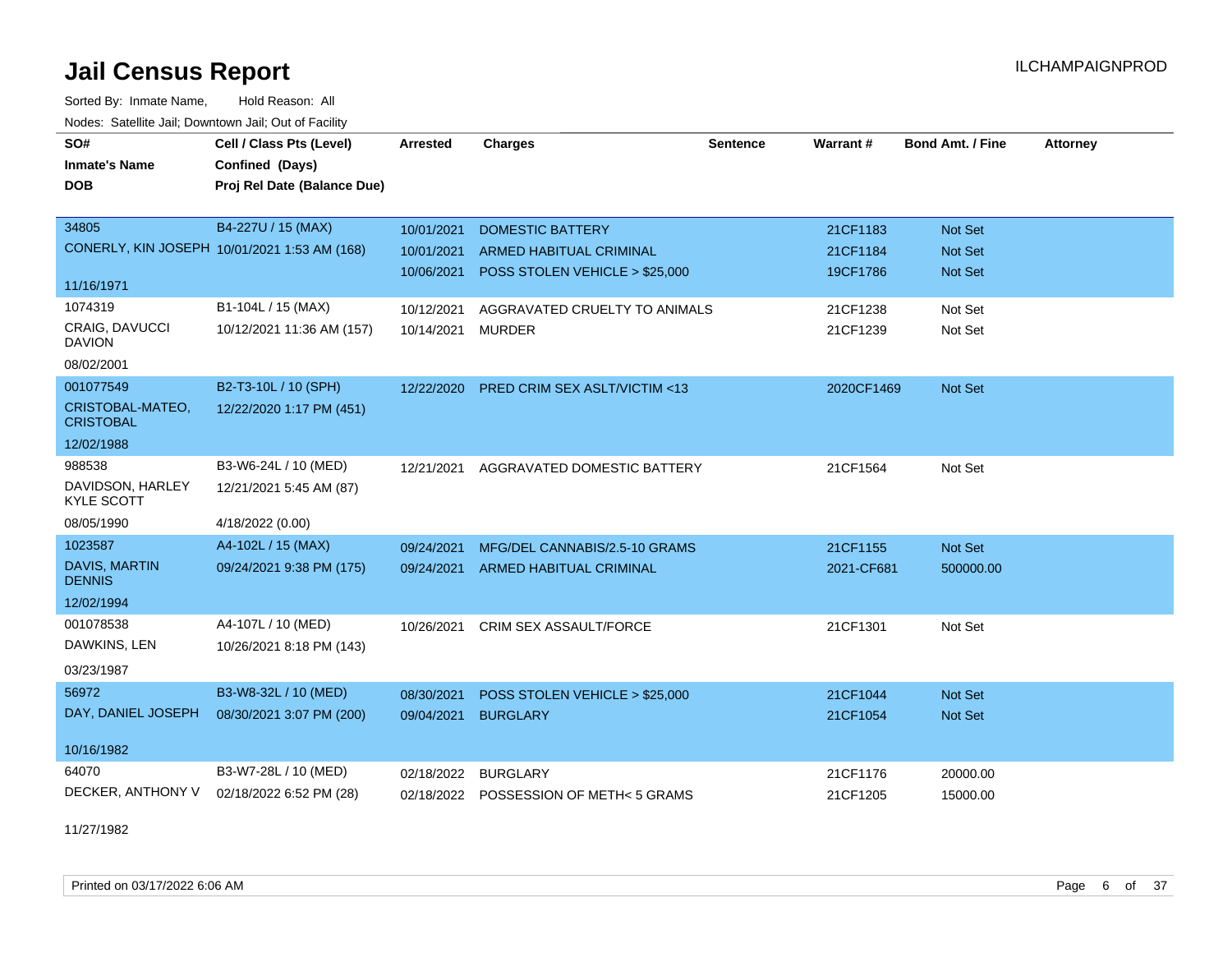# Jail Census Report

Sorted By: Inmate Name, Hold Reason: All

Nodes: Satellite Jail; Downtown Jail; Out of Facility

| SO# / Inmate's Name / DOB | Cell / Class Pts (Level) / Confined (Days) / Proj Rel Date (Balance Due) | Arrested | Charges | Sentence | Warrant # | Bond Amt. / Fine | Attorney |
|---|---|---|---|---|---|---|---|
| 34805 | B4-227U / 15 (MAX) | 10/01/2021 | DOMESTIC BATTERY | | 21CF1183 | Not Set | |
| CONERLY, KIN JOSEPH | 10/01/2021 1:53 AM (168) | 10/01/2021 | ARMED HABITUAL CRIMINAL | | 21CF1184 | Not Set | |
| 11/16/1971 | | 10/06/2021 | POSS STOLEN VEHICLE > $25,000 | | 19CF1786 | Not Set | |
| 1074319 | B1-104L / 15 (MAX) | 10/12/2021 | AGGRAVATED CRUELTY TO ANIMALS | | 21CF1238 | Not Set | |
| CRAIG, DAVUCCI DAVION | 10/12/2021 11:36 AM (157) | 10/14/2021 | MURDER | | 21CF1239 | Not Set | |
| 08/02/2001 | | | | | | | |
| 001077549 | B2-T3-10L / 10 (SPH) | 12/22/2020 | PRED CRIM SEX ASLT/VICTIM <13 | | 2020CF1469 | Not Set | |
| CRISTOBAL-MATEO, CRISTOBAL | 12/22/2020 1:17 PM (451) | | | | | | |
| 12/02/1988 | | | | | | | |
| 988538 | B3-W6-24L / 10 (MED) | 12/21/2021 | AGGRAVATED DOMESTIC BATTERY | | 21CF1564 | Not Set | |
| DAVIDSON, HARLEY KYLE SCOTT | 12/21/2021 5:45 AM (87) | | | | | | |
| 08/05/1990 | 4/18/2022 (0.00) | | | | | | |
| 1023587 | A4-102L / 15 (MAX) | 09/24/2021 | MFG/DEL CANNABIS/2.5-10 GRAMS | | 21CF1155 | Not Set | |
| DAVIS, MARTIN DENNIS | 09/24/2021 9:38 PM (175) | 09/24/2021 | ARMED HABITUAL CRIMINAL | | 2021-CF681 | 500000.00 | |
| 12/02/1994 | | | | | | | |
| 001078538 | A4-107L / 10 (MED) | 10/26/2021 | CRIM SEX ASSAULT/FORCE | | 21CF1301 | Not Set | |
| DAWKINS, LEN | 10/26/2021 8:18 PM (143) | | | | | | |
| 03/23/1987 | | | | | | | |
| 56972 | B3-W8-32L / 10 (MED) | 08/30/2021 | POSS STOLEN VEHICLE > $25,000 | | 21CF1044 | Not Set | |
| DAY, DANIEL JOSEPH | 08/30/2021 3:07 PM (200) | 09/04/2021 | BURGLARY | | 21CF1054 | Not Set | |
| 10/16/1982 | | | | | | | |
| 64070 | B3-W7-28L / 10 (MED) | 02/18/2022 | BURGLARY | | 21CF1176 | 20000.00 | |
| DECKER, ANTHONY V | 02/18/2022 6:52 PM (28) | 02/18/2022 | POSSESSION OF METH< 5 GRAMS | | 21CF1205 | 15000.00 | |
| 11/27/1982 | | | | | | | |

Printed on 03/17/2022 6:06 AM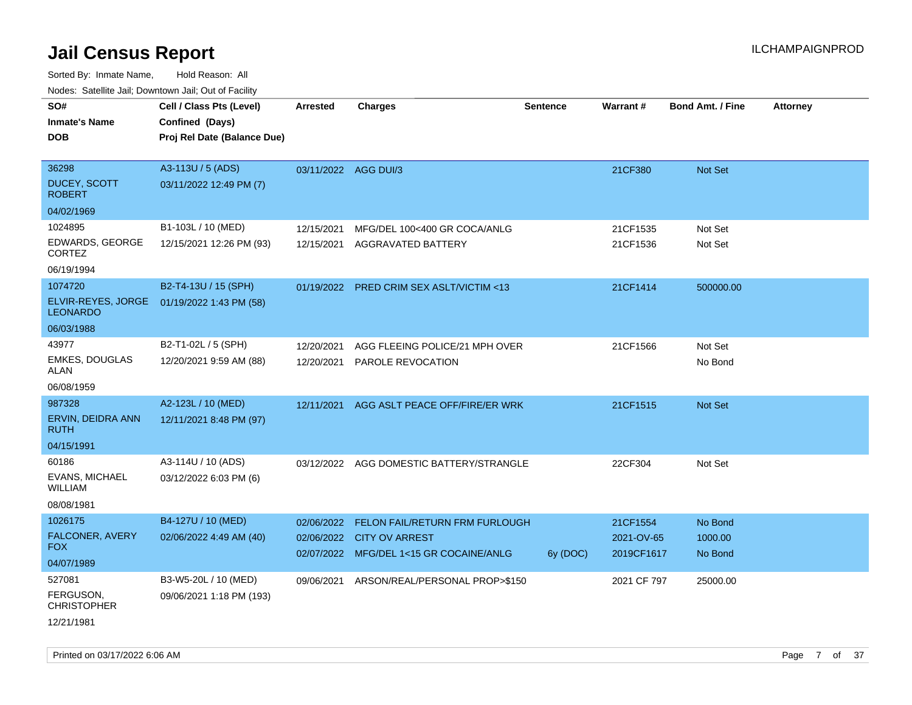# Jail Census Report

ILCHAMPAIGNPROD

Sorted By: Inmate Name, Hold Reason: All

Nodes: Satellite Jail; Downtown Jail; Out of Facility

| SO# / Inmate's Name / DOB | Cell / Class Pts (Level) / Confined (Days) / Proj Rel Date (Balance Due) | Arrested | Charges | Sentence | Warrant # | Bond Amt. / Fine | Attorney |
|---|---|---|---|---|---|---|---|
| 36298<br>DUCEY, SCOTT ROBERT<br>04/02/1969 | A3-113U / 5 (ADS)<br>03/11/2022 12:49 PM (7) | 03/11/2022 | AGG DUI/3 | | 21CF380 | Not Set | |
| 1024895<br>EDWARDS, GEORGE CORTEZ<br>06/19/1994 | B1-103L / 10 (MED)<br>12/15/2021 12:26 PM (93) | 12/15/2021<br>12/15/2021 | MFG/DEL 100<400 GR COCA/ANLG<br>AGGRAVATED BATTERY | | 21CF1535<br>21CF1536 | Not Set<br>Not Set | |
| 1074720<br>ELVIR-REYES, JORGE LEONARDO<br>06/03/1988 | B2-T4-13U / 15 (SPH)<br>01/19/2022 1:43 PM (58) | 01/19/2022 | PRED CRIM SEX ASLT/VICTIM <13 | | 21CF1414 | 500000.00 | |
| 43977<br>EMKES, DOUGLAS ALAN<br>06/08/1959 | B2-T1-02L / 5 (SPH)<br>12/20/2021 9:59 AM (88) | 12/20/2021<br>12/20/2021 | AGG FLEEING POLICE/21 MPH OVER<br>PAROLE REVOCATION | | 21CF1566 | Not Set<br>No Bond | |
| 987328<br>ERVIN, DEIDRA ANN RUTH<br>04/15/1991 | A2-123L / 10 (MED)<br>12/11/2021 8:48 PM (97) | 12/11/2021 | AGG ASLT PEACE OFF/FIRE/ER WRK | | 21CF1515 | Not Set | |
| 60186<br>EVANS, MICHAEL WILLIAM<br>08/08/1981 | A3-114U / 10 (ADS)<br>03/12/2022 6:03 PM (6) | 03/12/2022 | AGG DOMESTIC BATTERY/STRANGLE | | 22CF304 | Not Set | |
| 1026175<br>FALCONER, AVERY FOX<br>04/07/1989 | B4-127U / 10 (MED)<br>02/06/2022 4:49 AM (40) | 02/06/2022<br>02/06/2022<br>02/07/2022 | FELON FAIL/RETURN FRM FURLOUGH<br>CITY OV ARREST<br>MFG/DEL 1<15 GR COCAINE/ANLG | <br><br>6y (DOC) | 21CF1554<br>2021-OV-65<br>2019CF1617 | No Bond<br>1000.00<br>No Bond | |
| 527081<br>FERGUSON, CHRISTOPHER<br>12/21/1981 | B3-W5-20L / 10 (MED)<br>09/06/2021 1:18 PM (193) | 09/06/2021 | ARSON/REAL/PERSONAL PROP>$150 | | 2021 CF 797 | 25000.00 | |

Printed on 03/17/2022 6:06 AM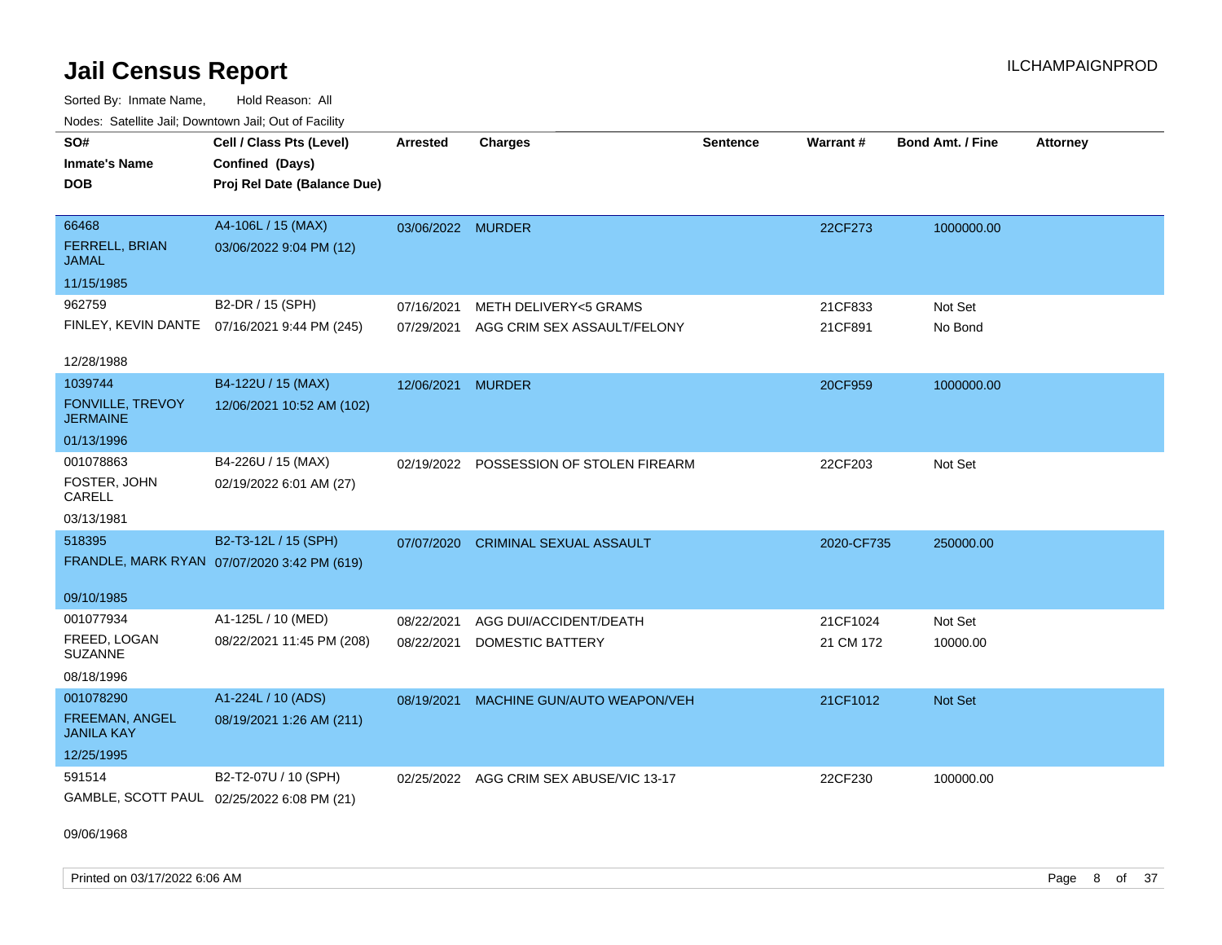# Jail Census Report

Sorted By: Inmate Name, Hold Reason: All

Nodes: Satellite Jail; Downtown Jail; Out of Facility

| SO#<br>Inmate's Name<br>DOB | Cell / Class Pts (Level)<br>Confined (Days)<br>Proj Rel Date (Balance Due) | Arrested | Charges | Sentence | Warrant # | Bond Amt. / Fine | Attorney |
|---|---|---|---|---|---|---|---|
| 66468<br>FERRELL, BRIAN JAMAL<br>11/15/1985 | A4-106L / 15 (MAX)<br>03/06/2022 9:04 PM (12) | 03/06/2022 | MURDER | | 22CF273 | 1000000.00 | |
| 962759<br>FINLEY, KEVIN DANTE<br>12/28/1988 | B2-DR / 15 (SPH)<br>07/16/2021 9:44 PM (245) | 07/16/2021 | METH DELIVERY<5 GRAMS | | 21CF833 | Not Set | |
| | | 07/29/2021 | AGG CRIM SEX ASSAULT/FELONY | | 21CF891 | No Bond | |
| 1039744<br>FONVILLE, TREVOY JERMAINE<br>01/13/1996 | B4-122U / 15 (MAX)<br>12/06/2021 10:52 AM (102) | 12/06/2021 | MURDER | | 20CF959 | 1000000.00 | |
| 001078863<br>FOSTER, JOHN CARELL<br>03/13/1981 | B4-226U / 15 (MAX)<br>02/19/2022 6:01 AM (27) | 02/19/2022 | POSSESSION OF STOLEN FIREARM | | 22CF203 | Not Set | |
| 518395<br>FRANDLE, MARK RYAN<br>09/10/1985 | B2-T3-12L / 15 (SPH)<br>07/07/2020 3:42 PM (619) | 07/07/2020 | CRIMINAL SEXUAL ASSAULT | | 2020-CF735 | 250000.00 | |
| 001077934<br>FREED, LOGAN SUZANNE<br>08/18/1996 | A1-125L / 10 (MED)<br>08/22/2021 11:45 PM (208) | 08/22/2021 | AGG DUI/ACCIDENT/DEATH | | 21CF1024 | Not Set | |
| | | 08/22/2021 | DOMESTIC BATTERY | | 21 CM 172 | 10000.00 | |
| 001078290<br>FREEMAN, ANGEL JANILA KAY<br>12/25/1995 | A1-224L / 10 (ADS)<br>08/19/2021 1:26 AM (211) | 08/19/2021 | MACHINE GUN/AUTO WEAPON/VEH | | 21CF1012 | Not Set | |
| 591514<br>GAMBLE, SCOTT PAUL<br>09/06/1968 | B2-T2-07U / 10 (SPH)<br>02/25/2022 6:08 PM (21) | 02/25/2022 | AGG CRIM SEX ABUSE/VIC 13-17 | | 22CF230 | 100000.00 | |

Printed on 03/17/2022 6:06 AM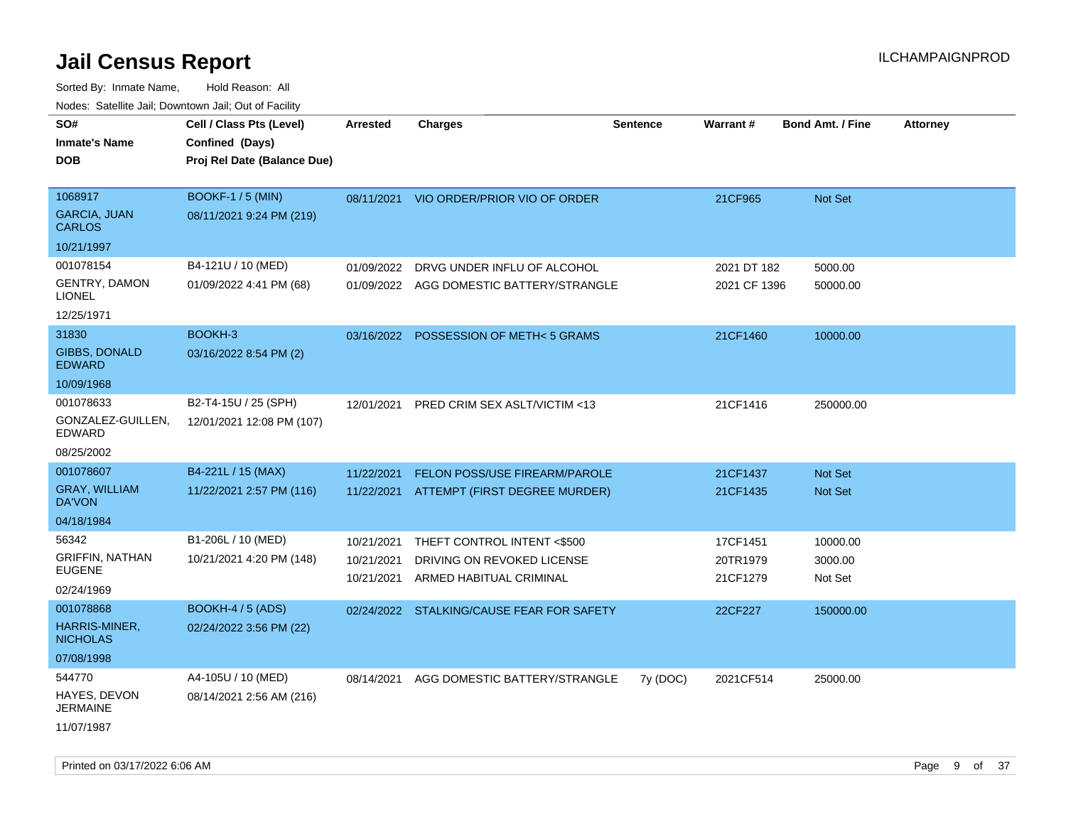# Jail Census Report

ILCHAMPAIGNPROD

Sorted By: Inmate Name, Hold Reason: All

Nodes: Satellite Jail; Downtown Jail; Out of Facility

| SO# / Inmate's Name / DOB | Cell / Class Pts (Level) / Confined (Days) / Proj Rel Date (Balance Due) | Arrested | Charges | Sentence | Warrant # | Bond Amt. / Fine | Attorney |
|---|---|---|---|---|---|---|---|
| 1068917<br>GARCIA, JUAN CARLOS<br>10/21/1997 | BOOKF-1 / 5 (MIN)<br>08/11/2021 9:24 PM (219) | 08/11/2021 | VIO ORDER/PRIOR VIO OF ORDER | | 21CF965 | Not Set | |
| 001078154<br>GENTRY, DAMON LIONEL<br>12/25/1971 | B4-121U / 10 (MED)<br>01/09/2022 4:41 PM (68) | 01/09/2022<br>01/09/2022 | DRVG UNDER INFLU OF ALCOHOL<br>AGG DOMESTIC BATTERY/STRANGLE | | 2021 DT 182<br>2021 CF 1396 | 5000.00<br>50000.00 | |
| 31830<br>GIBBS, DONALD EDWARD<br>10/09/1968 | BOOKH-3<br>03/16/2022 8:54 PM (2) | 03/16/2022 | POSSESSION OF METH< 5 GRAMS | | 21CF1460 | 10000.00 | |
| 001078633<br>GONZALEZ-GUILLEN, EDWARD<br>08/25/2002 | B2-T4-15U / 25 (SPH)<br>12/01/2021 12:08 PM (107) | 12/01/2021 | PRED CRIM SEX ASLT/VICTIM <13 | | 21CF1416 | 250000.00 | |
| 001078607<br>GRAY, WILLIAM DA'VON<br>04/18/1984 | B4-221L / 15 (MAX)<br>11/22/2021 2:57 PM (116) | 11/22/2021<br>11/22/2021 | FELON POSS/USE FIREARM/PAROLE<br>ATTEMPT (FIRST DEGREE MURDER) | | 21CF1437<br>21CF1435 | Not Set<br>Not Set | |
| 56342<br>GRIFFIN, NATHAN EUGENE<br>02/24/1969 | B1-206L / 10 (MED)<br>10/21/2021 4:20 PM (148) | 10/21/2021<br>10/21/2021<br>10/21/2021 | THEFT CONTROL INTENT <$500<br>DRIVING ON REVOKED LICENSE<br>ARMED HABITUAL CRIMINAL | | 17CF1451<br>20TR1979<br>21CF1279 | 10000.00<br>3000.00<br>Not Set | |
| 001078868<br>HARRIS-MINER, NICHOLAS<br>07/08/1998 | BOOKH-4 / 5 (ADS)<br>02/24/2022 3:56 PM (22) | 02/24/2022 | STALKING/CAUSE FEAR FOR SAFETY | | 22CF227 | 150000.00 | |
| 544770<br>HAYES, DEVON JERMAINE<br>11/07/1987 | A4-105U / 10 (MED)<br>08/14/2021 2:56 AM (216) | 08/14/2021 | AGG DOMESTIC BATTERY/STRANGLE | 7y (DOC) | 2021CF514 | 25000.00 | |

Printed on 03/17/2022 6:06 AM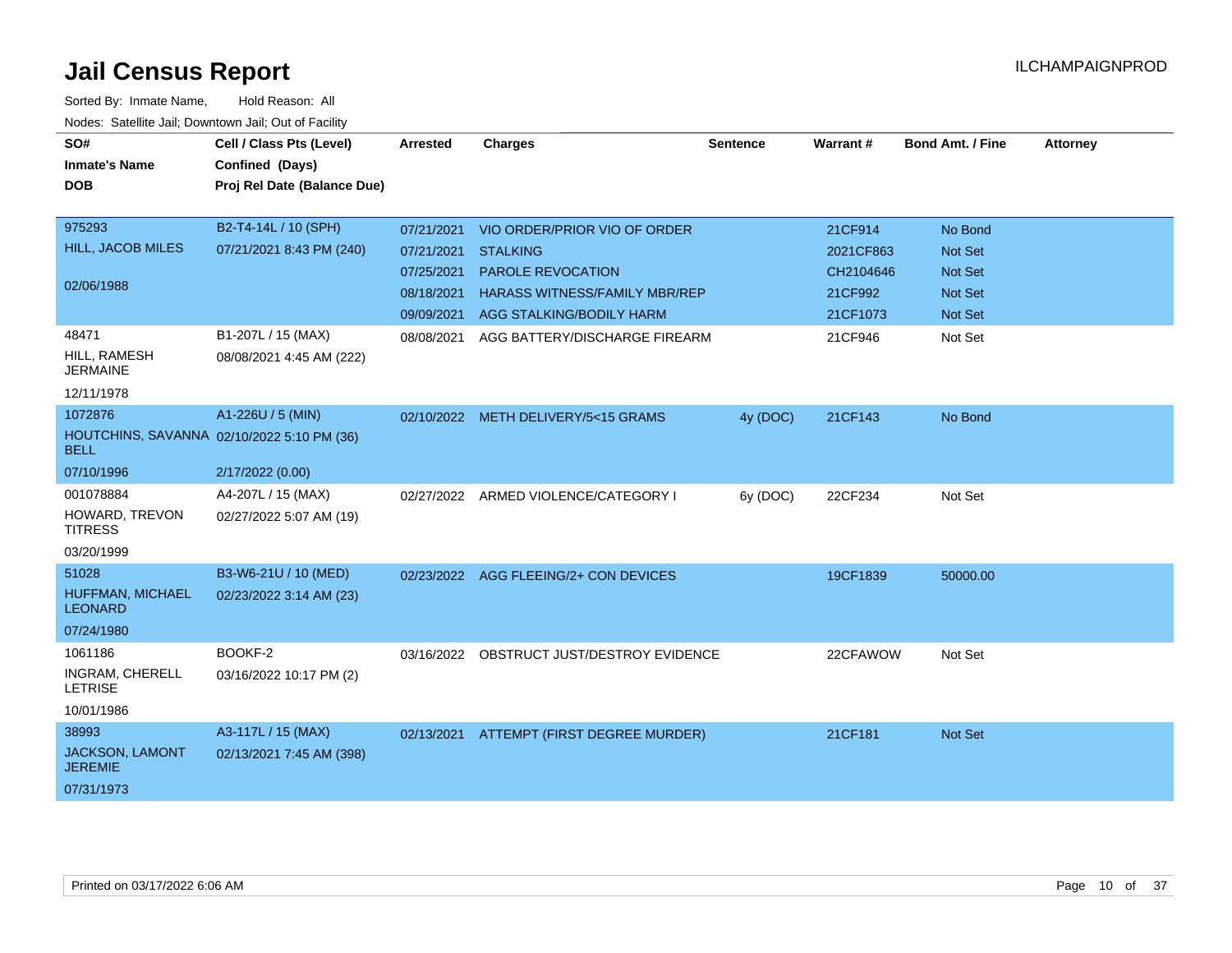# Jail Census Report

ILCHAMPAIGNPROD

Sorted By: Inmate Name, Hold Reason: All

Nodes: Satellite Jail; Downtown Jail; Out of Facility

| SO# / Inmate's Name / DOB | Cell / Class Pts (Level) / Confined (Days) / Proj Rel Date (Balance Due) | Arrested | Charges | Sentence | Warrant # | Bond Amt. / Fine | Attorney |
|---|---|---|---|---|---|---|---|
| 975293<br>HILL, JACOB MILES<br>02/06/1988 | B2-T4-14L / 10 (SPH)<br>07/21/2021 8:43 PM (240) | 07/21/2021 | VIO ORDER/PRIOR VIO OF ORDER | | 21CF914 | No Bond | |
| | | 07/21/2021 | STALKING | | 2021CF863 | Not Set | |
| | | 07/25/2021 | PAROLE REVOCATION | | CH2104646 | Not Set | |
| | | 08/18/2021 | HARASS WITNESS/FAMILY MBR/REP | | 21CF992 | Not Set | |
| | | 09/09/2021 | AGG STALKING/BODILY HARM | | 21CF1073 | Not Set | |
| 48471<br>HILL, RAMESH JERMAINE<br>12/11/1978 | B1-207L / 15 (MAX)<br>08/08/2021 4:45 AM (222) | 08/08/2021 | AGG BATTERY/DISCHARGE FIREARM | | 21CF946 | Not Set | |
| 1072876<br>HOUTCHINS, SAVANNA BELL<br>07/10/1996 | A1-226U / 5 (MIN)<br>02/10/2022 5:10 PM (36)<br>2/17/2022 (0.00) | 02/10/2022 | METH DELIVERY/5<15 GRAMS | 4y (DOC) | 21CF143 | No Bond | |
| 001078884<br>HOWARD, TREVON TITRESS<br>03/20/1999 | A4-207L / 15 (MAX)<br>02/27/2022 5:07 AM (19) | 02/27/2022 | ARMED VIOLENCE/CATEGORY I | 6y (DOC) | 22CF234 | Not Set | |
| 51028<br>HUFFMAN, MICHAEL LEONARD<br>07/24/1980 | B3-W6-21U / 10 (MED)<br>02/23/2022 3:14 AM (23) | 02/23/2022 | AGG FLEEING/2+ CON DEVICES | | 19CF1839 | 50000.00 | |
| 1061186<br>INGRAM, CHERELL LETRISE<br>10/01/1986 | BOOKF-2<br>03/16/2022 10:17 PM (2) | 03/16/2022 | OBSTRUCT JUST/DESTROY EVIDENCE | | 22CFAWOW | Not Set | |
| 38993<br>JACKSON, LAMONT JEREMIE<br>07/31/1973 | A3-117L / 15 (MAX)<br>02/13/2021 7:45 AM (398) | 02/13/2021 | ATTEMPT (FIRST DEGREE MURDER) | | 21CF181 | Not Set | |

Printed on 03/17/2022 6:06 AM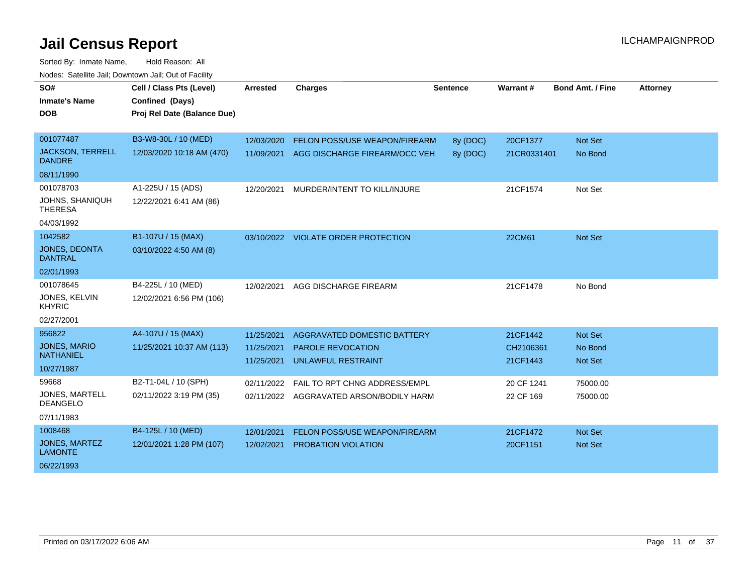# Jail Census Report

ILCHAMPAIGNPROD

Sorted By: Inmate Name, Hold Reason: All

Nodes: Satellite Jail; Downtown Jail; Out of Facility

| SO#<br>Inmate's Name<br>DOB | Cell / Class Pts (Level)<br>Confined (Days)<br>Proj Rel Date (Balance Due) | Arrested | Charges | Sentence | Warrant # | Bond Amt. / Fine | Attorney |
|---|---|---|---|---|---|---|---|
| 001077487<br>JACKSON, TERRELL DANDRE<br>08/11/1990 | B3-W8-30L / 10 (MED)<br>12/03/2020 10:18 AM (470) | 12/03/2020<br>11/09/2021 | FELON POSS/USE WEAPON/FIREARM<br>AGG DISCHARGE FIREARM/OCC VEH | 8y (DOC)<br>8y (DOC) | 20CF1377<br>21CR0331401 | Not Set<br>No Bond | |
| 001078703<br>JOHNS, SHANIQUH THERESA<br>04/03/1992 | A1-225U / 15 (ADS)<br>12/22/2021 6:41 AM (86) | 12/20/2021 | MURDER/INTENT TO KILL/INJURE | | 21CF1574 | Not Set | |
| 1042582<br>JONES, DEONTA DANTRAL<br>02/01/1993 | B1-107U / 15 (MAX)<br>03/10/2022 4:50 AM (8) | 03/10/2022 | VIOLATE ORDER PROTECTION | | 22CM61 | Not Set | |
| 001078645<br>JONES, KELVIN KHYRIC<br>02/27/2001 | B4-225L / 10 (MED)<br>12/02/2021 6:56 PM (106) | 12/02/2021 | AGG DISCHARGE FIREARM | | 21CF1478 | No Bond | |
| 956822<br>JONES, MARIO NATHANIEL<br>10/27/1987 | A4-107U / 15 (MAX)<br>11/25/2021 10:37 AM (113) | 11/25/2021<br>11/25/2021<br>11/25/2021 | AGGRAVATED DOMESTIC BATTERY<br>PAROLE REVOCATION<br>UNLAWFUL RESTRAINT | | 21CF1442<br>CH2106361<br>21CF1443 | Not Set<br>No Bond<br>Not Set | |
| 59668<br>JONES, MARTELL DEANGELO<br>07/11/1983 | B2-T1-04L / 10 (SPH)<br>02/11/2022 3:19 PM (35) | 02/11/2022<br>02/11/2022 | FAIL TO RPT CHNG ADDRESS/EMPL<br>AGGRAVATED ARSON/BODILY HARM | | 20 CF 1241<br>22 CF 169 | 75000.00<br>75000.00 | |
| 1008468<br>JONES, MARTEZ LAMONTE<br>06/22/1993 | B4-125L / 10 (MED)<br>12/01/2021 1:28 PM (107) | 12/01/2021<br>12/02/2021 | FELON POSS/USE WEAPON/FIREARM<br>PROBATION VIOLATION | | 21CF1472<br>20CF1151 | Not Set<br>Not Set | |

Printed on 03/17/2022 6:06 AM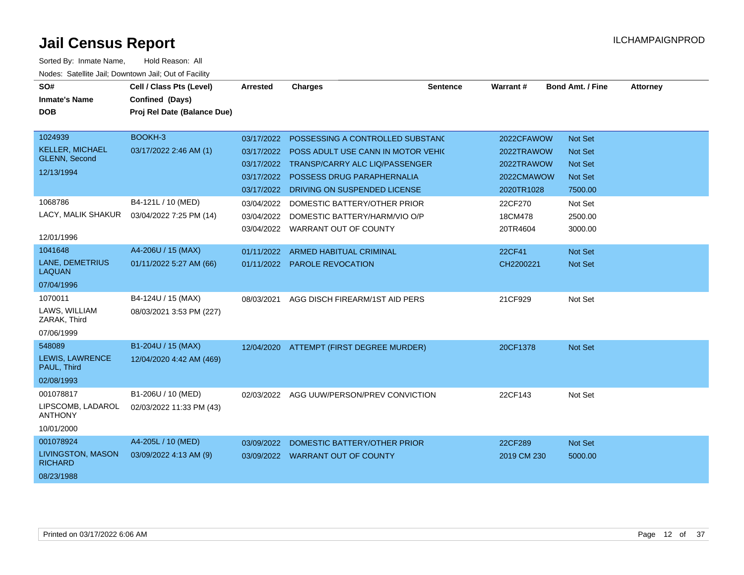# Jail Census Report

ILCHAMPAIGNPROD

Sorted By: Inmate Name, Hold Reason: All

Nodes: Satellite Jail; Downtown Jail; Out of Facility

| SO# / Inmate's Name / DOB | Cell / Class Pts (Level) / Confined (Days) / Proj Rel Date (Balance Due) | Arrested | Charges | Sentence | Warrant # | Bond Amt. / Fine | Attorney |
|---|---|---|---|---|---|---|---|
| 1024939<br>KELLER, MICHAEL GLENN, Second<br>12/13/1994 | BOOKH-3<br>03/17/2022 2:46 AM (1) | 03/17/2022 | POSSESSING A CONTROLLED SUBSTANC | | 2022CFAWOW | Not Set | |
| | | 03/17/2022 | POSS ADULT USE CANN IN MOTOR VEHIC | | 2022TRAWOW | Not Set | |
| | | 03/17/2022 | TRANSP/CARRY ALC LIQ/PASSENGER | | 2022TRAWOW | Not Set | |
| | | 03/17/2022 | POSSESS DRUG PARAPHERNALIA | | 2022CMAWOW | Not Set | |
| | | 03/17/2022 | DRIVING ON SUSPENDED LICENSE | | 2020TR1028 | 7500.00 | |
| 1068786<br>LACY, MALIK SHAKUR<br>12/01/1996 | B4-121L / 10 (MED)<br>03/04/2022 7:25 PM (14) | 03/04/2022 | DOMESTIC BATTERY/OTHER PRIOR | | 22CF270 | Not Set | |
| | | 03/04/2022 | DOMESTIC BATTERY/HARM/VIO O/P | | 18CM478 | 2500.00 | |
| | | 03/04/2022 | WARRANT OUT OF COUNTY | | 20TR4604 | 3000.00 | |
| 1041648<br>LANE, DEMETRIUS LAQUAN<br>07/04/1996 | A4-206U / 15 (MAX)<br>01/11/2022 5:27 AM (66) | 01/11/2022 | ARMED HABITUAL CRIMINAL | | 22CF41 | Not Set | |
| | | 01/11/2022 | PAROLE REVOCATION | | CH2200221 | Not Set | |
| 1070011<br>LAWS, WILLIAM ZARAK, Third<br>07/06/1999 | B4-124U / 15 (MAX)<br>08/03/2021 3:53 PM (227) | 08/03/2021 | AGG DISCH FIREARM/1ST AID PERS | | 21CF929 | Not Set | |
| 548089<br>LEWIS, LAWRENCE PAUL, Third<br>02/08/1993 | B1-204U / 15 (MAX)<br>12/04/2020 4:42 AM (469) | 12/04/2020 | ATTEMPT (FIRST DEGREE MURDER) | | 20CF1378 | Not Set | |
| 001078817<br>LIPSCOMB, LADAROL ANTHONY<br>10/01/2000 | B1-206U / 10 (MED)<br>02/03/2022 11:33 PM (43) | 02/03/2022 | AGG UUW/PERSON/PREV CONVICTION | | 22CF143 | Not Set | |
| 001078924<br>LIVINGSTON, MASON RICHARD<br>08/23/1988 | A4-205L / 10 (MED)<br>03/09/2022 4:13 AM (9) | 03/09/2022 | DOMESTIC BATTERY/OTHER PRIOR | | 22CF289 | Not Set | |
| | | 03/09/2022 | WARRANT OUT OF COUNTY | | 2019 CM 230 | 5000.00 | |

Printed on 03/17/2022 6:06 AM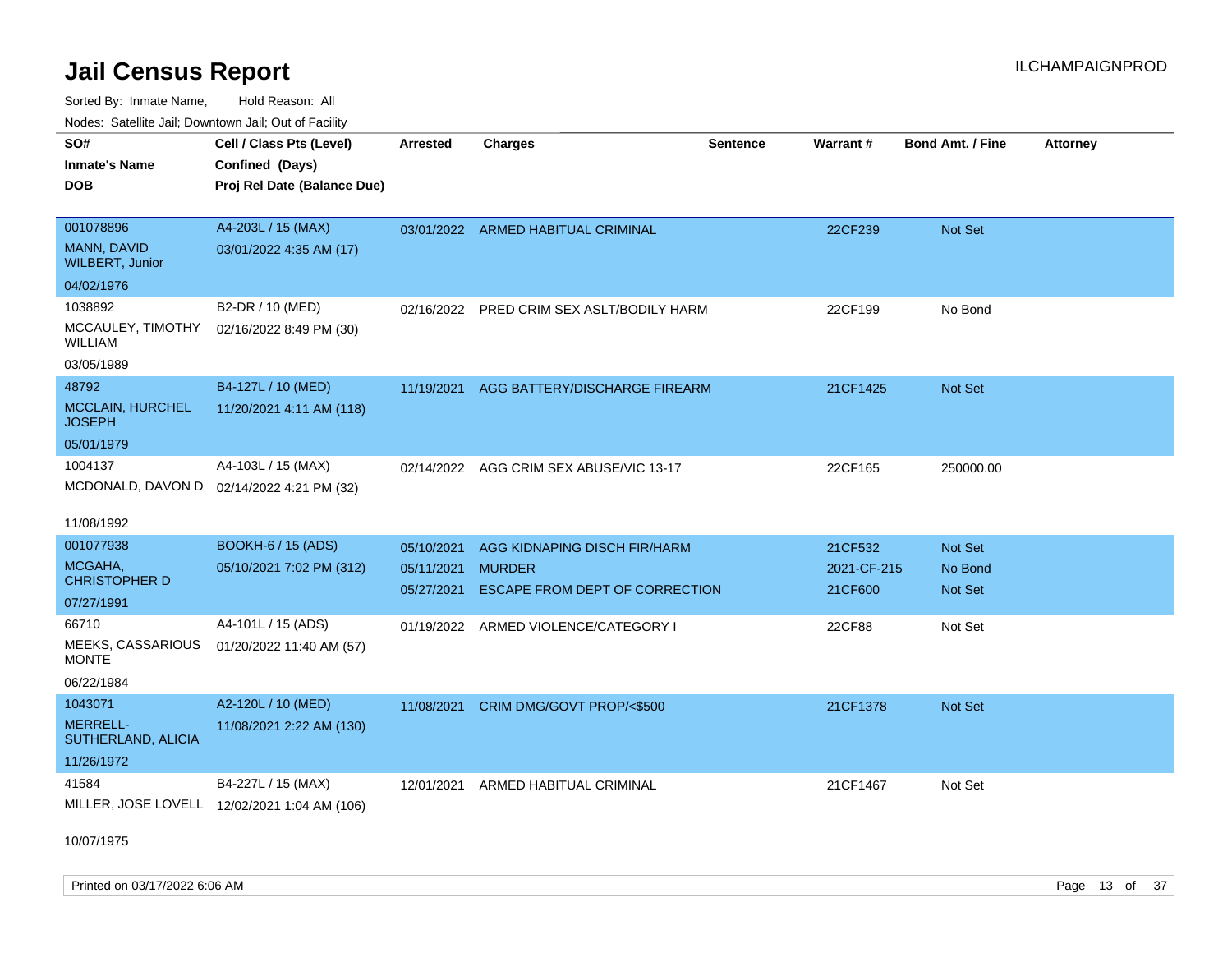# Jail Census Report

Sorted By: Inmate Name, Hold Reason: All

Nodes: Satellite Jail; Downtown Jail; Out of Facility

| SO# / Inmate's Name / DOB | Cell / Class Pts (Level) / Confined (Days) / Proj Rel Date (Balance Due) | Arrested | Charges | Sentence | Warrant # | Bond Amt. / Fine | Attorney |
|---|---|---|---|---|---|---|---|
| 001078896<br>MANN, DAVID WILBERT, Junior<br>04/02/1976 | A4-203L / 15 (MAX)<br>03/01/2022 4:35 AM (17) | 03/01/2022 | ARMED HABITUAL CRIMINAL | | 22CF239 | Not Set | |
| 1038892<br>MCCAULEY, TIMOTHY WILLIAM<br>03/05/1989 | B2-DR / 10 (MED)<br>02/16/2022 8:49 PM (30) | 02/16/2022 | PRED CRIM SEX ASLT/BODILY HARM | | 22CF199 | No Bond | |
| 48792<br>MCCLAIN, HURCHEL JOSEPH<br>05/01/1979 | B4-127L / 10 (MED)<br>11/20/2021 4:11 AM (118) | 11/19/2021 | AGG BATTERY/DISCHARGE FIREARM | | 21CF1425 | Not Set | |
| 1004137<br>MCDONALD, DAVON D<br>11/08/1992 | A4-103L / 15 (MAX)<br>02/14/2022 4:21 PM (32) | 02/14/2022 | AGG CRIM SEX ABUSE/VIC 13-17 | | 22CF165 | 250000.00 | |
| 001077938<br>MCGAHA, CHRISTOPHER D<br>07/27/1991 | BOOKH-6 / 15 (ADS)<br>05/10/2021 7:02 PM (312) | 05/10/2021<br>05/11/2021<br>05/27/2021 | AGG KIDNAPING DISCH FIR/HARM<br>MURDER<br>ESCAPE FROM DEPT OF CORRECTION | | 21CF532<br>2021-CF-215<br>21CF600 | Not Set<br>No Bond<br>Not Set | |
| 66710<br>MEEKS, CASSARIOUS MONTE<br>06/22/1984 | A4-101L / 15 (ADS)<br>01/20/2022 11:40 AM (57) | 01/19/2022 | ARMED VIOLENCE/CATEGORY I | | 22CF88 | Not Set | |
| 1043071<br>MERRELL-SUTHERLAND, ALICIA<br>11/26/1972 | A2-120L / 10 (MED)<br>11/08/2021 2:22 AM (130) | 11/08/2021 | CRIM DMG/GOVT PROP/<$500 | | 21CF1378 | Not Set | |
| 41584<br>MILLER, JOSE LOVELL<br>10/07/1975 | B4-227L / 15 (MAX)<br>12/02/2021 1:04 AM (106) | 12/01/2021 | ARMED HABITUAL CRIMINAL | | 21CF1467 | Not Set | |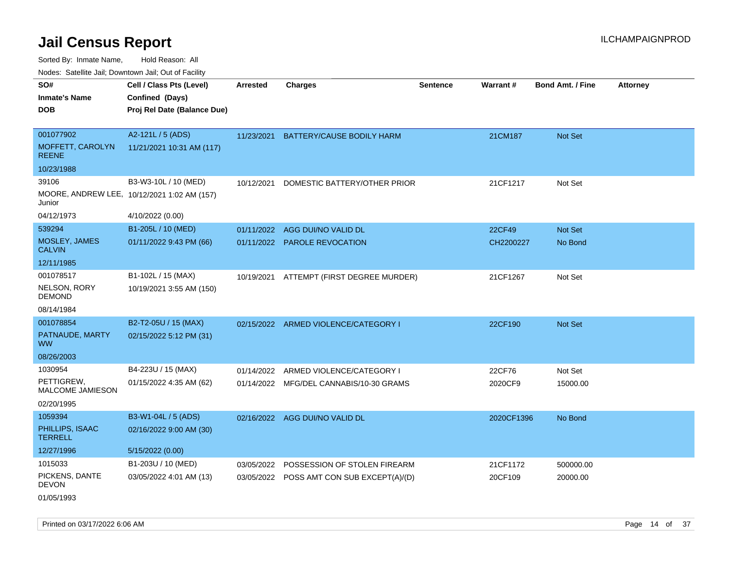# Jail Census Report

ILCHAMPAIGNPROD

Sorted By: Inmate Name, Hold Reason: All

Nodes: Satellite Jail; Downtown Jail; Out of Facility

| SO# / Inmate's Name / DOB | Cell / Class Pts (Level) / Confined (Days) / Proj Rel Date (Balance Due) | Arrested | Charges | Sentence | Warrant # | Bond Amt. / Fine | Attorney |
|---|---|---|---|---|---|---|---|
| 001077902<br>MOFFETT, CAROLYN REENE<br>10/23/1988 | A2-121L / 5 (ADS)<br>11/21/2021 10:31 AM (117) | 11/23/2021 | BATTERY/CAUSE BODILY HARM | | 21CM187 | Not Set | |
| 39106<br>MOORE, ANDREW LEE, Junior<br>04/12/1973 | B3-W3-10L / 10 (MED)<br>10/12/2021 1:02 AM (157)<br>4/10/2022 (0.00) | 10/12/2021 | DOMESTIC BATTERY/OTHER PRIOR | | 21CF1217 | Not Set | |
| 539294<br>MOSLEY, JAMES CALVIN<br>12/11/1985 | B1-205L / 10 (MED)<br>01/11/2022 9:43 PM (66) | 01/11/2022 | AGG DUI/NO VALID DL | | 22CF49 | Not Set | |
| | | 01/11/2022 | PAROLE REVOCATION | | CH2200227 | No Bond | |
| 001078517<br>NELSON, RORY DEMOND<br>08/14/1984 | B1-102L / 15 (MAX)<br>10/19/2021 3:55 AM (150) | 10/19/2021 | ATTEMPT (FIRST DEGREE MURDER) | | 21CF1267 | Not Set | |
| 001078854<br>PATNAUDE, MARTY WW<br>08/26/2003 | B2-T2-05U / 15 (MAX)<br>02/15/2022 5:12 PM (31) | 02/15/2022 | ARMED VIOLENCE/CATEGORY I | | 22CF190 | Not Set | |
| 1030954<br>PETTIGREW, MALCOME JAMIESON<br>02/20/1995 | B4-223U / 15 (MAX)<br>01/15/2022 4:35 AM (62) | 01/14/2022 | ARMED VIOLENCE/CATEGORY I | | 22CF76 | Not Set | |
| | | 01/14/2022 | MFG/DEL CANNABIS/10-30 GRAMS | | 2020CF9 | 15000.00 | |
| 1059394<br>PHILLIPS, ISAAC TERRELL<br>12/27/1996 | B3-W1-04L / 5 (ADS)<br>02/16/2022 9:00 AM (30)<br>5/15/2022 (0.00) | 02/16/2022 | AGG DUI/NO VALID DL | | 2020CF1396 | No Bond | |
| 1015033<br>PICKENS, DANTE DEVON<br>01/05/1993 | B1-203U / 10 (MED)<br>03/05/2022 4:01 AM (13) | 03/05/2022 | POSSESSION OF STOLEN FIREARM | | 21CF1172 | 500000.00 | |
| | | 03/05/2022 | POSS AMT CON SUB EXCEPT(A)/(D) | | 20CF109 | 20000.00 | |

Printed on 03/17/2022 6:06 AM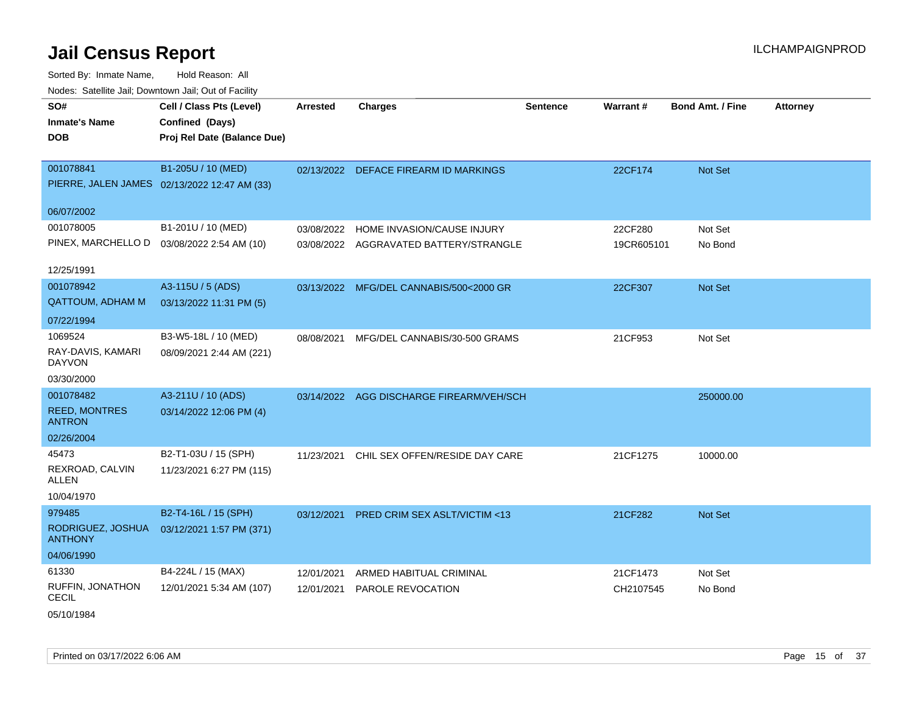# Jail Census Report

Sorted By: Inmate Name, Hold Reason: All

Nodes: Satellite Jail; Downtown Jail; Out of Facility

| SO# / Inmate's Name / DOB | Cell / Class Pts (Level) / Confined (Days) / Proj Rel Date (Balance Due) | Arrested | Charges | Sentence | Warrant # | Bond Amt. / Fine | Attorney |
|---|---|---|---|---|---|---|---|
| 001078841<br>PIERRE, JALEN JAMES<br>06/07/2002 | B1-205U / 10 (MED)<br>02/13/2022 12:47 AM (33) | 02/13/2022 | DEFACE FIREARM ID MARKINGS | | 22CF174 | Not Set | |
| 001078005<br>PINEX, MARCHELLO D<br>12/25/1991 | B1-201U / 10 (MED)<br>03/08/2022 2:54 AM (10) | 03/08/2022<br>03/08/2022 | HOME INVASION/CAUSE INJURY<br>AGGRAVATED BATTERY/STRANGLE | | 22CF280<br>19CR605101 | Not Set<br>No Bond | |
| 001078942<br>QATTOUM, ADHAM M<br>07/22/1994 | A3-115U / 5 (ADS)<br>03/13/2022 11:31 PM (5) | 03/13/2022 | MFG/DEL CANNABIS/500<2000 GR | | 22CF307 | Not Set | |
| 1069524<br>RAY-DAVIS, KAMARI DAYVON<br>03/30/2000 | B3-W5-18L / 10 (MED)<br>08/09/2021 2:44 AM (221) | 08/08/2021 | MFG/DEL CANNABIS/30-500 GRAMS | | 21CF953 | Not Set | |
| 001078482<br>REED, MONTRES ANTRON<br>02/26/2004 | A3-211U / 10 (ADS)<br>03/14/2022 12:06 PM (4) | 03/14/2022 | AGG DISCHARGE FIREARM/VEH/SCH | | | 250000.00 | |
| 45473<br>REXROAD, CALVIN ALLEN<br>10/04/1970 | B2-T1-03U / 15 (SPH)<br>11/23/2021 6:27 PM (115) | 11/23/2021 | CHIL SEX OFFEN/RESIDE DAY CARE | | 21CF1275 | 10000.00 | |
| 979485<br>RODRIGUEZ, JOSHUA ANTHONY<br>04/06/1990 | B2-T4-16L / 15 (SPH)<br>03/12/2021 1:57 PM (371) | 03/12/2021 | PRED CRIM SEX ASLT/VICTIM <13 | | 21CF282 | Not Set | |
| 61330<br>RUFFIN, JONATHON CECIL<br>05/10/1984 | B4-224L / 15 (MAX)<br>12/01/2021 5:34 AM (107) | 12/01/2021<br>12/01/2021 | ARMED HABITUAL CRIMINAL<br>PAROLE REVOCATION | | 21CF1473<br>CH2107545 | Not Set<br>No Bond | |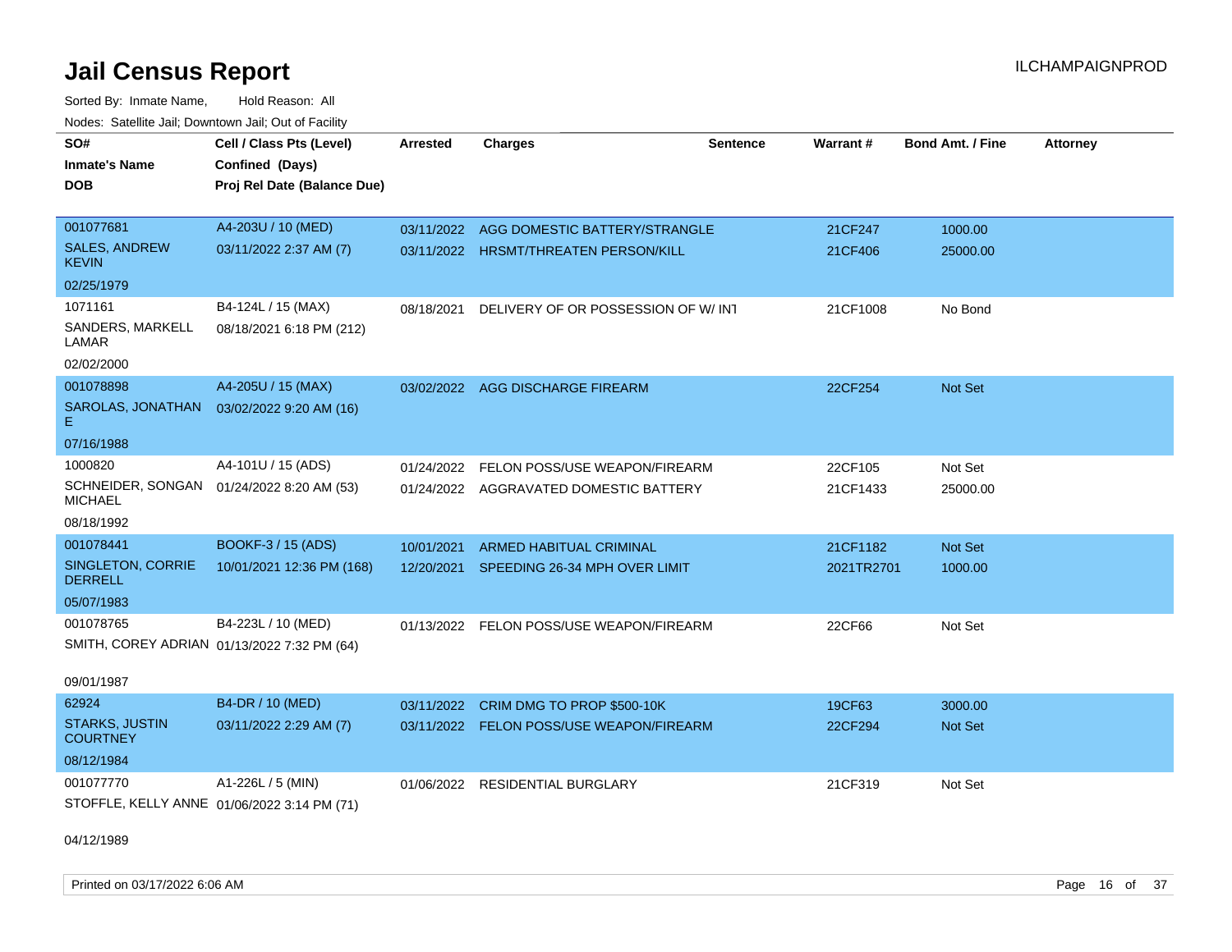# Jail Census Report

ILCHAMPAIGNPROD

Sorted By: Inmate Name, Hold Reason: All

Nodes: Satellite Jail; Downtown Jail; Out of Facility

| SO# / Inmate's Name / DOB | Cell / Class Pts (Level) / Confined (Days) / Proj Rel Date (Balance Due) | Arrested | Charges | Sentence | Warrant # | Bond Amt. / Fine | Attorney |
|---|---|---|---|---|---|---|---|
| 001077681<br>SALES, ANDREW KEVIN<br>02/25/1979 | A4-203U / 10 (MED)<br>03/11/2022 2:37 AM (7) | 03/11/2022<br>03/11/2022 | AGG DOMESTIC BATTERY/STRANGLE<br>HRSMT/THREATEN PERSON/KILL | | 21CF247<br>21CF406 | 1000.00<br>25000.00 | |
| 1071161<br>SANDERS, MARKELL LAMAR<br>02/02/2000 | B4-124L / 15 (MAX)<br>08/18/2021 6:18 PM (212) | 08/18/2021 | DELIVERY OF OR POSSESSION OF W/ INT | | 21CF1008 | No Bond | |
| 001078898<br>SAROLAS, JONATHAN E<br>07/16/1988 | A4-205U / 15 (MAX)<br>03/02/2022 9:20 AM (16) | 03/02/2022 | AGG DISCHARGE FIREARM | | 22CF254 | Not Set | |
| 1000820<br>SCHNEIDER, SONGAN MICHAEL<br>08/18/1992 | A4-101U / 15 (ADS)<br>01/24/2022 8:20 AM (53) | 01/24/2022<br>01/24/2022 | FELON POSS/USE WEAPON/FIREARM<br>AGGRAVATED DOMESTIC BATTERY | | 22CF105<br>21CF1433 | Not Set<br>25000.00 | |
| 001078441<br>SINGLETON, CORRIE DERRELL<br>05/07/1983 | BOOKF-3 / 15 (ADS)<br>10/01/2021 12:36 PM (168) | 10/01/2021<br>12/20/2021 | ARMED HABITUAL CRIMINAL<br>SPEEDING 26-34 MPH OVER LIMIT | | 21CF1182<br>2021TR2701 | Not Set<br>1000.00 | |
| 001078765<br>SMITH, COREY ADRIAN<br>09/01/1987 | B4-223L / 10 (MED)<br>01/13/2022 7:32 PM (64) | 01/13/2022 | FELON POSS/USE WEAPON/FIREARM | | 22CF66 | Not Set | |
| 62924<br>STARKS, JUSTIN COURTNEY<br>08/12/1984 | B4-DR / 10 (MED)<br>03/11/2022 2:29 AM (7) | 03/11/2022<br>03/11/2022 | CRIM DMG TO PROP $500-10K<br>FELON POSS/USE WEAPON/FIREARM | | 19CF63<br>22CF294 | 3000.00<br>Not Set | |
| 001077770<br>STOFFLE, KELLY ANNE<br>04/12/1989 | A1-226L / 5 (MIN)<br>01/06/2022 3:14 PM (71) | 01/06/2022 | RESIDENTIAL BURGLARY | | 21CF319 | Not Set | |

Printed on 03/17/2022 6:06 AM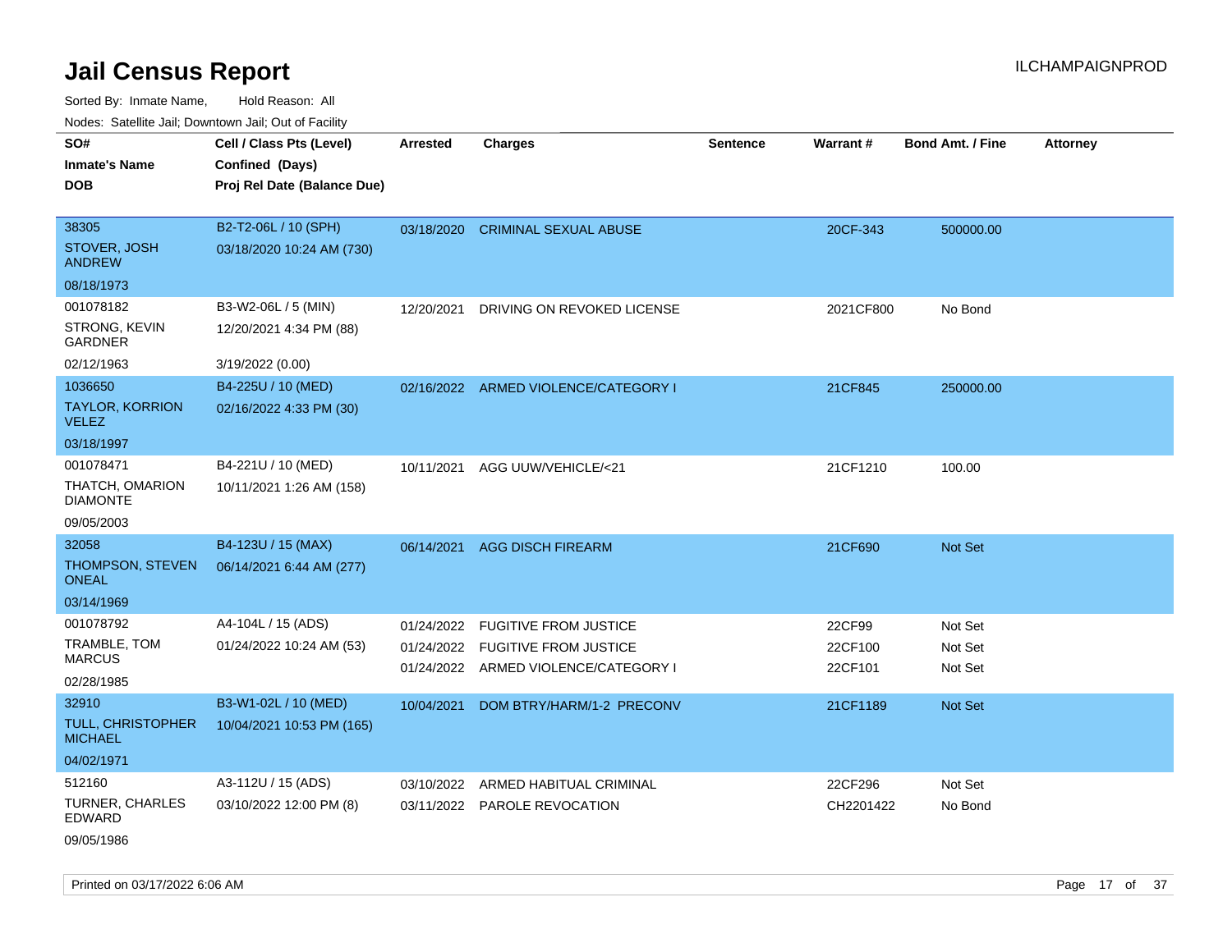# Jail Census Report

ILCHAMPAIGNPROD

Sorted By: Inmate Name, Hold Reason: All

Nodes: Satellite Jail; Downtown Jail; Out of Facility

| SO# / Inmate's Name / DOB | Cell / Class Pts (Level) / Confined (Days) / Proj Rel Date (Balance Due) | Arrested | Charges | Sentence | Warrant # | Bond Amt. / Fine | Attorney |
|---|---|---|---|---|---|---|---|
| 38305<br>STOVER, JOSH ANDREW<br>08/18/1973 | B2-T2-06L / 10 (SPH)<br>03/18/2020 10:24 AM (730) | 03/18/2020 | CRIMINAL SEXUAL ABUSE | | 20CF-343 | 500000.00 | |
| 001078182<br>STRONG, KEVIN GARDNER<br>02/12/1963 | B3-W2-06L / 5 (MIN)<br>12/20/2021 4:34 PM (88)<br>3/19/2022 (0.00) | 12/20/2021 | DRIVING ON REVOKED LICENSE | | 2021CF800 | No Bond | |
| 1036650<br>TAYLOR, KORRION VELEZ<br>03/18/1997 | B4-225U / 10 (MED)<br>02/16/2022 4:33 PM (30) | 02/16/2022 | ARMED VIOLENCE/CATEGORY I | | 21CF845 | 250000.00 | |
| 001078471<br>THATCH, OMARION DIAMONTE<br>09/05/2003 | B4-221U / 10 (MED)<br>10/11/2021 1:26 AM (158) | 10/11/2021 | AGG UUW/VEHICLE/<21 | | 21CF1210 | 100.00 | |
| 32058<br>THOMPSON, STEVEN ONEAL<br>03/14/1969 | B4-123U / 15 (MAX)<br>06/14/2021 6:44 AM (277) | 06/14/2021 | AGG DISCH FIREARM | | 21CF690 | Not Set | |
| 001078792<br>TRAMBLE, TOM MARCUS<br>02/28/1985 | A4-104L / 15 (ADS)<br>01/24/2022 10:24 AM (53) | 01/24/2022<br>01/24/2022<br>01/24/2022 | FUGITIVE FROM JUSTICE<br>FUGITIVE FROM JUSTICE<br>ARMED VIOLENCE/CATEGORY I | | 22CF99<br>22CF100<br>22CF101 | Not Set<br>Not Set<br>Not Set | |
| 32910<br>TULL, CHRISTOPHER MICHAEL<br>04/02/1971 | B3-W1-02L / 10 (MED)<br>10/04/2021 10:53 PM (165) | 10/04/2021 | DOM BTRY/HARM/1-2 PRECONV | | 21CF1189 | Not Set | |
| 512160<br>TURNER, CHARLES EDWARD<br>09/05/1986 | A3-112U / 15 (ADS)<br>03/10/2022 12:00 PM (8) | 03/10/2022<br>03/11/2022 | ARMED HABITUAL CRIMINAL<br>PAROLE REVOCATION | | 22CF296<br>CH2201422 | Not Set<br>No Bond | |

Printed on 03/17/2022 6:06 AM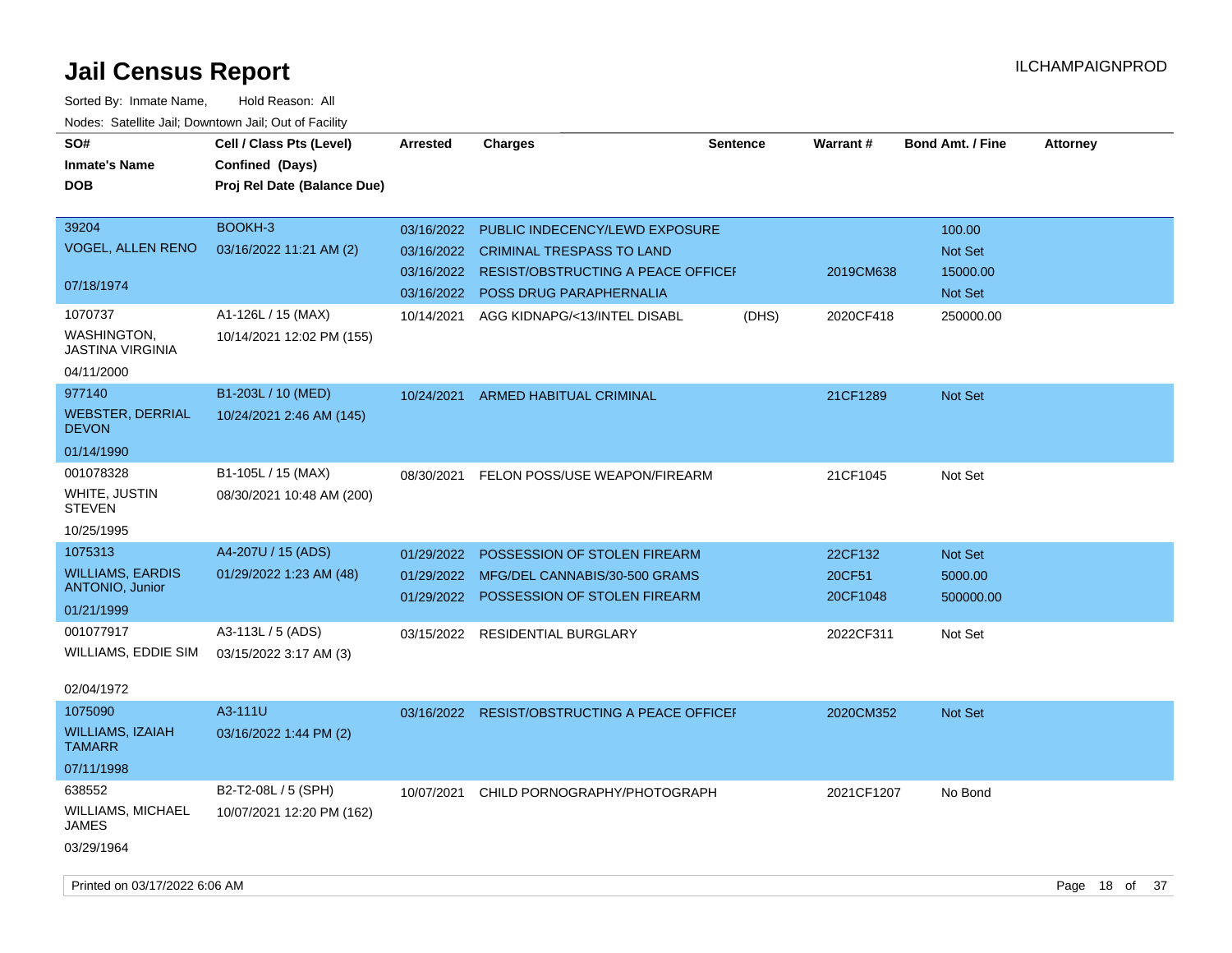# Jail Census Report

ILCHAMPAIGNPROD

Sorted By: Inmate Name, Hold Reason: All

Nodes: Satellite Jail; Downtown Jail; Out of Facility

| SO# / Inmate's Name / DOB | Cell / Class Pts (Level) / Confined (Days) / Proj Rel Date (Balance Due) | Arrested | Charges | Sentence | Warrant # | Bond Amt. / Fine | Attorney |
|---|---|---|---|---|---|---|---|
| 39204 VOGEL, ALLEN RENO 07/18/1974 | BOOKH-3 03/16/2022 11:21 AM (2) | 03/16/2022 | PUBLIC INDECENCY/LEWD EXPOSURE | | | 100.00 | |
| | | 03/16/2022 | CRIMINAL TRESPASS TO LAND | | | Not Set | |
| | | 03/16/2022 | RESIST/OBSTRUCTING A PEACE OFFICEI | | 2019CM638 | 15000.00 | |
| | | 03/16/2022 | POSS DRUG PARAPHERNALIA | | | Not Set | |
| 1070737 WASHINGTON, JASTINA VIRGINIA 04/11/2000 | A1-126L / 15 (MAX) 10/14/2021 12:02 PM (155) | 10/14/2021 | AGG KIDNAPG/<13/INTEL DISABL | (DHS) | 2020CF418 | 250000.00 | |
| 977140 WEBSTER, DERRIAL DEVON 01/14/1990 | B1-203L / 10 (MED) 10/24/2021 2:46 AM (145) | 10/24/2021 | ARMED HABITUAL CRIMINAL | | 21CF1289 | Not Set | |
| 001078328 WHITE, JUSTIN STEVEN 10/25/1995 | B1-105L / 15 (MAX) 08/30/2021 10:48 AM (200) | 08/30/2021 | FELON POSS/USE WEAPON/FIREARM | | 21CF1045 | Not Set | |
| 1075313 WILLIAMS, EARDIS ANTONIO, Junior 01/21/1999 | A4-207U / 15 (ADS) 01/29/2022 1:23 AM (48) | 01/29/2022 | POSSESSION OF STOLEN FIREARM | | 22CF132 | Not Set | |
| | | 01/29/2022 | MFG/DEL CANNABIS/30-500 GRAMS | | 20CF51 | 5000.00 | |
| | | 01/29/2022 | POSSESSION OF STOLEN FIREARM | | 20CF1048 | 500000.00 | |
| 001077917 WILLIAMS, EDDIE SIM 02/04/1972 | A3-113L / 5 (ADS) 03/15/2022 3:17 AM (3) | 03/15/2022 | RESIDENTIAL BURGLARY | | 2022CF311 | Not Set | |
| 1075090 WILLIAMS, IZAIAH TAMARR 07/11/1998 | A3-111U 03/16/2022 1:44 PM (2) | 03/16/2022 | RESIST/OBSTRUCTING A PEACE OFFICEI | | 2020CM352 | Not Set | |
| 638552 WILLIAMS, MICHAEL JAMES 03/29/1964 | B2-T2-08L / 5 (SPH) 10/07/2021 12:20 PM (162) | 10/07/2021 | CHILD PORNOGRAPHY/PHOTOGRAPH | | 2021CF1207 | No Bond | |

Printed on 03/17/2022 6:06 AM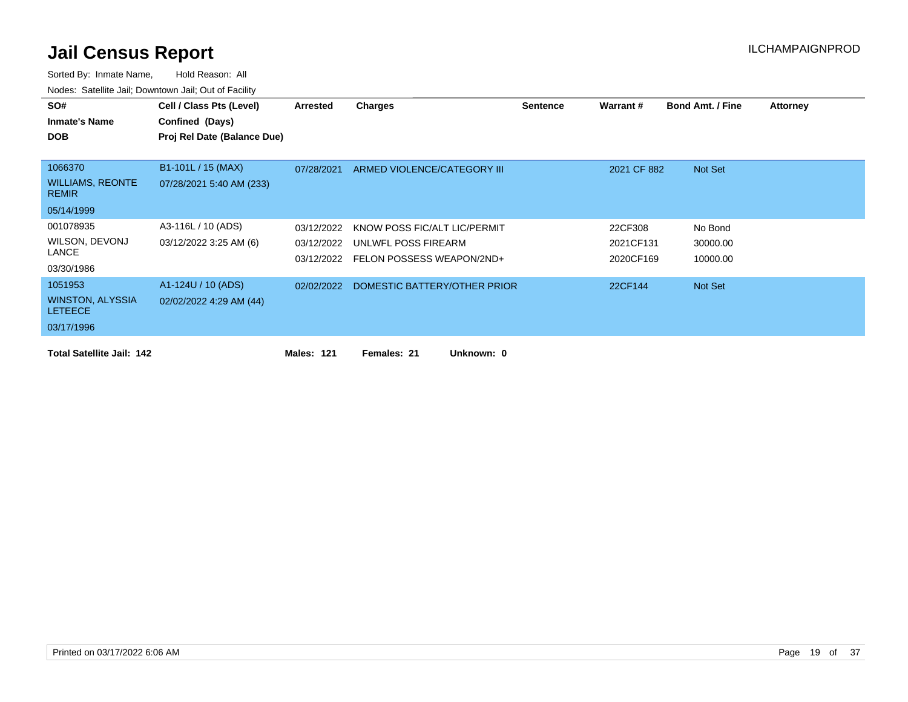# Jail Census Report

ILCHAMPAIGNPROD

Sorted By: Inmate Name, Hold Reason: All

Nodes: Satellite Jail; Downtown Jail; Out of Facility

| SO# / Inmate's Name / DOB | Cell / Class Pts (Level) / Confined (Days) / Proj Rel Date (Balance Due) | Arrested | Charges | Sentence | Warrant # | Bond Amt. / Fine | Attorney |
|---|---|---|---|---|---|---|---|
| 1066370<br>WILLIAMS, REONTE REMIR<br>05/14/1999 | B1-101L / 15 (MAX)<br>07/28/2021 5:40 AM (233) | 07/28/2021 | ARMED VIOLENCE/CATEGORY III | | 2021 CF 882 | Not Set | |
| 001078935<br>WILSON, DEVONJ LANCE<br>03/30/1986 | A3-116L / 10 (ADS)<br>03/12/2022 3:25 AM (6) | 03/12/2022 | KNOW POSS FIC/ALT LIC/PERMIT | | 22CF308 | No Bond | |
| | | 03/12/2022 | UNLWFL POSS FIREARM | | 2021CF131 | 30000.00 | |
| | | 03/12/2022 | FELON POSSESS WEAPON/2ND+ | | 2020CF169 | 10000.00 | |
| 1051953<br>WINSTON, ALYSSIA LETEECE<br>03/17/1996 | A1-124U / 10 (ADS)<br>02/02/2022 4:29 AM (44) | 02/02/2022 | DOMESTIC BATTERY/OTHER PRIOR | | 22CF144 | Not Set | |

**Total Satellite Jail: 142** **Males: 121** **Females: 21** **Unknown: 0**

Printed on 03/17/2022 6:06 AM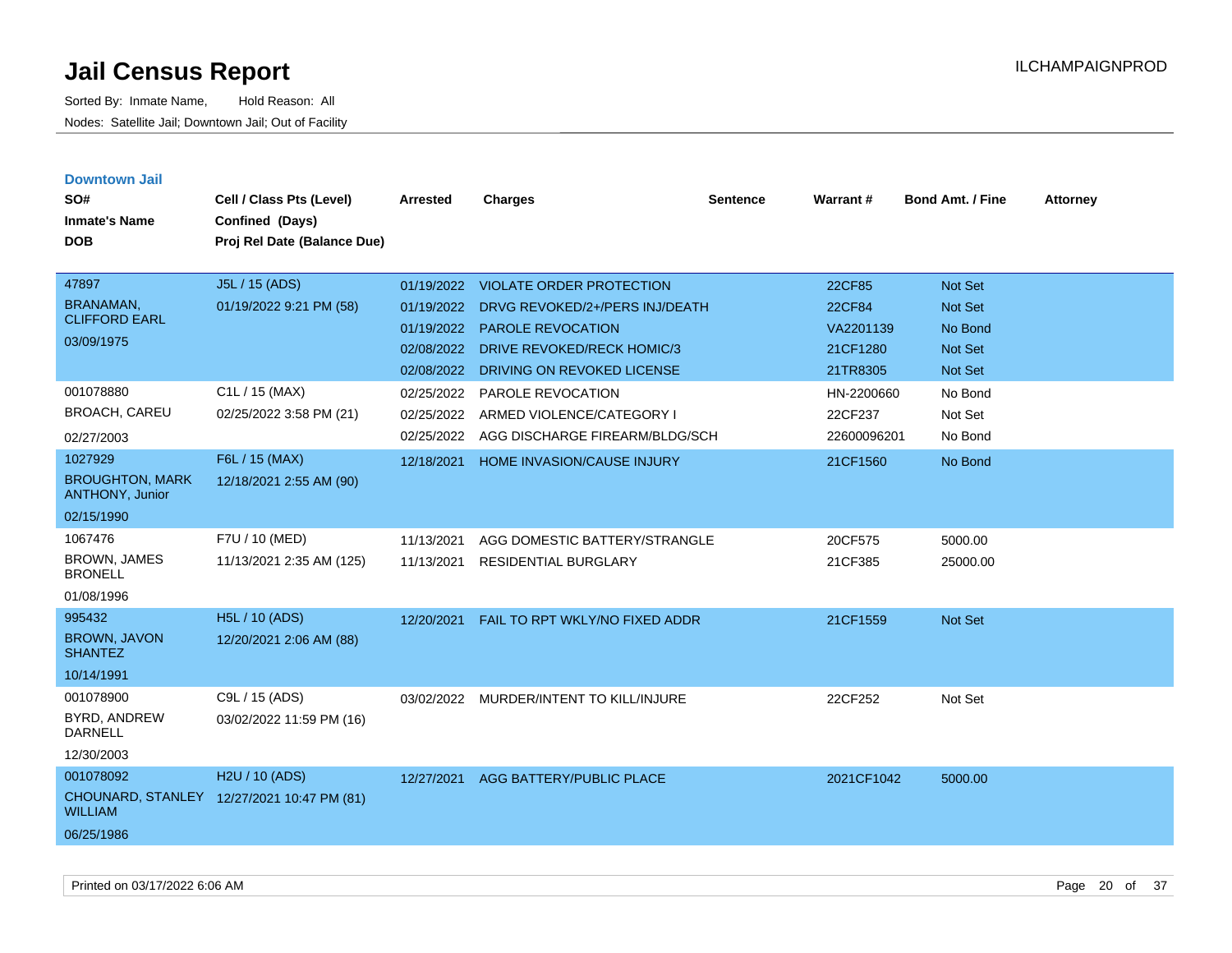# Jail Census Report

Sorted By: Inmate Name, Hold Reason: All

Nodes: Satellite Jail; Downtown Jail; Out of Facility

ILCHAMPAIGNPROD

## Downtown Jail

| SO# / Inmate's Name / DOB | Cell / Class Pts (Level) / Confined (Days) / Proj Rel Date (Balance Due) | Arrested | Charges | Sentence | Warrant # | Bond Amt. / Fine | Attorney |
|---|---|---|---|---|---|---|---|
| 47897<br>BRANAMAN, CLIFFORD EARL<br>03/09/1975 | J5L / 15 (ADS)<br>01/19/2022 9:21 PM (58) | 01/19/2022 | VIOLATE ORDER PROTECTION | | 22CF85 | Not Set | |
| | | 01/19/2022 | DRVG REVOKED/2+/PERS INJ/DEATH | | 22CF84 | Not Set | |
| | | 01/19/2022 | PAROLE REVOCATION | | VA2201139 | No Bond | |
| | | 02/08/2022 | DRIVE REVOKED/RECK HOMIC/3 | | 21CF1280 | Not Set | |
| | | 02/08/2022 | DRIVING ON REVOKED LICENSE | | 21TR8305 | Not Set | |
| 001078880<br>BROACH, CAREU<br>02/27/2003 | C1L / 15 (MAX)<br>02/25/2022 3:58 PM (21) | 02/25/2022 | PAROLE REVOCATION | | HN-2200660 | No Bond | |
| | | 02/25/2022 | ARMED VIOLENCE/CATEGORY I | | 22CF237 | Not Set | |
| | | 02/25/2022 | AGG DISCHARGE FIREARM/BLDG/SCH | | 22600096201 | No Bond | |
| 1027929<br>BROUGHTON, MARK ANTHONY, Junior<br>02/15/1990 | F6L / 15 (MAX)<br>12/18/2021 2:55 AM (90) | 12/18/2021 | HOME INVASION/CAUSE INJURY | | 21CF1560 | No Bond | |
| 1067476<br>BROWN, JAMES BRONELL<br>01/08/1996 | F7U / 10 (MED)<br>11/13/2021 2:35 AM (125) | 11/13/2021 | AGG DOMESTIC BATTERY/STRANGLE | | 20CF575 | 5000.00 | |
| | | 11/13/2021 | RESIDENTIAL BURGLARY | | 21CF385 | 25000.00 | |
| 995432<br>BROWN, JAVON SHANTEZ<br>10/14/1991 | H5L / 10 (ADS)<br>12/20/2021 2:06 AM (88) | 12/20/2021 | FAIL TO RPT WKLY/NO FIXED ADDR | | 21CF1559 | Not Set | |
| 001078900<br>BYRD, ANDREW DARNELL<br>12/30/2003 | C9L / 15 (ADS)<br>03/02/2022 11:59 PM (16) | 03/02/2022 | MURDER/INTENT TO KILL/INJURE | | 22CF252 | Not Set | |
| 001078092<br>CHOUNARD, STANLEY WILLIAM<br>06/25/1986 | H2U / 10 (ADS)<br>12/27/2021 10:47 PM (81) | 12/27/2021 | AGG BATTERY/PUBLIC PLACE | | 2021CF1042 | 5000.00 | |

Printed on 03/17/2022 6:06 AM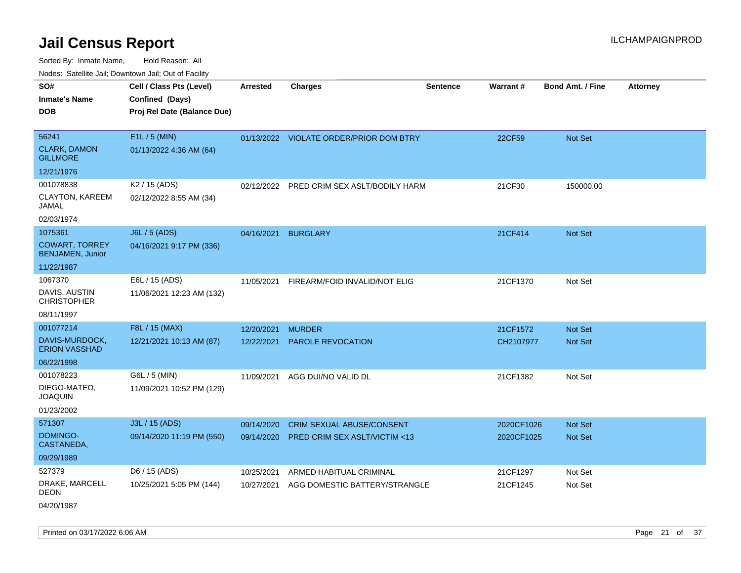# Jail Census Report

ILCHAMPAIGNPROD

Sorted By: Inmate Name, Hold Reason: All

Nodes: Satellite Jail; Downtown Jail; Out of Facility

| SO# / Inmate's Name / DOB | Cell / Class Pts (Level) / Confined (Days) / Proj Rel Date (Balance Due) | Arrested | Charges | Sentence | Warrant # | Bond Amt. / Fine | Attorney |
|---|---|---|---|---|---|---|---|
| 56241<br>CLARK, DAMON GILLMORE<br>12/21/1976 | E1L / 5 (MIN)<br>01/13/2022 4:36 AM (64) | 01/13/2022 | VIOLATE ORDER/PRIOR DOM BTRY | | 22CF59 | Not Set | |
| 001078838<br>CLAYTON, KAREEM JAMAL<br>02/03/1974 | K2 / 15 (ADS)<br>02/12/2022 8:55 AM (34) | 02/12/2022 | PRED CRIM SEX ASLT/BODILY HARM | | 21CF30 | 150000.00 | |
| 1075361<br>COWART, TORREY BENJAMEN, Junior<br>11/22/1987 | J6L / 5 (ADS)<br>04/16/2021 9:17 PM (336) | 04/16/2021 | BURGLARY | | 21CF414 | Not Set | |
| 1067370<br>DAVIS, AUSTIN CHRISTOPHER<br>08/11/1997 | E6L / 15 (ADS)<br>11/06/2021 12:23 AM (132) | 11/05/2021 | FIREARM/FOID INVALID/NOT ELIG | | 21CF1370 | Not Set | |
| 001077214<br>DAVIS-MURDOCK, ERION VASSHAD<br>06/22/1998 | F8L / 15 (MAX)<br>12/21/2021 10:13 AM (87) | 12/20/2021<br>12/22/2021 | MURDER<br>PAROLE REVOCATION | | 21CF1572<br>CH2107977 | Not Set<br>Not Set | |
| 001078223<br>DIEGO-MATEO, JOAQUIN<br>01/23/2002 | G6L / 5 (MIN)<br>11/09/2021 10:52 PM (129) | 11/09/2021 | AGG DUI/NO VALID DL | | 21CF1382 | Not Set | |
| 571307<br>DOMINGO-CASTANEDA,<br>09/29/1989 | J3L / 15 (ADS)<br>09/14/2020 11:19 PM (550) | 09/14/2020<br>09/14/2020 | CRIM SEXUAL ABUSE/CONSENT<br>PRED CRIM SEX ASLT/VICTIM <13 | | 2020CF1026<br>2020CF1025 | Not Set<br>Not Set | |
| 527379<br>DRAKE, MARCELL DEON<br>04/20/1987 | D6 / 15 (ADS)<br>10/25/2021 5:05 PM (144) | 10/25/2021<br>10/27/2021 | ARMED HABITUAL CRIMINAL<br>AGG DOMESTIC BATTERY/STRANGLE | | 21CF1297<br>21CF1245 | Not Set<br>Not Set | |

Printed on 03/17/2022 6:06 AM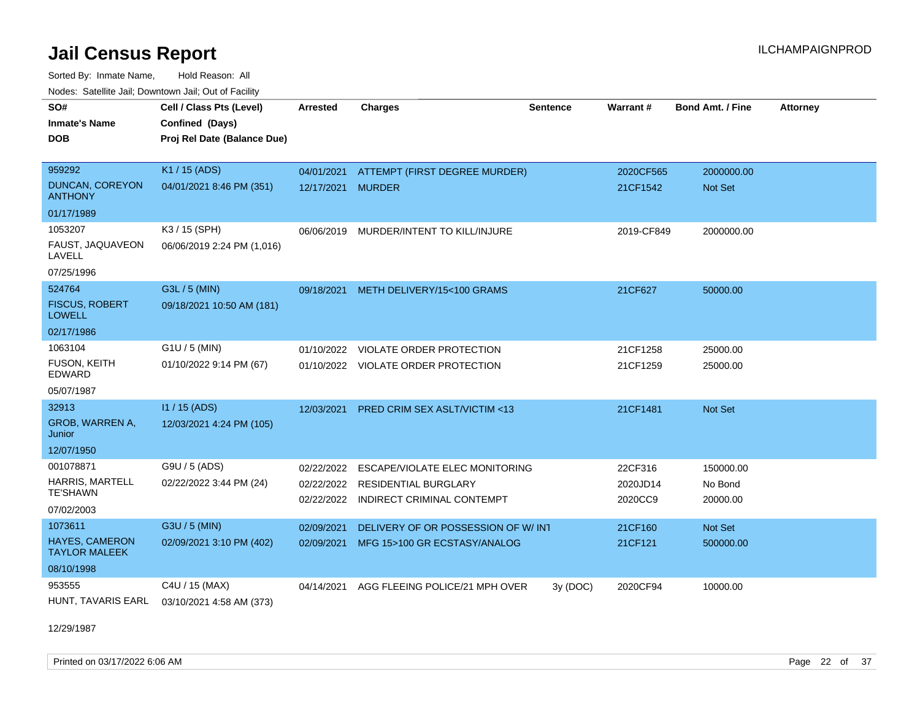# Jail Census Report

Sorted By: Inmate Name, Hold Reason: All

Nodes: Satellite Jail; Downtown Jail; Out of Facility

| SO# / Inmate's Name / DOB | Cell / Class Pts (Level) / Confined (Days) / Proj Rel Date (Balance Due) | Arrested | Charges | Sentence | Warrant # | Bond Amt. / Fine | Attorney |
|---|---|---|---|---|---|---|---|
| 959292<br>DUNCAN, COREYON ANTHONY<br>01/17/1989 | K1 / 15 (ADS)<br>04/01/2021 8:46 PM (351) | 04/01/2021<br>12/17/2021 | ATTEMPT (FIRST DEGREE MURDER)<br>MURDER | | 2020CF565<br>21CF1542 | 2000000.00<br>Not Set | |
| 1053207<br>FAUST, JAQUAVEON LAVELL<br>07/25/1996 | K3 / 15 (SPH)<br>06/06/2019 2:24 PM (1,016) | 06/06/2019 | MURDER/INTENT TO KILL/INJURE | | 2019-CF849 | 2000000.00 | |
| 524764<br>FISCUS, ROBERT LOWELL<br>02/17/1986 | G3L / 5 (MIN)<br>09/18/2021 10:50 AM (181) | 09/18/2021 | METH DELIVERY/15<100 GRAMS | | 21CF627 | 50000.00 | |
| 1063104<br>FUSON, KEITH EDWARD<br>05/07/1987 | G1U / 5 (MIN)<br>01/10/2022 9:14 PM (67) | 01/10/2022<br>01/10/2022 | VIOLATE ORDER PROTECTION<br>VIOLATE ORDER PROTECTION | | 21CF1258<br>21CF1259 | 25000.00<br>25000.00 | |
| 32913<br>GROB, WARREN A, Junior<br>12/07/1950 | I1 / 15 (ADS)<br>12/03/2021 4:24 PM (105) | 12/03/2021 | PRED CRIM SEX ASLT/VICTIM <13 | | 21CF1481 | Not Set | |
| 001078871<br>HARRIS, MARTELL TE'SHAWN<br>07/02/2003 | G9U / 5 (ADS)<br>02/22/2022 3:44 PM (24) | 02/22/2022<br>02/22/2022<br>02/22/2022 | ESCAPE/VIOLATE ELEC MONITORING<br>RESIDENTIAL BURGLARY<br>INDIRECT CRIMINAL CONTEMPT | | 22CF316<br>2020JD14<br>2020CC9 | 150000.00<br>No Bond<br>20000.00 | |
| 1073611<br>HAYES, CAMERON TAYLOR MALEEK<br>08/10/1998 | G3U / 5 (MIN)<br>02/09/2021 3:10 PM (402) | 02/09/2021<br>02/09/2021 | DELIVERY OF OR POSSESSION OF W/ INT<br>MFG 15>100 GR ECSTASY/ANALOG | | 21CF160<br>21CF121 | Not Set<br>500000.00 | |
| 953555<br>HUNT, TAVARIS EARL<br>12/29/1987 | C4U / 15 (MAX)<br>03/10/2021 4:58 AM (373) | 04/14/2021 | AGG FLEEING POLICE/21 MPH OVER | 3y (DOC) | 2020CF94 | 10000.00 | |

Printed on 03/17/2022 6:06 AM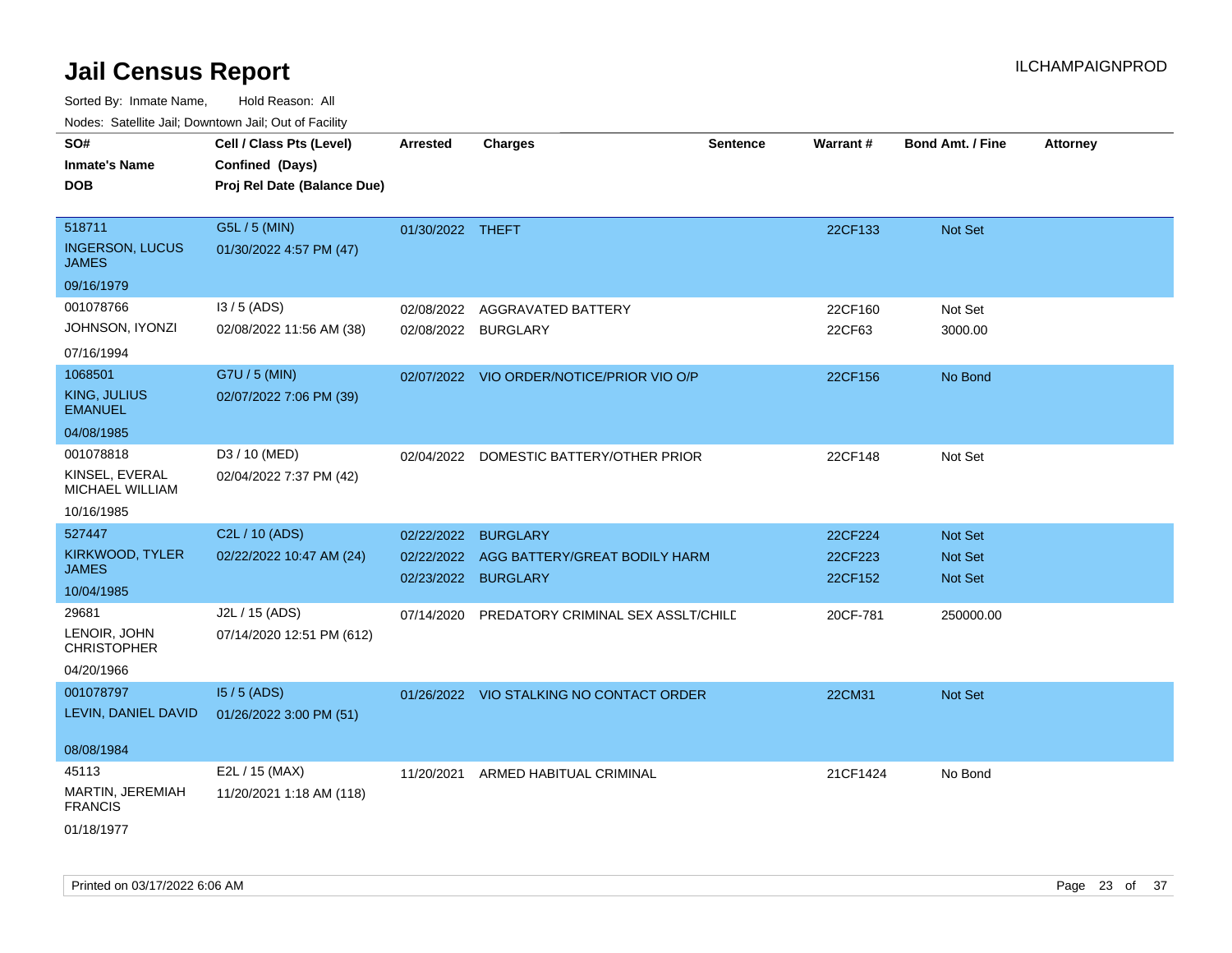# Jail Census Report

ILCHAMPAIGNPROD

Sorted By: Inmate Name, Hold Reason: All

Nodes: Satellite Jail; Downtown Jail; Out of Facility

| SO# / Inmate's Name / DOB | Cell / Class Pts (Level) / Confined (Days) / Proj Rel Date (Balance Due) | Arrested | Charges | Sentence | Warrant # | Bond Amt. / Fine | Attorney |
|---|---|---|---|---|---|---|---|
| 518711<br>INGERSON, LUCUS JAMES<br>09/16/1979 | G5L / 5 (MIN)<br>01/30/2022 4:57 PM (47) | 01/30/2022 | THEFT | | 22CF133 | Not Set | |
| 001078766<br>JOHNSON, IYONZI<br>07/16/1994 | I3 / 5 (ADS)<br>02/08/2022 11:56 AM (38) | 02/08/2022<br>02/08/2022 | AGGRAVATED BATTERY<br>BURGLARY | | 22CF160<br>22CF63 | Not Set<br>3000.00 | |
| 1068501<br>KING, JULIUS EMANUEL<br>04/08/1985 | G7U / 5 (MIN)<br>02/07/2022 7:06 PM (39) | 02/07/2022 | VIO ORDER/NOTICE/PRIOR VIO O/P | | 22CF156 | No Bond | |
| 001078818<br>KINSEL, EVERAL MICHAEL WILLIAM<br>10/16/1985 | D3 / 10 (MED)<br>02/04/2022 7:37 PM (42) | 02/04/2022 | DOMESTIC BATTERY/OTHER PRIOR | | 22CF148 | Not Set | |
| 527447<br>KIRKWOOD, TYLER JAMES<br>10/04/1985 | C2L / 10 (ADS)<br>02/22/2022 10:47 AM (24) | 02/22/2022<br>02/22/2022<br>02/23/2022 | BURGLARY<br>AGG BATTERY/GREAT BODILY HARM<br>BURGLARY | | 22CF224<br>22CF223<br>22CF152 | Not Set<br>Not Set<br>Not Set | |
| 29681<br>LENOIR, JOHN CHRISTOPHER<br>04/20/1966 | J2L / 15 (ADS)<br>07/14/2020 12:51 PM (612) | 07/14/2020 | PREDATORY CRIMINAL SEX ASSLT/CHILD | | 20CF-781 | 250000.00 | |
| 001078797<br>LEVIN, DANIEL DAVID<br>08/08/1984 | I5 / 5 (ADS)<br>01/26/2022 3:00 PM (51) | 01/26/2022 | VIO STALKING NO CONTACT ORDER | | 22CM31 | Not Set | |
| 45113<br>MARTIN, JEREMIAH FRANCIS<br>01/18/1977 | E2L / 15 (MAX)<br>11/20/2021 1:18 AM (118) | 11/20/2021 | ARMED HABITUAL CRIMINAL | | 21CF1424 | No Bond | |

Printed on 03/17/2022 6:06 AM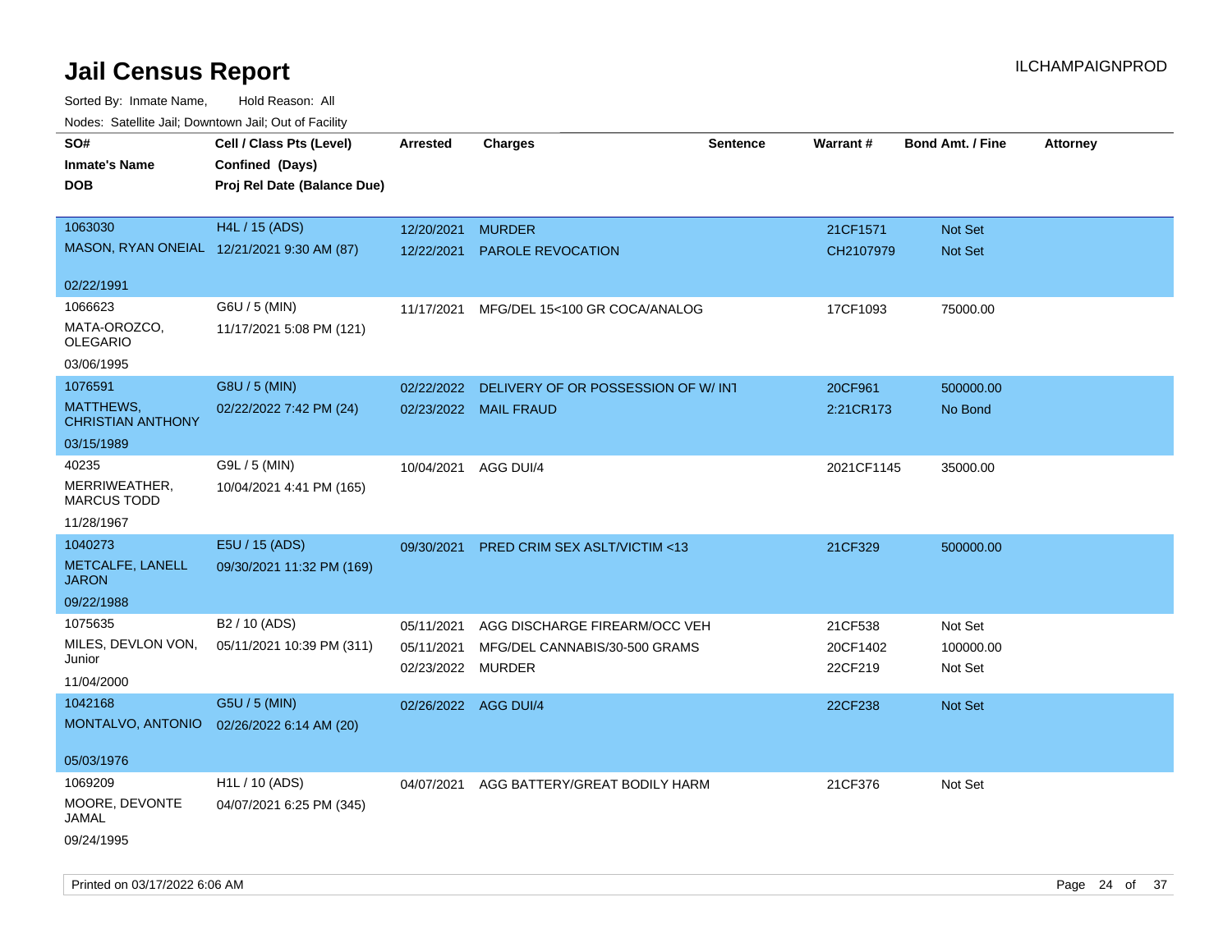# Jail Census Report

ILCHAMPAIGNPROD

Sorted By: Inmate Name, Hold Reason: All

Nodes: Satellite Jail; Downtown Jail; Out of Facility

| SO# / Inmate's Name / DOB | Cell / Class Pts (Level) / Confined (Days) / Proj Rel Date (Balance Due) | Arrested | Charges | Sentence | Warrant # | Bond Amt. / Fine | Attorney |
|---|---|---|---|---|---|---|---|
| 1063030<br>MASON, RYAN ONEIAL<br>02/22/1991 | H4L / 15 (ADS)<br>12/21/2021 9:30 AM (87) | 12/20/2021<br>12/22/2021 | MURDER<br>PAROLE REVOCATION | | 21CF1571<br>CH2107979 | Not Set<br>Not Set | |
| 1066623<br>MATA-OROZCO, OLEGARIO<br>03/06/1995 | G6U / 5 (MIN)<br>11/17/2021 5:08 PM (121) | 11/17/2021 | MFG/DEL 15<100 GR COCA/ANALOG | | 17CF1093 | 75000.00 | |
| 1076591<br>MATTHEWS, CHRISTIAN ANTHONY<br>03/15/1989 | G8U / 5 (MIN)<br>02/22/2022 7:42 PM (24) | 02/22/2022<br>02/23/2022 | DELIVERY OF OR POSSESSION OF W/ INT<br>MAIL FRAUD | | 20CF961<br>2:21CR173 | 500000.00<br>No Bond | |
| 40235<br>MERRIWEATHER, MARCUS TODD<br>11/28/1967 | G9L / 5 (MIN)<br>10/04/2021 4:41 PM (165) | 10/04/2021 | AGG DUI/4 | | 2021CF1145 | 35000.00 | |
| 1040273<br>METCALFE, LANELL JARON<br>09/22/1988 | E5U / 15 (ADS)<br>09/30/2021 11:32 PM (169) | 09/30/2021 | PRED CRIM SEX ASLT/VICTIM <13 | | 21CF329 | 500000.00 | |
| 1075635<br>MILES, DEVLON VON, Junior<br>11/04/2000 | B2 / 10 (ADS)<br>05/11/2021 10:39 PM (311) | 05/11/2021<br>05/11/2021<br>02/23/2022 | AGG DISCHARGE FIREARM/OCC VEH<br>MFG/DEL CANNABIS/30-500 GRAMS<br>MURDER | | 21CF538<br>20CF1402<br>22CF219 | Not Set<br>100000.00<br>Not Set | |
| 1042168<br>MONTALVO, ANTONIO<br>05/03/1976 | G5U / 5 (MIN)<br>02/26/2022 6:14 AM (20) | 02/26/2022 | AGG DUI/4 | | 22CF238 | Not Set | |
| 1069209<br>MOORE, DEVONTE JAMAL<br>09/24/1995 | H1L / 10 (ADS)<br>04/07/2021 6:25 PM (345) | 04/07/2021 | AGG BATTERY/GREAT BODILY HARM | | 21CF376 | Not Set | |

Printed on 03/17/2022 6:06 AM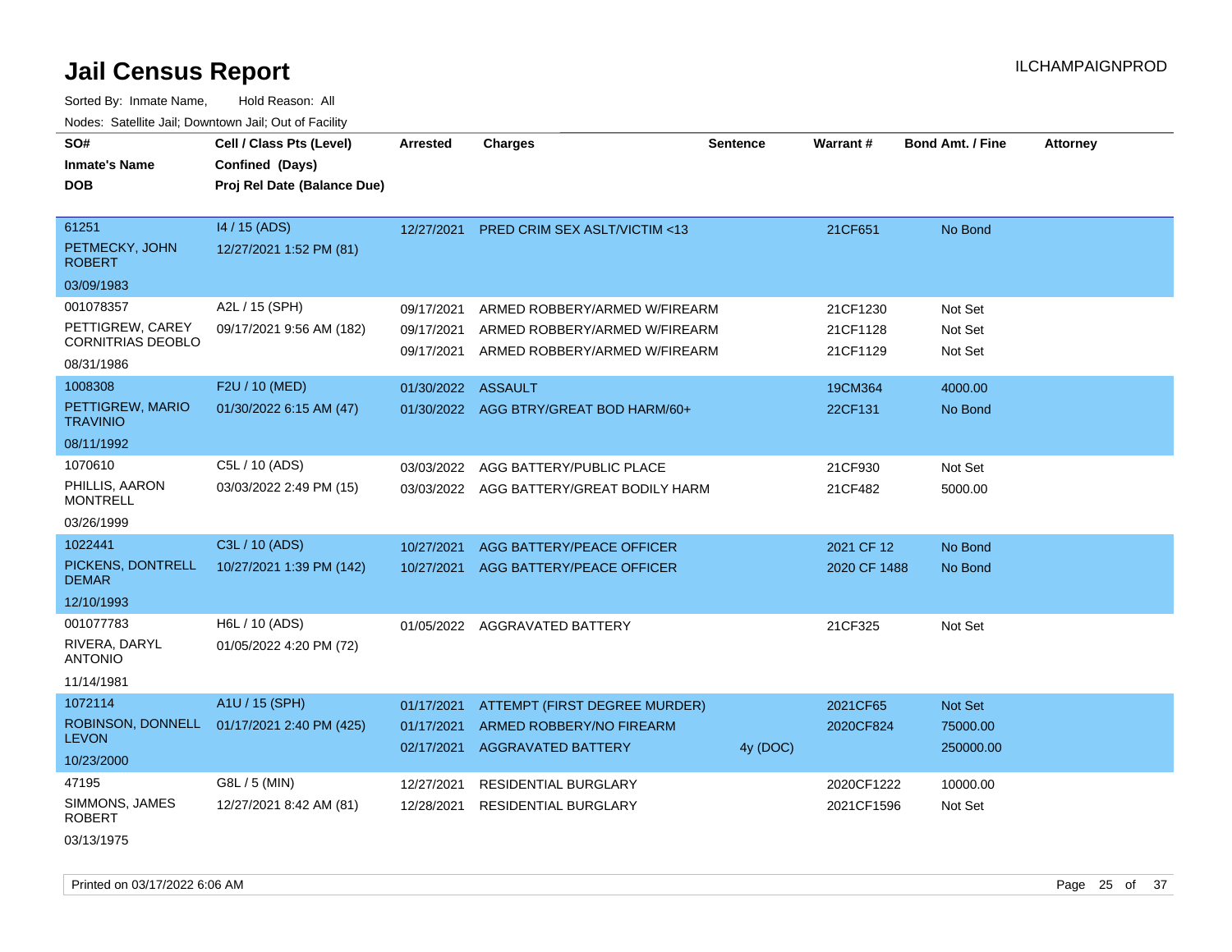# Jail Census Report

Sorted By: Inmate Name, Hold Reason: All

Nodes: Satellite Jail; Downtown Jail; Out of Facility

| SO# / Inmate's Name / DOB | Cell / Class Pts (Level) / Confined (Days) / Proj Rel Date (Balance Due) | Arrested | Charges | Sentence | Warrant # | Bond Amt. / Fine | Attorney |
|---|---|---|---|---|---|---|---|
| 61251 PETMECKY, JOHN ROBERT 03/09/1983 | I4 / 15 (ADS) 12/27/2021 1:52 PM (81) | 12/27/2021 | PRED CRIM SEX ASLT/VICTIM <13 | | 21CF651 | No Bond | |
| 001078357 PETTIGREW, CAREY CORNITRIAS DEOBLO 08/31/1986 | A2L / 15 (SPH) 09/17/2021 9:56 AM (182) | 09/17/2021 | ARMED ROBBERY/ARMED W/FIREARM | | 21CF1230 | Not Set | |
| | | 09/17/2021 | ARMED ROBBERY/ARMED W/FIREARM | | 21CF1128 | Not Set | |
| | | 09/17/2021 | ARMED ROBBERY/ARMED W/FIREARM | | 21CF1129 | Not Set | |
| 1008308 PETTIGREW, MARIO TRAVINIO 08/11/1992 | F2U / 10 (MED) 01/30/2022 6:15 AM (47) | 01/30/2022 | ASSAULT | | 19CM364 | 4000.00 | |
| | | 01/30/2022 | AGG BTRY/GREAT BOD HARM/60+ | | 22CF131 | No Bond | |
| 1070610 PHILLIS, AARON MONTRELL 03/26/1999 | C5L / 10 (ADS) 03/03/2022 2:49 PM (15) | 03/03/2022 | AGG BATTERY/PUBLIC PLACE | | 21CF930 | Not Set | |
| | | 03/03/2022 | AGG BATTERY/GREAT BODILY HARM | | 21CF482 | 5000.00 | |
| 1022441 PICKENS, DONTRELL DEMAR 12/10/1993 | C3L / 10 (ADS) 10/27/2021 1:39 PM (142) | 10/27/2021 | AGG BATTERY/PEACE OFFICER | | 2021 CF 12 | No Bond | |
| | | 10/27/2021 | AGG BATTERY/PEACE OFFICER | | 2020 CF 1488 | No Bond | |
| 001077783 RIVERA, DARYL ANTONIO 11/14/1981 | H6L / 10 (ADS) 01/05/2022 4:20 PM (72) | 01/05/2022 | AGGRAVATED BATTERY | | 21CF325 | Not Set | |
| 1072114 ROBINSON, DONNELL LEVON 10/23/2000 | A1U / 15 (SPH) 01/17/2021 2:40 PM (425) | 01/17/2021 | ATTEMPT (FIRST DEGREE MURDER) | | 2021CF65 | Not Set | |
| | | 01/17/2021 | ARMED ROBBERY/NO FIREARM | | 2020CF824 | 75000.00 | |
| | | 02/17/2021 | AGGRAVATED BATTERY | 4y (DOC) | | 250000.00 | |
| 47195 SIMMONS, JAMES ROBERT 03/13/1975 | G8L / 5 (MIN) 12/27/2021 8:42 AM (81) | 12/27/2021 | RESIDENTIAL BURGLARY | | 2020CF1222 | 10000.00 | |
| | | 12/28/2021 | RESIDENTIAL BURGLARY | | 2021CF1596 | Not Set | |

Printed on 03/17/2022 6:06 AM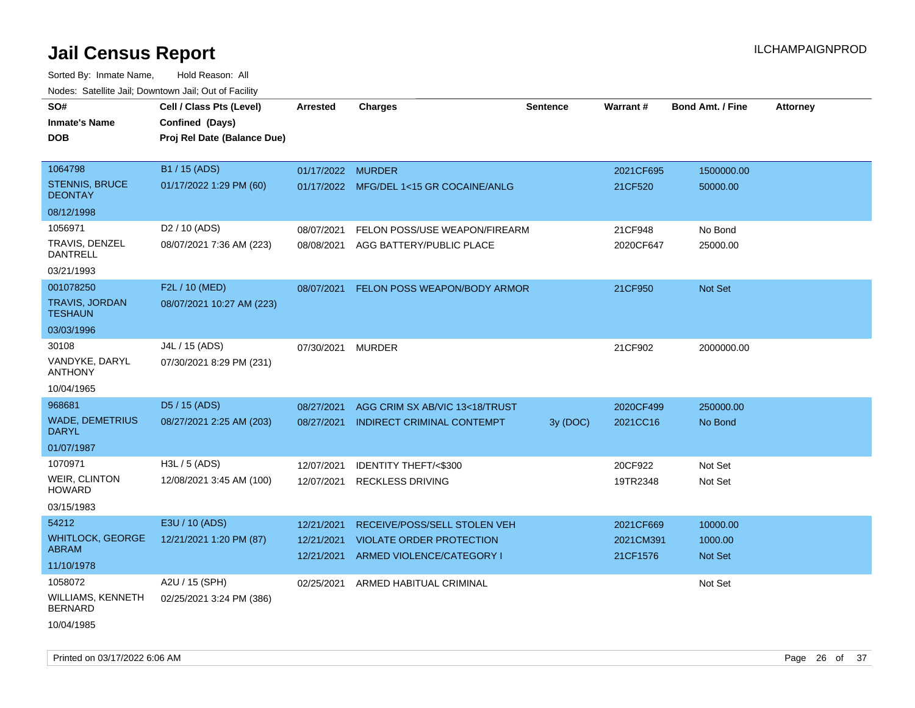# Jail Census Report

Sorted By: Inmate Name, Hold Reason: All

Nodes: Satellite Jail; Downtown Jail; Out of Facility

| SO# / Inmate's Name / DOB | Cell / Class Pts (Level) / Confined (Days) / Proj Rel Date (Balance Due) | Arrested | Charges | Sentence | Warrant # | Bond Amt. / Fine | Attorney |
|---|---|---|---|---|---|---|---|
| 1064798<br>STENNIS, BRUCE DEONTAY<br>08/12/1998 | B1 / 15 (ADS)<br>01/17/2022 1:29 PM (60) | 01/17/2022 | MURDER | | 2021CF695 | 1500000.00 | |
| | | 01/17/2022 | MFG/DEL 1<15 GR COCAINE/ANLG | | 21CF520 | 50000.00 | |
| 1056971<br>TRAVIS, DENZEL DANTRELL<br>03/21/1993 | D2 / 10 (ADS)<br>08/07/2021 7:36 AM (223) | 08/07/2021 | FELON POSS/USE WEAPON/FIREARM | | 21CF948 | No Bond | |
| | | 08/08/2021 | AGG BATTERY/PUBLIC PLACE | | 2020CF647 | 25000.00 | |
| 001078250<br>TRAVIS, JORDAN TESHAUN<br>03/03/1996 | F2L / 10 (MED)<br>08/07/2021 10:27 AM (223) | 08/07/2021 | FELON POSS WEAPON/BODY ARMOR | | 21CF950 | Not Set | |
| 30108<br>VANDYKE, DARYL ANTHONY<br>10/04/1965 | J4L / 15 (ADS)<br>07/30/2021 8:29 PM (231) | 07/30/2021 | MURDER | | 21CF902 | 2000000.00 | |
| 968681<br>WADE, DEMETRIUS DARYL<br>01/07/1987 | D5 / 15 (ADS)<br>08/27/2021 2:25 AM (203) | 08/27/2021 | AGG CRIM SX AB/VIC 13<18/TRUST | | 2020CF499 | 250000.00 | |
| | | 08/27/2021 | INDIRECT CRIMINAL CONTEMPT | 3y (DOC) | 2021CC16 | No Bond | |
| 1070971<br>WEIR, CLINTON HOWARD<br>03/15/1983 | H3L / 5 (ADS)<br>12/08/2021 3:45 AM (100) | 12/07/2021 | IDENTITY THEFT/<$300 | | 20CF922 | Not Set | |
| | | 12/07/2021 | RECKLESS DRIVING | | 19TR2348 | Not Set | |
| 54212<br>WHITLOCK, GEORGE ABRAM<br>11/10/1978 | E3U / 10 (ADS)<br>12/21/2021 1:20 PM (87) | 12/21/2021 | RECEIVE/POSS/SELL STOLEN VEH | | 2021CF669 | 10000.00 | |
| | | 12/21/2021 | VIOLATE ORDER PROTECTION | | 2021CM391 | 1000.00 | |
| | | 12/21/2021 | ARMED VIOLENCE/CATEGORY I | | 21CF1576 | Not Set | |
| 1058072<br>WILLIAMS, KENNETH BERNARD<br>10/04/1985 | A2U / 15 (SPH)<br>02/25/2021 3:24 PM (386) | 02/25/2021 | ARMED HABITUAL CRIMINAL | | | Not Set | |

Printed on 03/17/2022 6:06 AM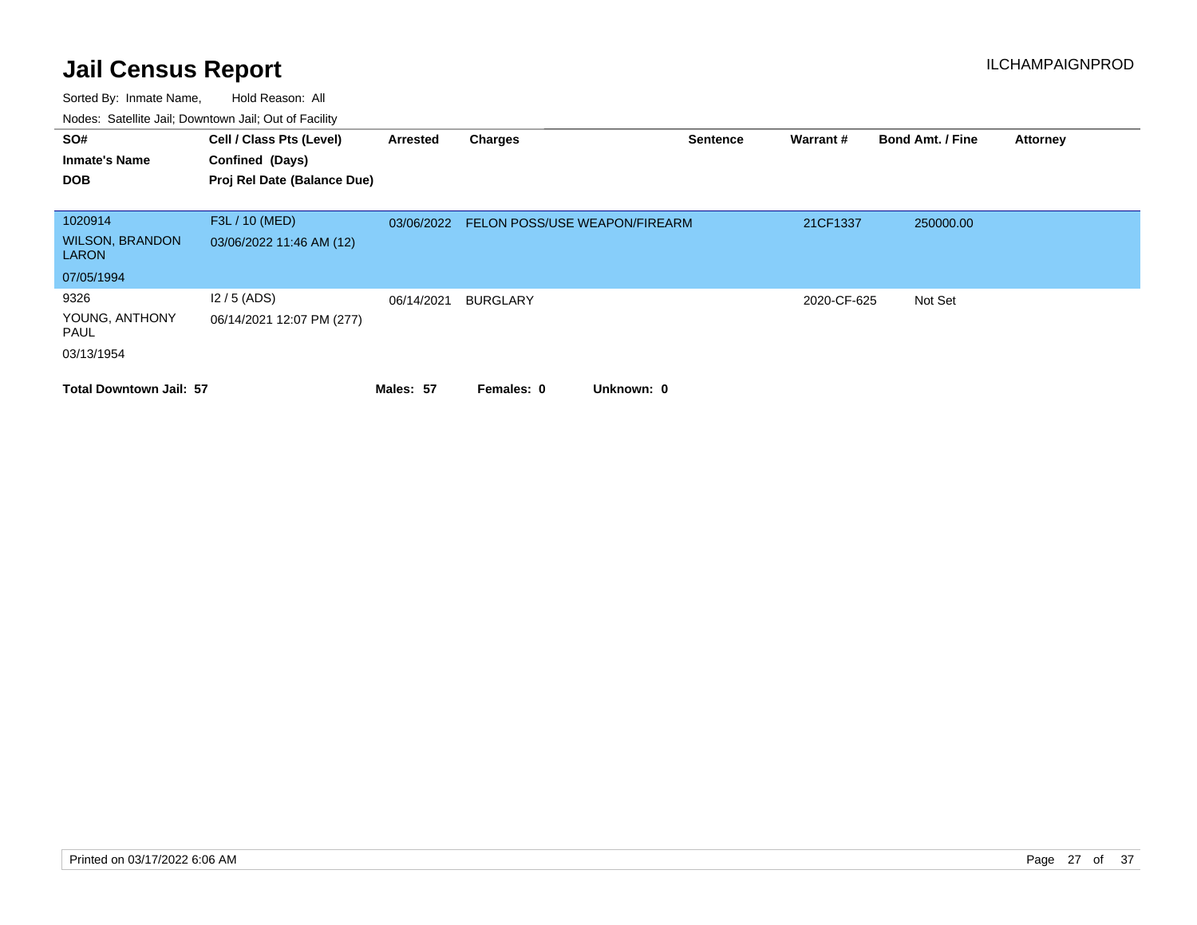# Jail Census Report

ILCHAMPAIGNPROD

Sorted By: Inmate Name, Hold Reason: All

Nodes: Satellite Jail; Downtown Jail; Out of Facility

| SO# / Inmate's Name / DOB | Cell / Class Pts (Level) / Confined (Days) / Proj Rel Date (Balance Due) | Arrested | Charges | Sentence | Warrant # | Bond Amt. / Fine | Attorney |
|---|---|---|---|---|---|---|---|
| 1020914<br>WILSON, BRANDON LARON<br>07/05/1994 | F3L / 10 (MED)<br>03/06/2022 11:46 AM (12) | 03/06/2022 | FELON POSS/USE WEAPON/FIREARM | | 21CF1337 | 250000.00 | |
| 9326<br>YOUNG, ANTHONY PAUL<br>03/13/1954 | I2 / 5 (ADS)<br>06/14/2021 12:07 PM (277) | 06/14/2021 | BURGLARY | | 2020-CF-625 | Not Set | |

**Total Downtown Jail: 57** **Males: 57** **Females: 0** **Unknown: 0**

Printed on 03/17/2022 6:06 AM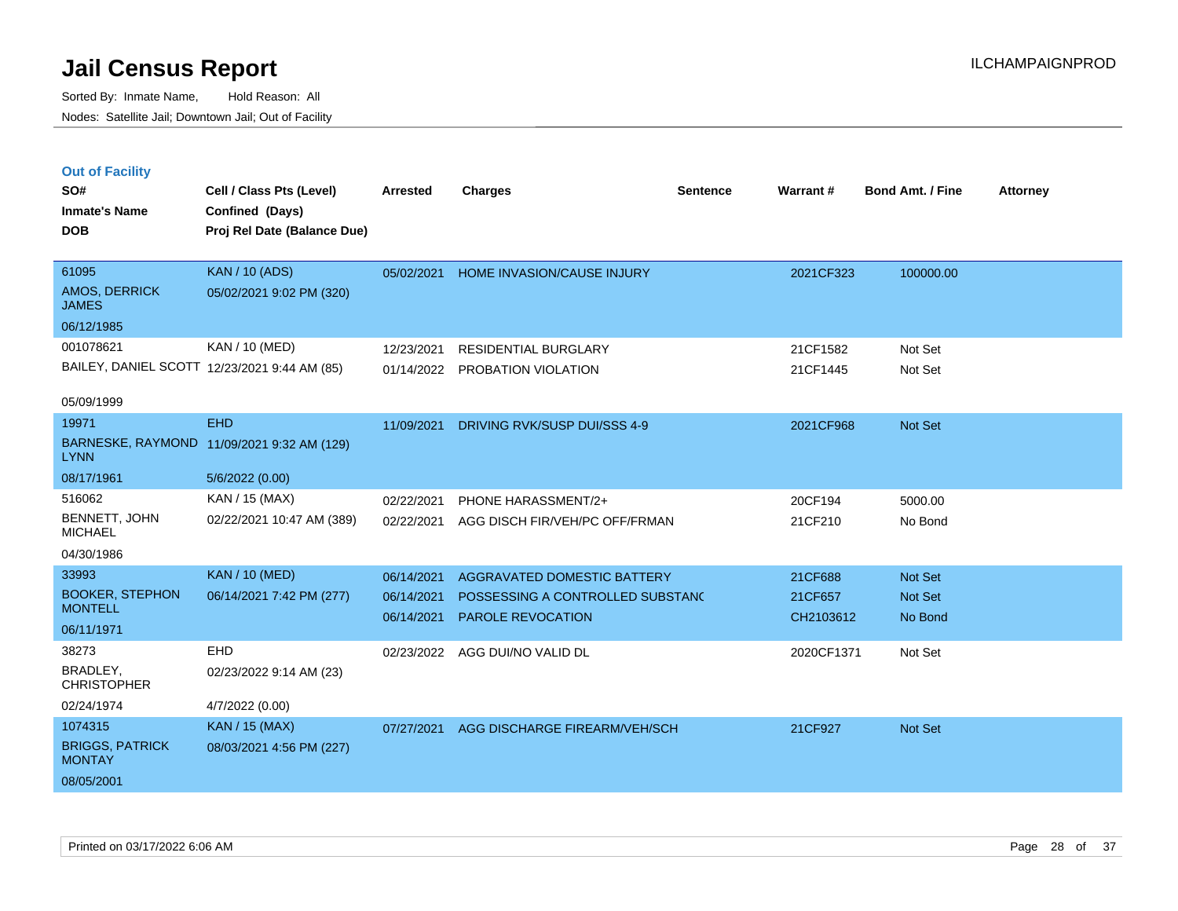# Jail Census Report

Sorted By: Inmate Name, Hold Reason: All

Nodes: Satellite Jail; Downtown Jail; Out of Facility

ILCHAMPAIGNPROD

## Out of Facility

| SO# / Inmate's Name / DOB | Cell / Class Pts (Level) / Confined (Days) / Proj Rel Date (Balance Due) | Arrested | Charges | Sentence | Warrant # | Bond Amt. / Fine | Attorney |
|---|---|---|---|---|---|---|---|
| 61095<br>AMOS, DERRICK JAMES<br>06/12/1985 | KAN / 10 (ADS)<br>05/02/2021 9:02 PM (320) | 05/02/2021 | HOME INVASION/CAUSE INJURY | | 2021CF323 | 100000.00 | |
| 001078621<br>BAILEY, DANIEL SCOTT<br>05/09/1999 | KAN / 10 (MED)<br>12/23/2021 9:44 AM (85) | 12/23/2021 | RESIDENTIAL BURGLARY | | 21CF1582 | Not Set | |
| | | 01/14/2022 | PROBATION VIOLATION | | 21CF1445 | Not Set | |
| 19971<br>BARNESKE, RAYMOND LYNN<br>08/17/1961 | EHD<br>11/09/2021 9:32 AM (129)<br>5/6/2022 (0.00) | 11/09/2021 | DRIVING RVK/SUSP DUI/SSS 4-9 | | 2021CF968 | Not Set | |
| 516062<br>BENNETT, JOHN MICHAEL<br>04/30/1986 | KAN / 15 (MAX)<br>02/22/2021 10:47 AM (389) | 02/22/2021 | PHONE HARASSMENT/2+ | | 20CF194 | 5000.00 | |
| | | 02/22/2021 | AGG DISCH FIR/VEH/PC OFF/FRMAN | | 21CF210 | No Bond | |
| 33993<br>BOOKER, STEPHON MONTELL<br>06/11/1971 | KAN / 10 (MED)<br>06/14/2021 7:42 PM (277) | 06/14/2021 | AGGRAVATED DOMESTIC BATTERY | | 21CF688 | Not Set | |
| | | 06/14/2021 | POSSESSING A CONTROLLED SUBSTANC | | 21CF657 | Not Set | |
| | | 06/14/2021 | PAROLE REVOCATION | | CH2103612 | No Bond | |
| 38273<br>BRADLEY, CHRISTOPHER<br>02/24/1974 | EHD<br>02/23/2022 9:14 AM (23)<br>4/7/2022 (0.00) | 02/23/2022 | AGG DUI/NO VALID DL | | 2020CF1371 | Not Set | |
| 1074315<br>BRIGGS, PATRICK MONTAY<br>08/05/2001 | KAN / 15 (MAX)<br>08/03/2021 4:56 PM (227) | 07/27/2021 | AGG DISCHARGE FIREARM/VEH/SCH | | 21CF927 | Not Set | |

Printed on 03/17/2022 6:06 AM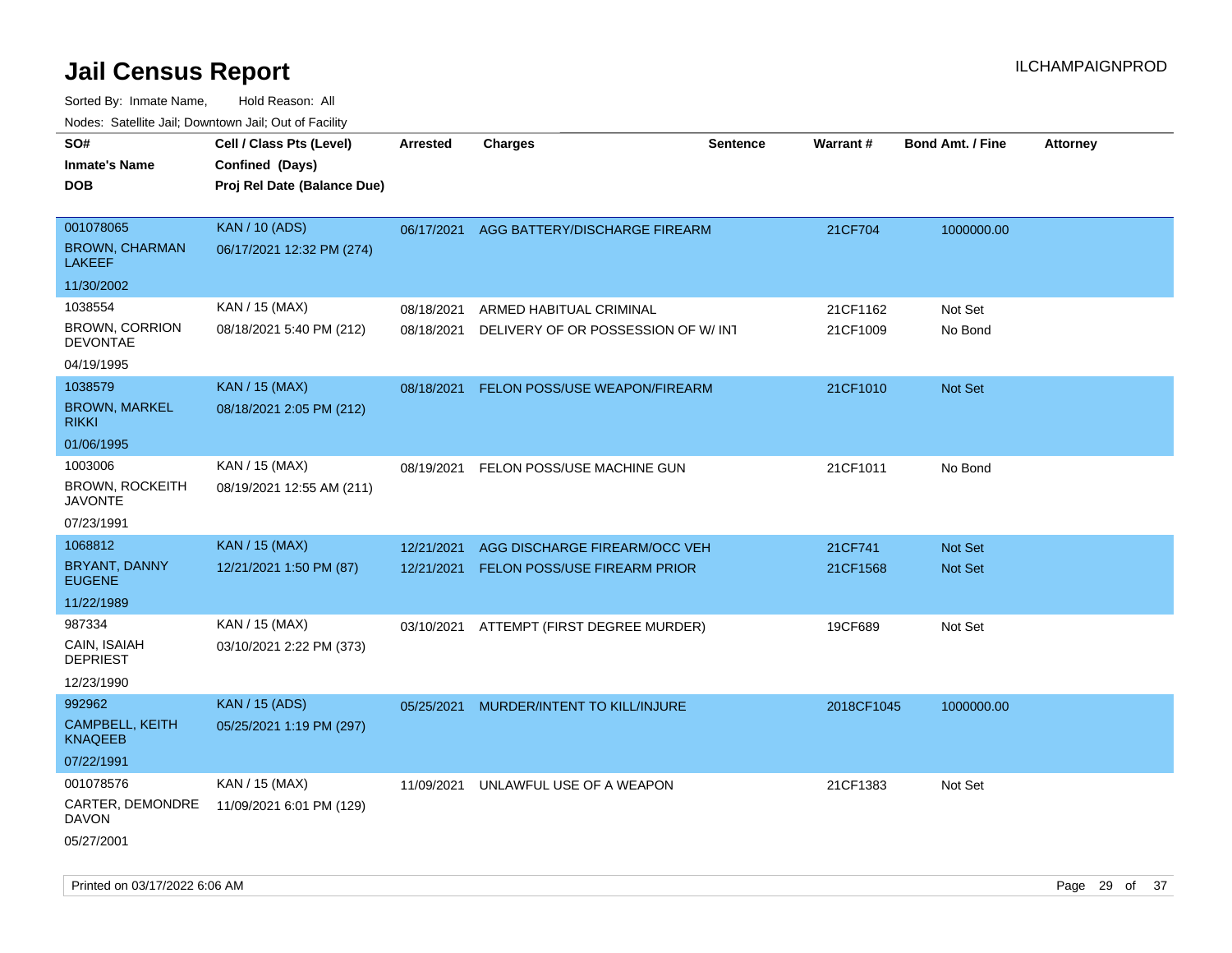# Jail Census Report

Sorted By: Inmate Name, Hold Reason: All

Nodes: Satellite Jail; Downtown Jail; Out of Facility

| SO# / Inmate's Name / DOB | Cell / Class Pts (Level) / Confined (Days) / Proj Rel Date (Balance Due) | Arrested | Charges | Sentence | Warrant # | Bond Amt. / Fine | Attorney |
|---|---|---|---|---|---|---|---|
| 001078065 BROWN, CHARMAN LAKEEF 11/30/2002 | KAN / 10 (ADS) 06/17/2021 12:32 PM (274) | 06/17/2021 | AGG BATTERY/DISCHARGE FIREARM | | 21CF704 | 1000000.00 | |
| 1038554 BROWN, CORRION DEVONTAE 04/19/1995 | KAN / 15 (MAX) 08/18/2021 5:40 PM (212) | 08/18/2021 | ARMED HABITUAL CRIMINAL | | 21CF1162 | Not Set | |
| | | 08/18/2021 | DELIVERY OF OR POSSESSION OF W/ INT | | 21CF1009 | No Bond | |
| 1038579 BROWN, MARKEL RIKKI 01/06/1995 | KAN / 15 (MAX) 08/18/2021 2:05 PM (212) | 08/18/2021 | FELON POSS/USE WEAPON/FIREARM | | 21CF1010 | Not Set | |
| 1003006 BROWN, ROCKEITH JAVONTE 07/23/1991 | KAN / 15 (MAX) 08/19/2021 12:55 AM (211) | 08/19/2021 | FELON POSS/USE MACHINE GUN | | 21CF1011 | No Bond | |
| 1068812 BRYANT, DANNY EUGENE 11/22/1989 | KAN / 15 (MAX) 12/21/2021 1:50 PM (87) | 12/21/2021 | AGG DISCHARGE FIREARM/OCC VEH | | 21CF741 | Not Set | |
| | | 12/21/2021 | FELON POSS/USE FIREARM PRIOR | | 21CF1568 | Not Set | |
| 987334 CAIN, ISAIAH DEPRIEST 12/23/1990 | KAN / 15 (MAX) 03/10/2021 2:22 PM (373) | 03/10/2021 | ATTEMPT (FIRST DEGREE MURDER) | | 19CF689 | Not Set | |
| 992962 CAMPBELL, KEITH KNAQEEB 07/22/1991 | KAN / 15 (ADS) 05/25/2021 1:19 PM (297) | 05/25/2021 | MURDER/INTENT TO KILL/INJURE | | 2018CF1045 | 1000000.00 | |
| 001078576 CARTER, DEMONDRE DAVON 05/27/2001 | KAN / 15 (MAX) 11/09/2021 6:01 PM (129) | 11/09/2021 | UNLAWFUL USE OF A WEAPON | | 21CF1383 | Not Set | |

Printed on 03/17/2022 6:06 AM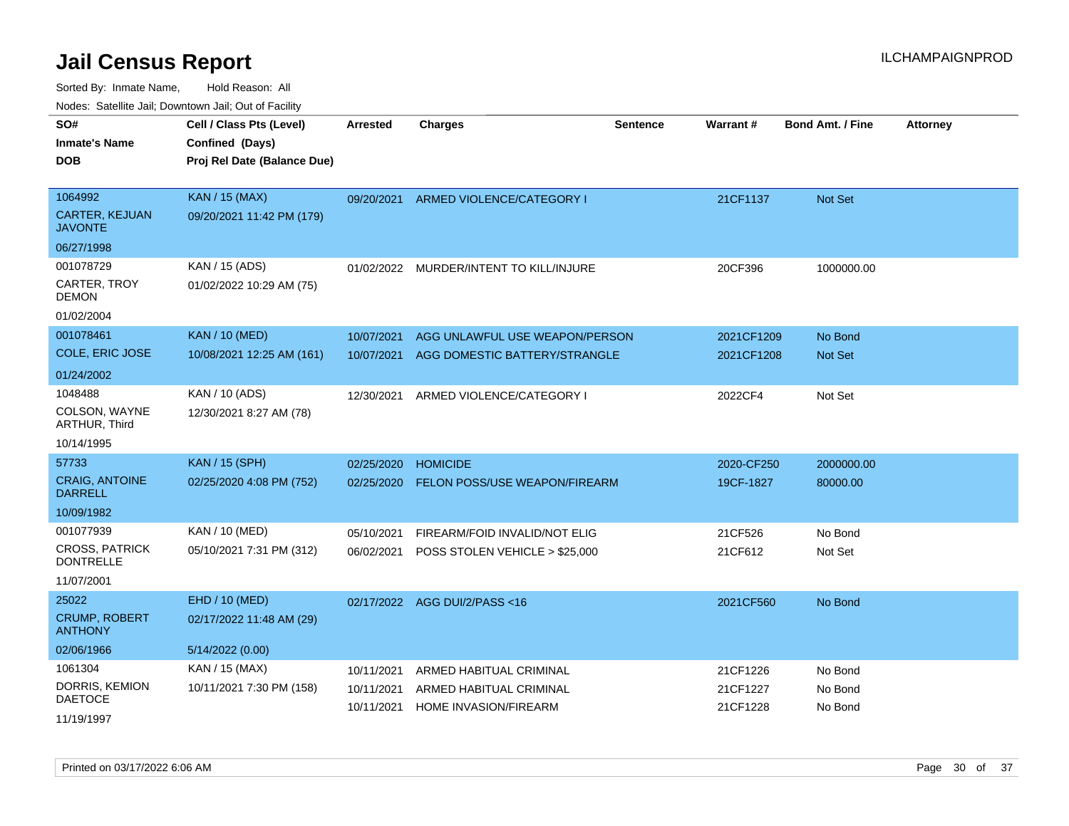# Jail Census Report

ILCHAMPAIGNPROD

Sorted By: Inmate Name, Hold Reason: All

Nodes: Satellite Jail; Downtown Jail; Out of Facility

| SO# / Inmate's Name / DOB | Cell / Class Pts (Level) / Confined (Days) / Proj Rel Date (Balance Due) | Arrested | Charges | Sentence | Warrant # | Bond Amt. / Fine | Attorney |
|---|---|---|---|---|---|---|---|
| 1064992<br>CARTER, KEJUAN JAVONTE<br>06/27/1998 | KAN / 15 (MAX)<br>09/20/2021 11:42 PM (179) | 09/20/2021 | ARMED VIOLENCE/CATEGORY I | | 21CF1137 | Not Set | |
| 001078729<br>CARTER, TROY DEMON<br>01/02/2004 | KAN / 15 (ADS)<br>01/02/2022 10:29 AM (75) | 01/02/2022 | MURDER/INTENT TO KILL/INJURE | | 20CF396 | 1000000.00 | |
| 001078461<br>COLE, ERIC JOSE<br>01/24/2002 | KAN / 10 (MED)<br>10/08/2021 12:25 AM (161) | 10/07/2021 | AGG UNLAWFUL USE WEAPON/PERSON | | 2021CF1209 | No Bond | |
| | | 10/07/2021 | AGG DOMESTIC BATTERY/STRANGLE | | 2021CF1208 | Not Set | |
| 1048488<br>COLSON, WAYNE ARTHUR, Third<br>10/14/1995 | KAN / 10 (ADS)<br>12/30/2021 8:27 AM (78) | 12/30/2021 | ARMED VIOLENCE/CATEGORY I | | 2022CF4 | Not Set | |
| 57733<br>CRAIG, ANTOINE DARRELL<br>10/09/1982 | KAN / 15 (SPH)<br>02/25/2020 4:08 PM (752) | 02/25/2020 | HOMICIDE | | 2020-CF250 | 2000000.00 | |
| | | 02/25/2020 | FELON POSS/USE WEAPON/FIREARM | | 19CF-1827 | 80000.00 | |
| 001077939<br>CROSS, PATRICK DONTRELLE<br>11/07/2001 | KAN / 10 (MED)<br>05/10/2021 7:31 PM (312) | 05/10/2021 | FIREARM/FOID INVALID/NOT ELIG | | 21CF526 | No Bond | |
| | | 06/02/2021 | POSS STOLEN VEHICLE > $25,000 | | 21CF612 | Not Set | |
| 25022<br>CRUMP, ROBERT ANTHONY<br>02/06/1966 | EHD / 10 (MED)<br>02/17/2022 11:48 AM (29)<br>5/14/2022 (0.00) | 02/17/2022 | AGG DUI/2/PASS <16 | | 2021CF560 | No Bond | |
| 1061304<br>DORRIS, KEMION DAETOCE<br>11/19/1997 | KAN / 15 (MAX)<br>10/11/2021 7:30 PM (158) | 10/11/2021 | ARMED HABITUAL CRIMINAL | | 21CF1226 | No Bond | |
| | | 10/11/2021 | ARMED HABITUAL CRIMINAL | | 21CF1227 | No Bond | |
| | | 10/11/2021 | HOME INVASION/FIREARM | | 21CF1228 | No Bond | |

Printed on 03/17/2022 6:06 AM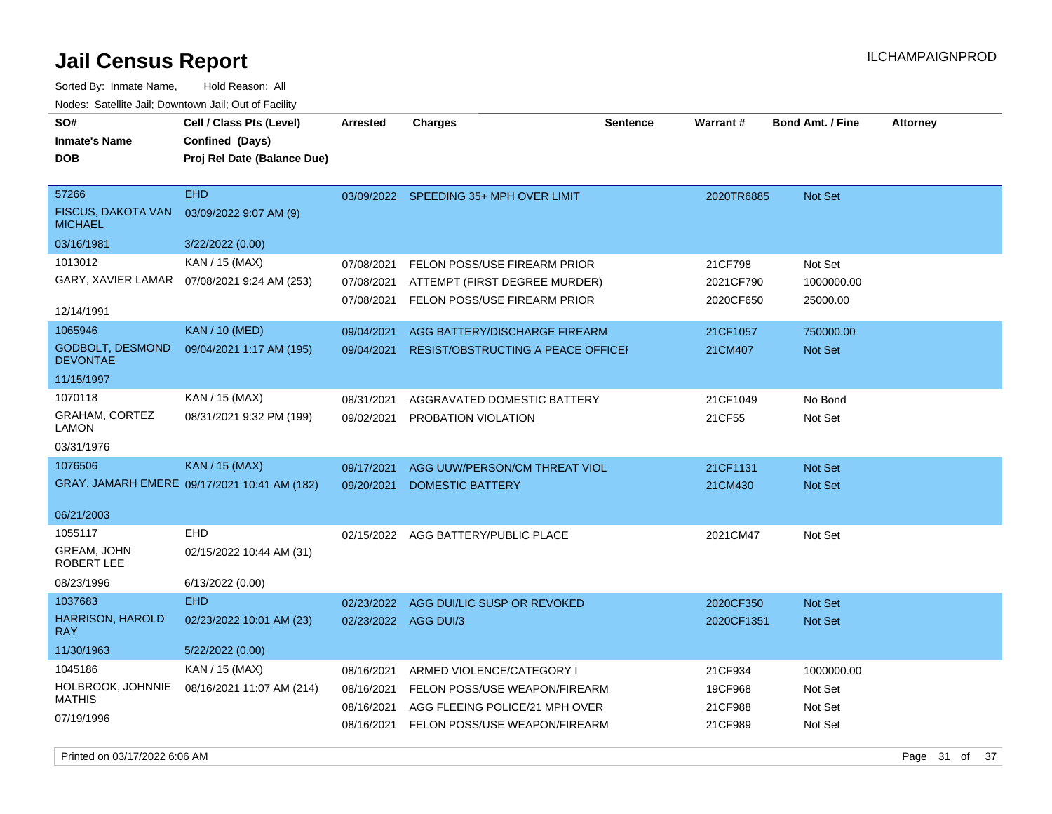# Jail Census Report

Sorted By: Inmate Name, Hold Reason: All

Nodes: Satellite Jail; Downtown Jail; Out of Facility

| SO# / Inmate's Name / DOB | Cell / Class Pts (Level) / Confined (Days) / Proj Rel Date (Balance Due) | Arrested | Charges | Sentence | Warrant # | Bond Amt. / Fine | Attorney |
|---|---|---|---|---|---|---|---|
| 57266<br>FISCUS, DAKOTA VAN MICHAEL<br>03/16/1981 | EHD<br>03/09/2022 9:07 AM (9)<br>3/22/2022 (0.00) | 03/09/2022 | SPEEDING 35+ MPH OVER LIMIT | | 2020TR6885 | Not Set | |
| 1013012<br>GARY, XAVIER LAMAR<br>12/14/1991 | KAN / 15 (MAX)<br>07/08/2021 9:24 AM (253) | 07/08/2021 | FELON POSS/USE FIREARM PRIOR | | 21CF798 | Not Set | |
| | | 07/08/2021 | ATTEMPT (FIRST DEGREE MURDER) | | 2021CF790 | 1000000.00 | |
| | | 07/08/2021 | FELON POSS/USE FIREARM PRIOR | | 2020CF650 | 25000.00 | |
| 1065946<br>GODBOLT, DESMOND DEVONTAE<br>11/15/1997 | KAN / 10 (MED)<br>09/04/2021 1:17 AM (195) | 09/04/2021 | AGG BATTERY/DISCHARGE FIREARM | | 21CF1057 | 750000.00 | |
| | | 09/04/2021 | RESIST/OBSTRUCTING A PEACE OFFICEI | | 21CM407 | Not Set | |
| 1070118<br>GRAHAM, CORTEZ LAMON<br>03/31/1976 | KAN / 15 (MAX)<br>08/31/2021 9:32 PM (199) | 08/31/2021 | AGGRAVATED DOMESTIC BATTERY | | 21CF1049 | No Bond | |
| | | 09/02/2021 | PROBATION VIOLATION | | 21CF55 | Not Set | |
| 1076506<br>GRAY, JAMARH EMERE<br>06/21/2003 | KAN / 15 (MAX)<br>09/17/2021 10:41 AM (182) | 09/17/2021 | AGG UUW/PERSON/CM THREAT VIOL | | 21CF1131 | Not Set | |
| | | 09/20/2021 | DOMESTIC BATTERY | | 21CM430 | Not Set | |
| 1055117<br>GREAM, JOHN ROBERT LEE<br>08/23/1996 | EHD<br>02/15/2022 10:44 AM (31)<br>6/13/2022 (0.00) | 02/15/2022 | AGG BATTERY/PUBLIC PLACE | | 2021CM47 | Not Set | |
| 1037683<br>HARRISON, HAROLD RAY<br>11/30/1963 | EHD<br>02/23/2022 10:01 AM (23)<br>5/22/2022 (0.00) | 02/23/2022 | AGG DUI/LIC SUSP OR REVOKED | | 2020CF350 | Not Set | |
| | | 02/23/2022 | AGG DUI/3 | | 2020CF1351 | Not Set | |
| 1045186<br>HOLBROOK, JOHNNIE MATHIS<br>07/19/1996 | KAN / 15 (MAX)<br>08/16/2021 11:07 AM (214) | 08/16/2021 | ARMED VIOLENCE/CATEGORY I | | 21CF934 | 1000000.00 | |
| | | 08/16/2021 | FELON POSS/USE WEAPON/FIREARM | | 19CF968 | Not Set | |
| | | 08/16/2021 | AGG FLEEING POLICE/21 MPH OVER | | 21CF988 | Not Set | |
| | | 08/16/2021 | FELON POSS/USE WEAPON/FIREARM | | 21CF989 | Not Set | |

Printed on 03/17/2022 6:06 AM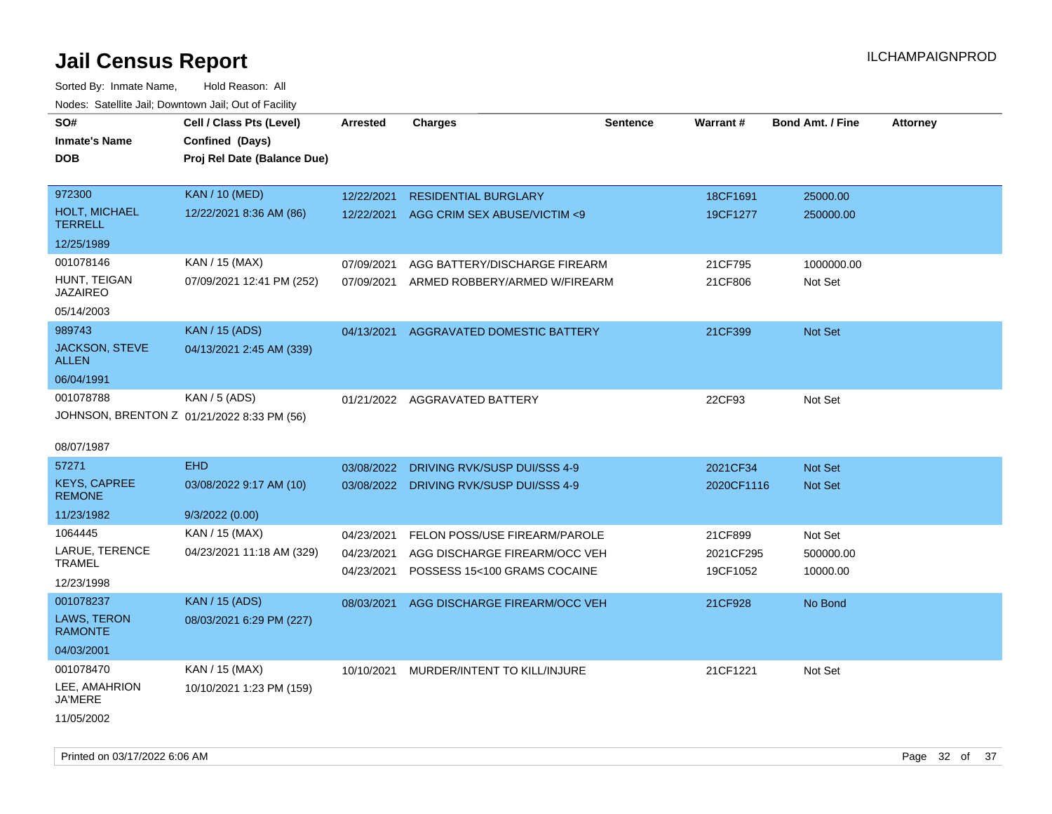# Jail Census Report

Sorted By: Inmate Name, Hold Reason: All

Nodes: Satellite Jail; Downtown Jail; Out of Facility

| SO# / Inmate's Name / DOB | Cell / Class Pts (Level) / Confined (Days) / Proj Rel Date (Balance Due) | Arrested | Charges | Sentence | Warrant # | Bond Amt. / Fine | Attorney |
|---|---|---|---|---|---|---|---|
| 972300<br>HOLT, MICHAEL TERRELL<br>12/25/1989 | KAN / 10 (MED)<br>12/22/2021 8:36 AM (86) | 12/22/2021<br>12/22/2021 | RESIDENTIAL BURGLARY<br>AGG CRIM SEX ABUSE/VICTIM <9 | | 18CF1691<br>19CF1277 | 25000.00<br>250000.00 | |
| 001078146<br>HUNT, TEIGAN JAZAIREO<br>05/14/2003 | KAN / 15 (MAX)<br>07/09/2021 12:41 PM (252) | 07/09/2021<br>07/09/2021 | AGG BATTERY/DISCHARGE FIREARM<br>ARMED ROBBERY/ARMED W/FIREARM | | 21CF795<br>21CF806 | 1000000.00<br>Not Set | |
| 989743<br>JACKSON, STEVE ALLEN<br>06/04/1991 | KAN / 15 (ADS)<br>04/13/2021 2:45 AM (339) | 04/13/2021 | AGGRAVATED DOMESTIC BATTERY | | 21CF399 | Not Set | |
| 001078788<br>JOHNSON, BRENTON Z<br>08/07/1987 | KAN / 5 (ADS)<br>01/21/2022 8:33 PM (56) | 01/21/2022 | AGGRAVATED BATTERY | | 22CF93 | Not Set | |
| 57271<br>KEYS, CAPREE REMONE<br>11/23/1982 | EHD<br>03/08/2022 9:17 AM (10)<br>9/3/2022 (0.00) | 03/08/2022<br>03/08/2022 | DRIVING RVK/SUSP DUI/SSS 4-9<br>DRIVING RVK/SUSP DUI/SSS 4-9 | | 2021CF34<br>2020CF1116 | Not Set<br>Not Set | |
| 1064445<br>LARUE, TERENCE TRAMEL<br>12/23/1998 | KAN / 15 (MAX)<br>04/23/2021 11:18 AM (329) | 04/23/2021<br>04/23/2021<br>04/23/2021 | FELON POSS/USE FIREARM/PAROLE<br>AGG DISCHARGE FIREARM/OCC VEH<br>POSSESS 15<100 GRAMS COCAINE | | 21CF899<br>2021CF295<br>19CF1052 | Not Set<br>500000.00<br>10000.00 | |
| 001078237<br>LAWS, TERON RAMONTE<br>04/03/2001 | KAN / 15 (ADS)<br>08/03/2021 6:29 PM (227) | 08/03/2021 | AGG DISCHARGE FIREARM/OCC VEH | | 21CF928 | No Bond | |
| 001078470<br>LEE, AMAHRION JA'MERE<br>11/05/2002 | KAN / 15 (MAX)<br>10/10/2021 1:23 PM (159) | 10/10/2021 | MURDER/INTENT TO KILL/INJURE | | 21CF1221 | Not Set | |

Printed on 03/17/2022 6:06 AM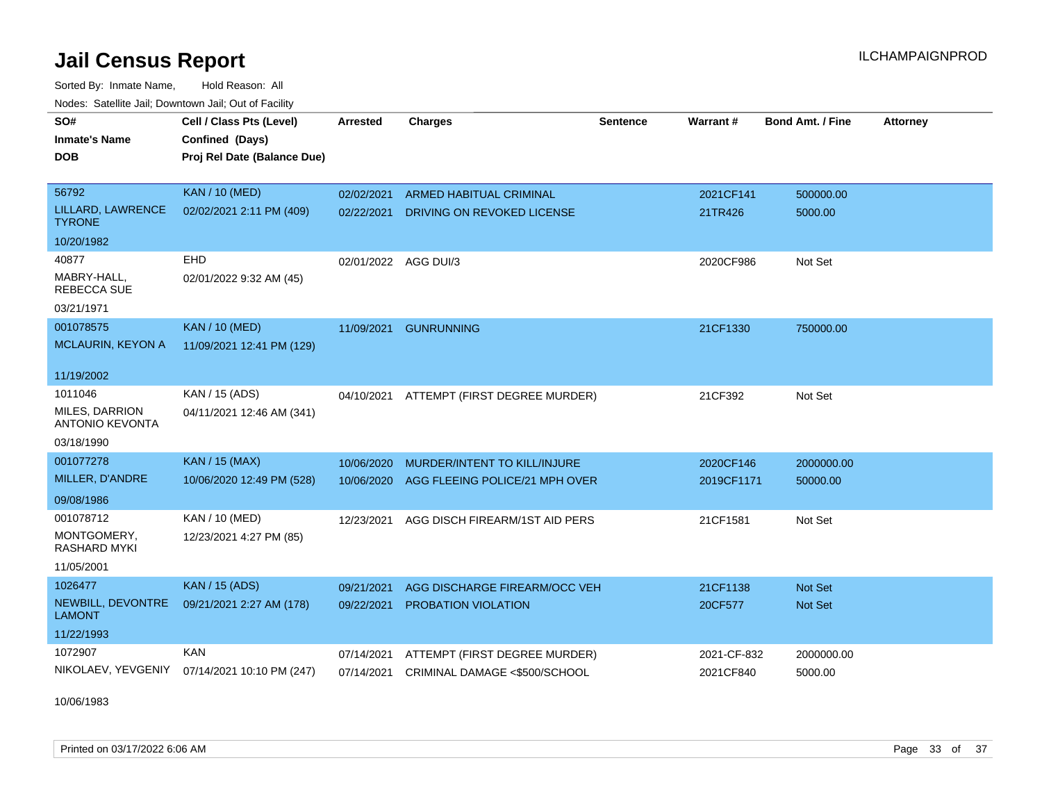# Jail Census Report

ILCHAMPAIGNPROD

Sorted By: Inmate Name, Hold Reason: All

Nodes: Satellite Jail; Downtown Jail; Out of Facility

| SO# / Inmate's Name / DOB | Cell / Class Pts (Level) / Confined (Days) / Proj Rel Date (Balance Due) | Arrested | Charges | Sentence | Warrant # | Bond Amt. / Fine | Attorney |
|---|---|---|---|---|---|---|---|
| 56792<br>LILLARD, LAWRENCE TYRONE<br>10/20/1982 | KAN / 10 (MED)<br>02/02/2021 2:11 PM (409) | 02/02/2021<br>02/22/2021 | ARMED HABITUAL CRIMINAL<br>DRIVING ON REVOKED LICENSE | | 2021CF141<br>21TR426 | 500000.00<br>5000.00 | |
| 40877<br>MABRY-HALL, REBECCA SUE<br>03/21/1971 | EHD<br>02/01/2022 9:32 AM (45) | 02/01/2022 | AGG DUI/3 | | 2020CF986 | Not Set | |
| 001078575<br>MCLAURIN, KEYON A<br>11/19/2002 | KAN / 10 (MED)<br>11/09/2021 12:41 PM (129) | 11/09/2021 | GUNRUNNING | | 21CF1330 | 750000.00 | |
| 1011046<br>MILES, DARRION ANTONIO KEVONTA<br>03/18/1990 | KAN / 15 (ADS)<br>04/11/2021 12:46 AM (341) | 04/10/2021 | ATTEMPT (FIRST DEGREE MURDER) | | 21CF392 | Not Set | |
| 001077278<br>MILLER, D'ANDRE<br>09/08/1986 | KAN / 15 (MAX)<br>10/06/2020 12:49 PM (528) | 10/06/2020<br>10/06/2020 | MURDER/INTENT TO KILL/INJURE<br>AGG FLEEING POLICE/21 MPH OVER | | 2020CF146<br>2019CF1171 | 2000000.00<br>50000.00 | |
| 001078712<br>MONTGOMERY, RASHARD MYKI<br>11/05/2001 | KAN / 10 (MED)<br>12/23/2021 4:27 PM (85) | 12/23/2021 | AGG DISCH FIREARM/1ST AID PERS | | 21CF1581 | Not Set | |
| 1026477<br>NEWBILL, DEVONTRE LAMONT<br>11/22/1993 | KAN / 15 (ADS)<br>09/21/2021 2:27 AM (178) | 09/21/2021<br>09/22/2021 | AGG DISCHARGE FIREARM/OCC VEH<br>PROBATION VIOLATION | | 21CF1138<br>20CF577 | Not Set<br>Not Set | |
| 1072907<br>NIKOLAEV, YEVGENIY<br>10/06/1983 | KAN<br>07/14/2021 10:10 PM (247) | 07/14/2021<br>07/14/2021 | ATTEMPT (FIRST DEGREE MURDER)<br>CRIMINAL DAMAGE <$500/SCHOOL | | 2021-CF-832<br>2021CF840 | 2000000.00<br>5000.00 | |

Printed on 03/17/2022 6:06 AM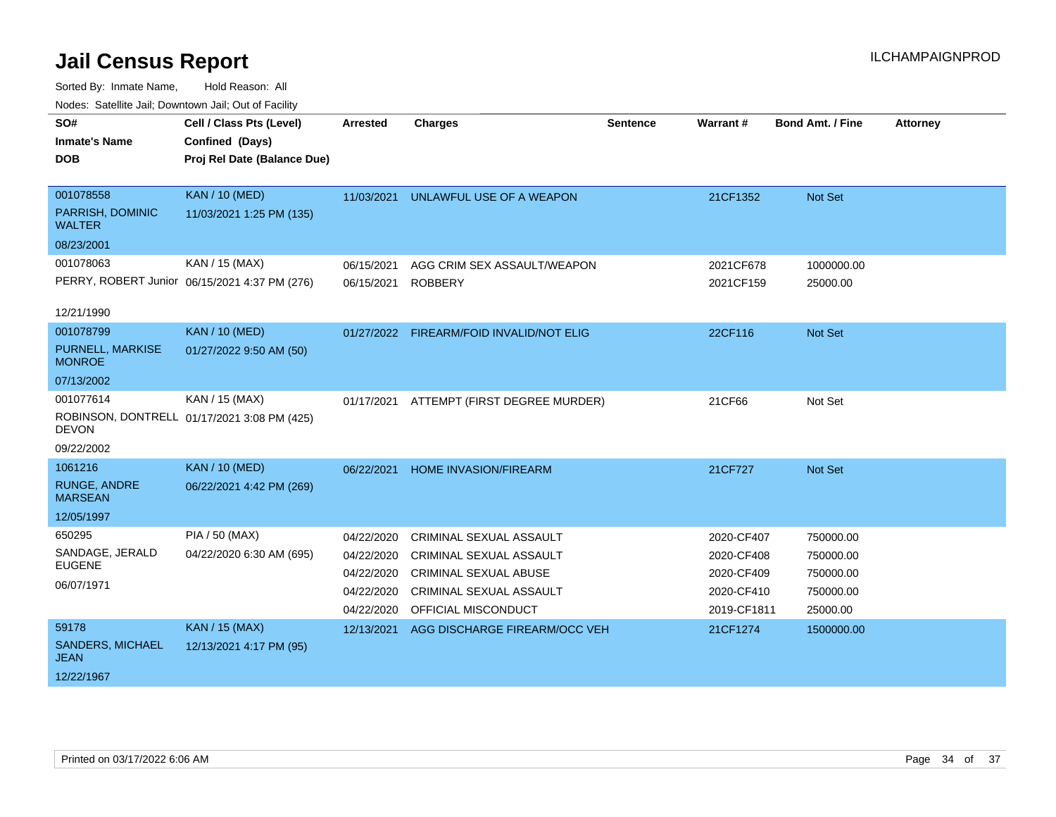# Jail Census Report

ILCHAMPAIGNPROD

Sorted By: Inmate Name, Hold Reason: All

Nodes: Satellite Jail; Downtown Jail; Out of Facility

| SO# / Inmate's Name / DOB | Cell / Class Pts (Level) / Confined (Days) / Proj Rel Date (Balance Due) | Arrested | Charges | Sentence | Warrant # | Bond Amt. / Fine | Attorney |
|---|---|---|---|---|---|---|---|
| 001078558<br>PARRISH, DOMINIC WALTER<br>08/23/2001 | KAN / 10 (MED)<br>11/03/2021 1:25 PM (135) | 11/03/2021 | UNLAWFUL USE OF A WEAPON | | 21CF1352 | Not Set | |
| 001078063<br>PERRY, ROBERT Junior<br>12/21/1990 | KAN / 15 (MAX)<br>06/15/2021 4:37 PM (276) | 06/15/2021 | AGG CRIM SEX ASSAULT/WEAPON | | 2021CF678 | 1000000.00 | |
| | | 06/15/2021 | ROBBERY | | 2021CF159 | 25000.00 | |
| 001078799<br>PURNELL, MARKISE MONROE<br>07/13/2002 | KAN / 10 (MED)<br>01/27/2022 9:50 AM (50) | 01/27/2022 | FIREARM/FOID INVALID/NOT ELIG | | 22CF116 | Not Set | |
| 001077614<br>ROBINSON, DONTRELL DEVON<br>09/22/2002 | KAN / 15 (MAX)<br>01/17/2021 3:08 PM (425) | 01/17/2021 | ATTEMPT (FIRST DEGREE MURDER) | | 21CF66 | Not Set | |
| 1061216<br>RUNGE, ANDRE MARSEAN<br>12/05/1997 | KAN / 10 (MED)<br>06/22/2021 4:42 PM (269) | 06/22/2021 | HOME INVASION/FIREARM | | 21CF727 | Not Set | |
| 650295<br>SANDAGE, JERALD EUGENE<br>06/07/1971 | PIA / 50 (MAX)<br>04/22/2020 6:30 AM (695) | 04/22/2020 | CRIMINAL SEXUAL ASSAULT | | 2020-CF407 | 750000.00 | |
| | | 04/22/2020 | CRIMINAL SEXUAL ASSAULT | | 2020-CF408 | 750000.00 | |
| | | 04/22/2020 | CRIMINAL SEXUAL ABUSE | | 2020-CF409 | 750000.00 | |
| | | 04/22/2020 | CRIMINAL SEXUAL ASSAULT | | 2020-CF410 | 750000.00 | |
| | | 04/22/2020 | OFFICIAL MISCONDUCT | | 2019-CF1811 | 25000.00 | |
| 59178<br>SANDERS, MICHAEL JEAN<br>12/22/1967 | KAN / 15 (MAX)<br>12/13/2021 4:17 PM (95) | 12/13/2021 | AGG DISCHARGE FIREARM/OCC VEH | | 21CF1274 | 1500000.00 | |

Printed on 03/17/2022 6:06 AM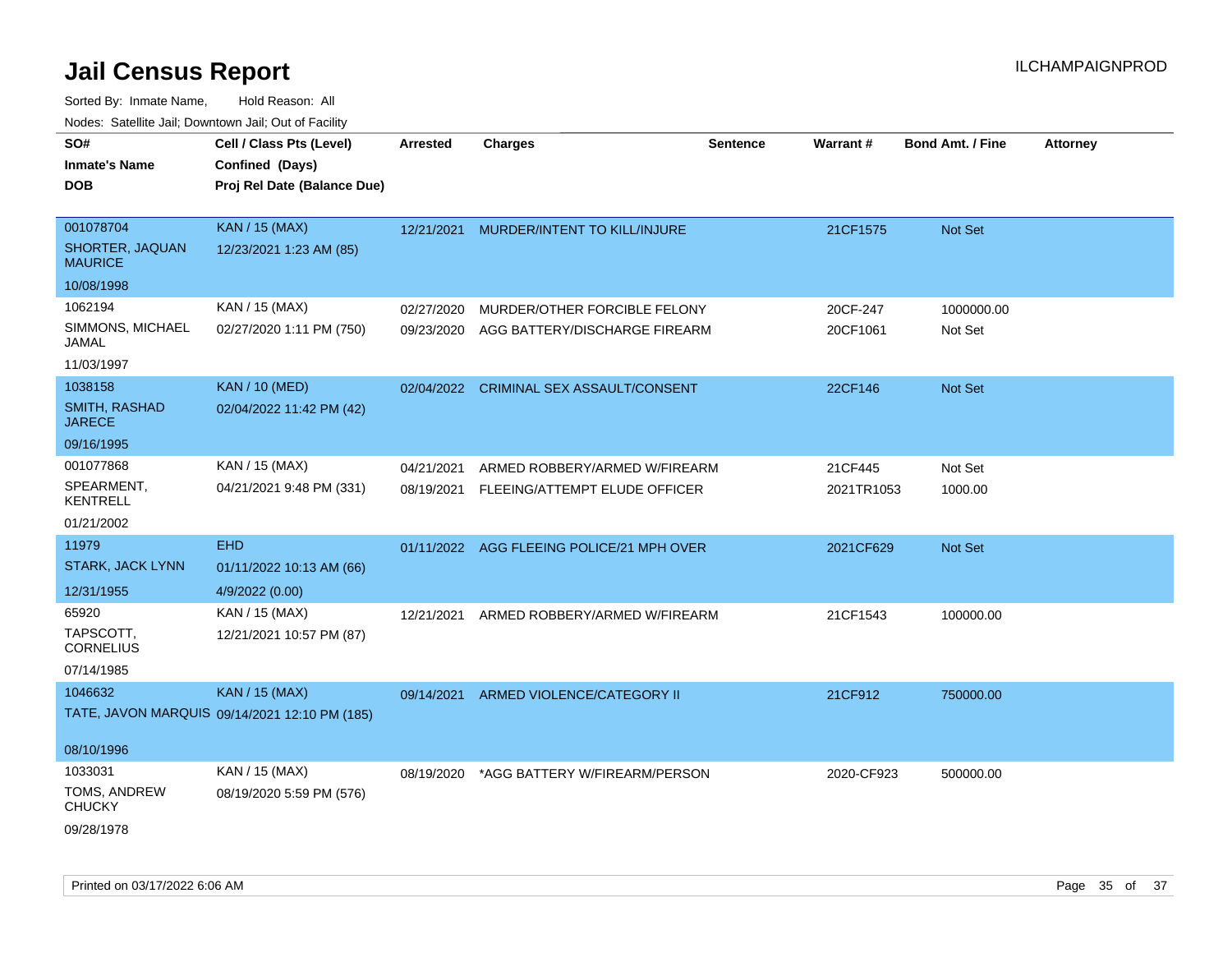# Jail Census Report

ILCHAMPAIGNPROD

Sorted By: Inmate Name, Hold Reason: All

Nodes: Satellite Jail; Downtown Jail; Out of Facility

| SO# / Inmate's Name / DOB | Cell / Class Pts (Level) / Confined (Days) / Proj Rel Date (Balance Due) | Arrested | Charges | Sentence | Warrant # | Bond Amt. / Fine | Attorney |
|---|---|---|---|---|---|---|---|
| 001078704<br>SHORTER, JAQUAN MAURICE<br>10/08/1998 | KAN / 15 (MAX)<br>12/23/2021 1:23 AM (85) | 12/21/2021 | MURDER/INTENT TO KILL/INJURE | | 21CF1575 | Not Set | |
| 1062194<br>SIMMONS, MICHAEL JAMAL<br>11/03/1997 | KAN / 15 (MAX)<br>02/27/2020 1:11 PM (750) | 02/27/2020 | MURDER/OTHER FORCIBLE FELONY | | 20CF-247 | 1000000.00 | |
| | | 09/23/2020 | AGG BATTERY/DISCHARGE FIREARM | | 20CF1061 | Not Set | |
| 1038158<br>SMITH, RASHAD JARECE<br>09/16/1995 | KAN / 10 (MED)<br>02/04/2022 11:42 PM (42) | 02/04/2022 | CRIMINAL SEX ASSAULT/CONSENT | | 22CF146 | Not Set | |
| 001077868<br>SPEARMENT, KENTRELL<br>01/21/2002 | KAN / 15 (MAX)<br>04/21/2021 9:48 PM (331) | 04/21/2021 | ARMED ROBBERY/ARMED W/FIREARM | | 21CF445 | Not Set | |
| | | 08/19/2021 | FLEEING/ATTEMPT ELUDE OFFICER | | 2021TR1053 | 1000.00 | |
| 11979<br>STARK, JACK LYNN<br>12/31/1955 | EHD<br>01/11/2022 10:13 AM (66)<br>4/9/2022 (0.00) | 01/11/2022 | AGG FLEEING POLICE/21 MPH OVER | | 2021CF629 | Not Set | |
| 65920<br>TAPSCOTT, CORNELIUS<br>07/14/1985 | KAN / 15 (MAX)<br>12/21/2021 10:57 PM (87) | 12/21/2021 | ARMED ROBBERY/ARMED W/FIREARM | | 21CF1543 | 100000.00 | |
| 1046632<br>TATE, JAVON MARQUIS<br>08/10/1996 | KAN / 15 (MAX)<br>09/14/2021 12:10 PM (185) | 09/14/2021 | ARMED VIOLENCE/CATEGORY II | | 21CF912 | 750000.00 | |
| 1033031<br>TOMS, ANDREW CHUCKY<br>09/28/1978 | KAN / 15 (MAX)<br>08/19/2020 5:59 PM (576) | 08/19/2020 | *AGG BATTERY W/FIREARM/PERSON | | 2020-CF923 | 500000.00 | |

Printed on 03/17/2022 6:06 AM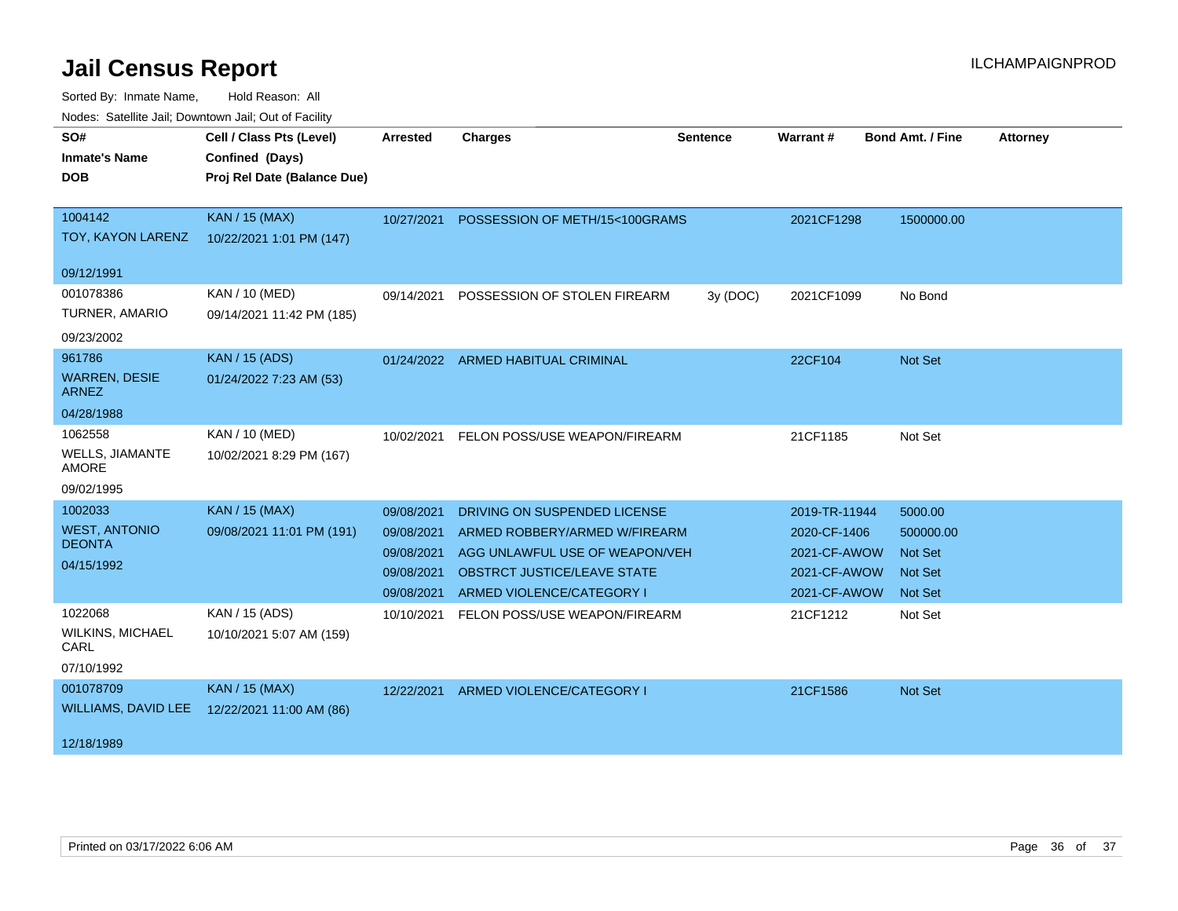# Jail Census Report

ILCHAMPAIGNPROD

Sorted By: Inmate Name, Hold Reason: All

Nodes: Satellite Jail; Downtown Jail; Out of Facility

| SO# / Inmate's Name / DOB | Cell / Class Pts (Level) / Confined (Days) / Proj Rel Date (Balance Due) | Arrested | Charges | Sentence | Warrant # | Bond Amt. / Fine | Attorney |
|---|---|---|---|---|---|---|---|
| 1004142<br>TOY, KAYON LARENZ<br>09/12/1991 | KAN / 15 (MAX)<br>10/22/2021 1:01 PM (147) | 10/27/2021 | POSSESSION OF METH/15<100GRAMS | | 2021CF1298 | 1500000.00 | |
| 001078386<br>TURNER, AMARIO<br>09/23/2002 | KAN / 10 (MED)<br>09/14/2021 11:42 PM (185) | 09/14/2021 | POSSESSION OF STOLEN FIREARM | 3y (DOC) | 2021CF1099 | No Bond | |
| 961786<br>WARREN, DESIE ARNEZ<br>04/28/1988 | KAN / 15 (ADS)<br>01/24/2022 7:23 AM (53) | 01/24/2022 | ARMED HABITUAL CRIMINAL | | 22CF104 | Not Set | |
| 1062558<br>WELLS, JIAMANTE AMORE<br>09/02/1995 | KAN / 10 (MED)<br>10/02/2021 8:29 PM (167) | 10/02/2021 | FELON POSS/USE WEAPON/FIREARM | | 21CF1185 | Not Set | |
| 1002033<br>WEST, ANTONIO DEONTA<br>04/15/1992 | KAN / 15 (MAX)<br>09/08/2021 11:01 PM (191) | 09/08/2021 | DRIVING ON SUSPENDED LICENSE | | 2019-TR-11944 | 5000.00 | |
| | | 09/08/2021 | ARMED ROBBERY/ARMED W/FIREARM | | 2020-CF-1406 | 500000.00 | |
| | | 09/08/2021 | AGG UNLAWFUL USE OF WEAPON/VEH | | 2021-CF-AWOW | Not Set | |
| | | 09/08/2021 | OBSTRCT JUSTICE/LEAVE STATE | | 2021-CF-AWOW | Not Set | |
| | | 09/08/2021 | ARMED VIOLENCE/CATEGORY I | | 2021-CF-AWOW | Not Set | |
| 1022068<br>WILKINS, MICHAEL CARL<br>07/10/1992 | KAN / 15 (ADS)<br>10/10/2021 5:07 AM (159) | 10/10/2021 | FELON POSS/USE WEAPON/FIREARM | | 21CF1212 | Not Set | |
| 001078709<br>WILLIAMS, DAVID LEE<br>12/18/1989 | KAN / 15 (MAX)<br>12/22/2021 11:00 AM (86) | 12/22/2021 | ARMED VIOLENCE/CATEGORY I | | 21CF1586 | Not Set | |

Printed on 03/17/2022 6:06 AM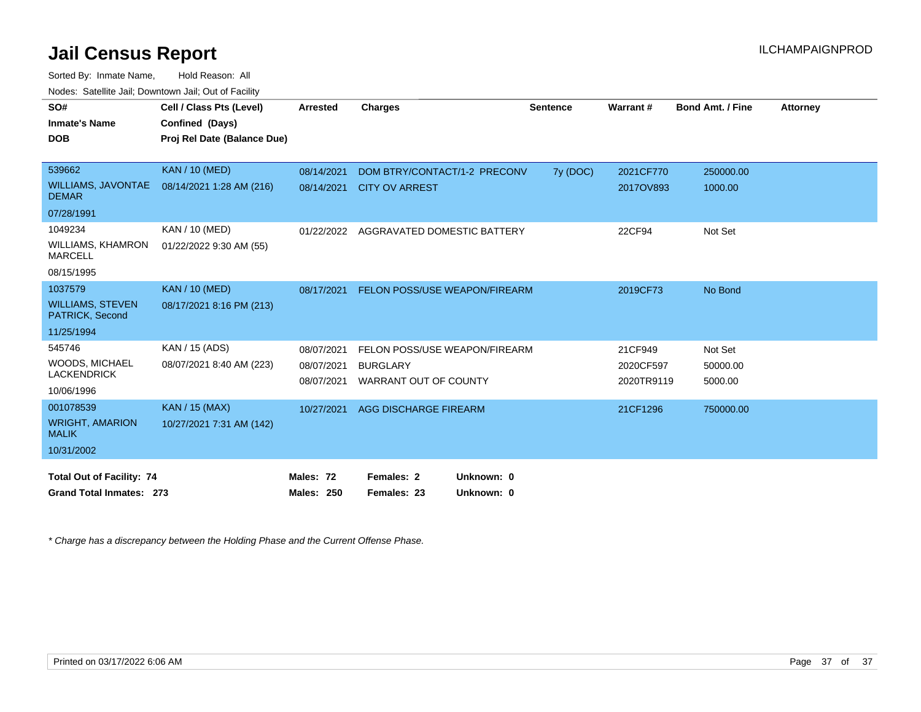# Jail Census Report

ILCHAMPAIGNPROD

Sorted By: Inmate Name, Hold Reason: All

Nodes: Satellite Jail; Downtown Jail; Out of Facility

| SO# / Inmate's Name / DOB | Cell / Class Pts (Level) / Confined (Days) / Proj Rel Date (Balance Due) | Arrested | Charges | Sentence | Warrant # | Bond Amt. / Fine | Attorney |
|---|---|---|---|---|---|---|---|
| 539662<br>WILLIAMS, JAVONTAE DEMAR<br>07/28/1991 | KAN / 10 (MED)<br>08/14/2021 1:28 AM (216) | 08/14/2021<br>08/14/2021 | DOM BTRY/CONTACT/1-2 PRECONV<br>CITY OV ARREST | 7y (DOC) | 2021CF770<br>2017OV893 | 250000.00<br>1000.00 | |
| 1049234<br>WILLIAMS, KHAMRON MARCELL<br>08/15/1995 | KAN / 10 (MED)<br>01/22/2022 9:30 AM (55) | 01/22/2022 | AGGRAVATED DOMESTIC BATTERY | | 22CF94 | Not Set | |
| 1037579<br>WILLIAMS, STEVEN PATRICK, Second<br>11/25/1994 | KAN / 10 (MED)<br>08/17/2021 8:16 PM (213) | 08/17/2021 | FELON POSS/USE WEAPON/FIREARM | | 2019CF73 | No Bond | |
| 545746<br>WOODS, MICHAEL LACKENDRICK<br>10/06/1996 | KAN / 15 (ADS)<br>08/07/2021 8:40 AM (223) | 08/07/2021<br>08/07/2021<br>08/07/2021 | FELON POSS/USE WEAPON/FIREARM<br>BURGLARY<br>WARRANT OUT OF COUNTY | | 21CF949<br>2020CF597<br>2020TR9119 | Not Set<br>50000.00<br>5000.00 | |
| 001078539<br>WRIGHT, AMARION MALIK<br>10/31/2002 | KAN / 15 (MAX)<br>10/27/2021 7:31 AM (142) | 10/27/2021 | AGG DISCHARGE FIREARM | | 21CF1296 | 750000.00 | |

**Total Out of Facility: 74** **Males: 72** **Females: 2** **Unknown: 0**

**Grand Total Inmates: 273** **Males: 250** **Females: 23** **Unknown: 0**

*\* Charge has a discrepancy between the Holding Phase and the Current Offense Phase.*

Printed on 03/17/2022 6:06 AM